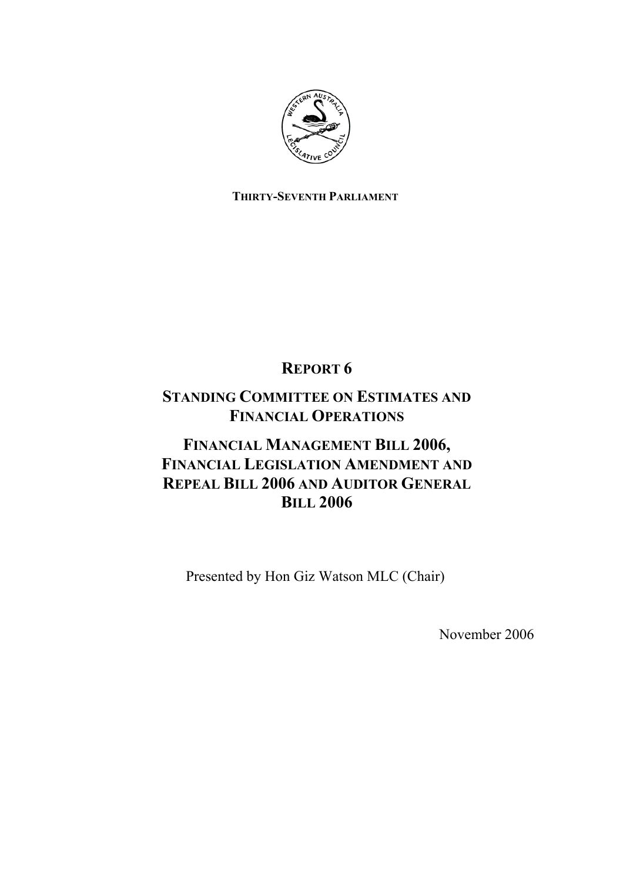**THIRTY-SEVENTH PARLIAMENT**

# REPORT 6

## STANDING COMMITTEE ON ESTIMATES AND FINANCIAL OPERATIONS

## FINANCIAL MANAGEMENT BILL 2006, FINANCIAL LEGISLATION AMENDMENT AND REPEAL BILL 2006 AND AUDITOR GENERAL BILL 2006

Presented by Hon Giz Watson MLC (Chair)

November 2006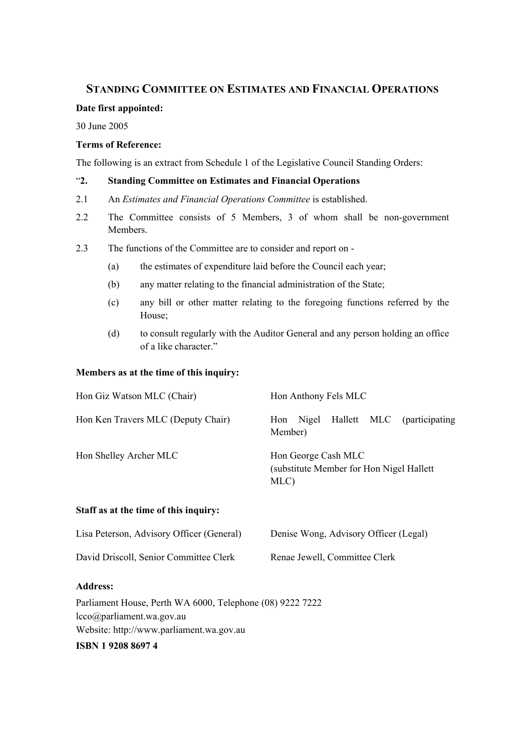## STANDING COMMITTEE ON ESTIMATES AND FINANCIAL OPERATIONS

**Date first appointed:**

30 June 2005

**Terms of Reference:**

The following is an extract from Schedule 1 of the Legislative Council Standing Orders:

"**2. Standing Committee on Estimates and Financial Operations**

2.1 An *Estimates and Financial Operations Committee* is established.

2.2 The Committee consists of 5 Members, 3 of whom shall be non-government Members.

2.3 The functions of the Committee are to consider and report on -

(a) the estimates of expenditure laid before the Council each year;

(b) any matter relating to the financial administration of the State;

(c) any bill or other matter relating to the foregoing functions referred by the House;

(d) to consult regularly with the Auditor General and any person holding an office of a like character."

**Members as at the time of this inquiry:**

Hon Giz Watson MLC (Chair)

Hon Ken Travers MLC (Deputy Chair)

Hon Shelley Archer MLC

Hon Anthony Fels MLC

Hon Nigel Hallett MLC (participating Member)

Hon George Cash MLC (substitute Member for Hon Nigel Hallett MLC)

**Staff as at the time of this inquiry:**

Lisa Peterson, Advisory Officer (General)

David Driscoll, Senior Committee Clerk

Denise Wong, Advisory Officer (Legal)

Renae Jewell, Committee Clerk

**Address:**

Parliament House, Perth WA 6000, Telephone (08) 9222 7222
lcco@parliament.wa.gov.au
Website: http://www.parliament.wa.gov.au

**ISBN 1 9208 8697 4**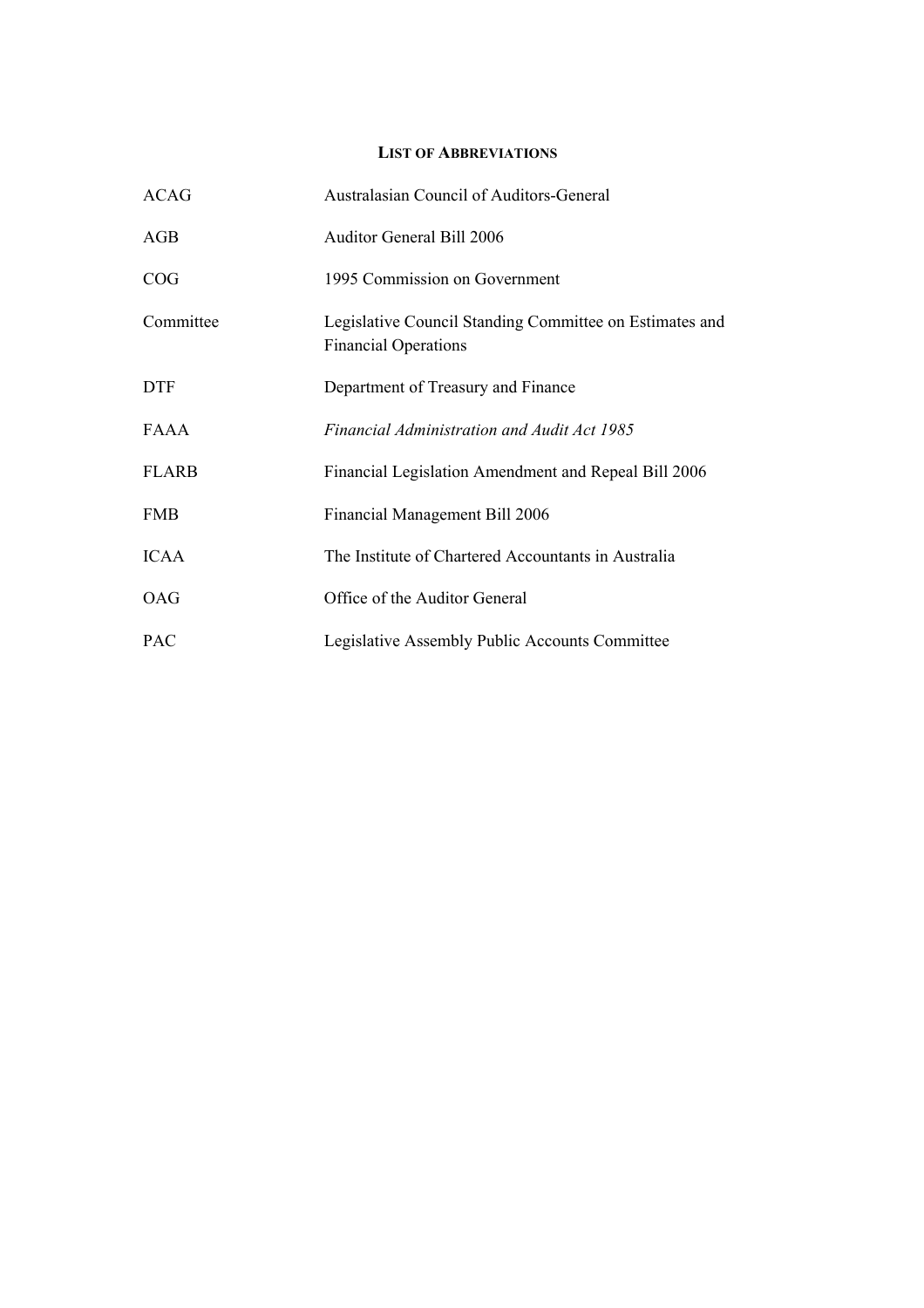## LIST OF ABBREVIATIONS

| | |
|---|---|
| ACAG | Australasian Council of Auditors-General |
| AGB | Auditor General Bill 2006 |
| COG | 1995 Commission on Government |
| Committee | Legislative Council Standing Committee on Estimates and Financial Operations |
| DTF | Department of Treasury and Finance |
| FAAA | *Financial Administration and Audit Act 1985* |
| FLARB | Financial Legislation Amendment and Repeal Bill 2006 |
| FMB | Financial Management Bill 2006 |
| ICAA | The Institute of Chartered Accountants in Australia |
| OAG | Office of the Auditor General |
| PAC | Legislative Assembly Public Accounts Committee |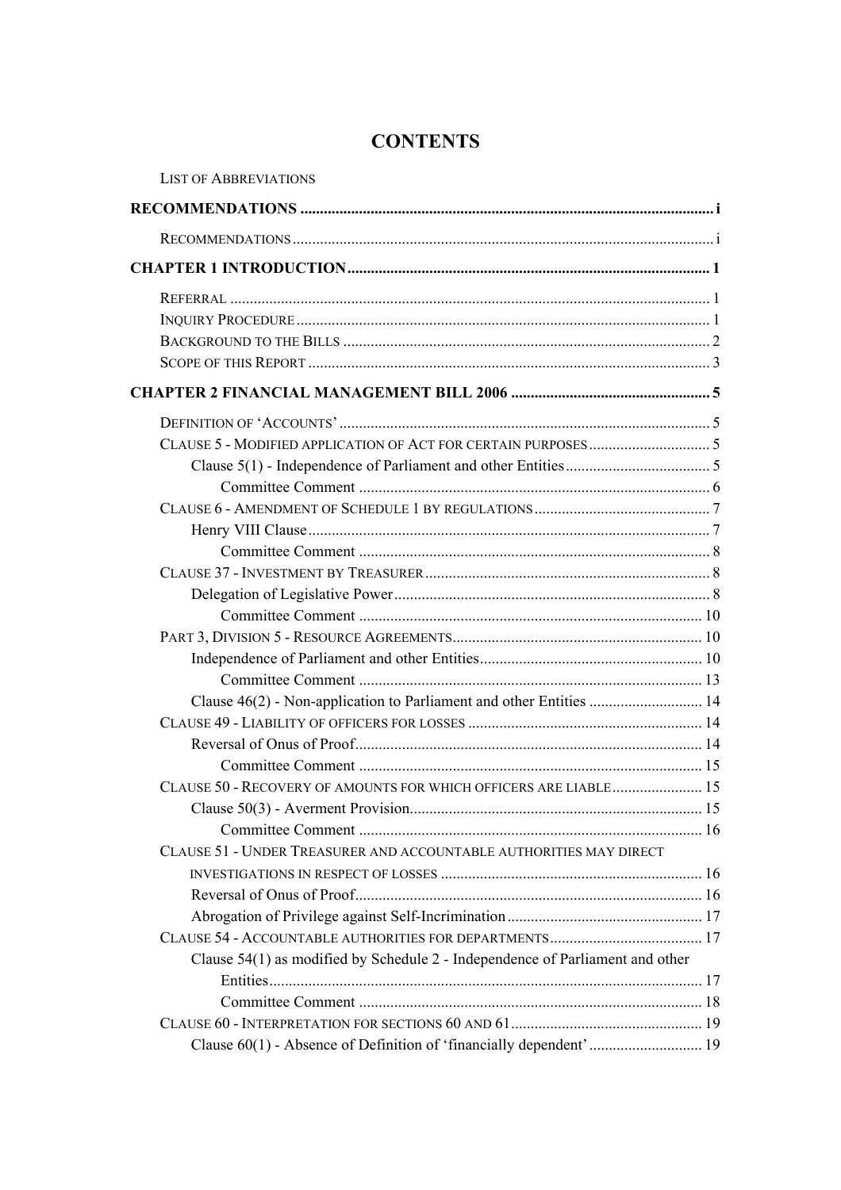# CONTENTS

LIST OF ABBREVIATIONS

**RECOMMENDATIONS ..... i**

RECOMMENDATIONS ..... i

**CHAPTER 1 INTRODUCTION ..... 1**

REFERRAL ..... 1
INQUIRY PROCEDURE ..... 1
BACKGROUND TO THE BILLS ..... 2
SCOPE OF THIS REPORT ..... 3

**CHAPTER 2 FINANCIAL MANAGEMENT BILL 2006 ..... 5**

DEFINITION OF 'ACCOUNTS' ..... 5
CLAUSE 5 - MODIFIED APPLICATION OF ACT FOR CERTAIN PURPOSES ..... 5
- Clause 5(1) - Independence of Parliament and other Entities ..... 5
  - Committee Comment ..... 6

CLAUSE 6 - AMENDMENT OF SCHEDULE 1 BY REGULATIONS ..... 7
- Henry VIII Clause ..... 7
  - Committee Comment ..... 8

CLAUSE 37 - INVESTMENT BY TREASURER ..... 8
- Delegation of Legislative Power ..... 8
  - Committee Comment ..... 10

PART 3, DIVISION 5 - RESOURCE AGREEMENTS ..... 10
- Independence of Parliament and other Entities ..... 10
  - Committee Comment ..... 13
- Clause 46(2) - Non-application to Parliament and other Entities ..... 14

CLAUSE 49 - LIABILITY OF OFFICERS FOR LOSSES ..... 14
- Reversal of Onus of Proof ..... 14
  - Committee Comment ..... 15

CLAUSE 50 - RECOVERY OF AMOUNTS FOR WHICH OFFICERS ARE LIABLE ..... 15
- Clause 50(3) - Averment Provision ..... 15
  - Committee Comment ..... 16

CLAUSE 51 - UNDER TREASURER AND ACCOUNTABLE AUTHORITIES MAY DIRECT INVESTIGATIONS IN RESPECT OF LOSSES ..... 16
- Reversal of Onus of Proof ..... 16
- Abrogation of Privilege against Self-Incrimination ..... 17

CLAUSE 54 - ACCOUNTABLE AUTHORITIES FOR DEPARTMENTS ..... 17
- Clause 54(1) as modified by Schedule 2 - Independence of Parliament and other Entities ..... 17
  - Committee Comment ..... 18

CLAUSE 60 - INTERPRETATION FOR SECTIONS 60 AND 61 ..... 19
- Clause 60(1) - Absence of Definition of 'financially dependent' ..... 19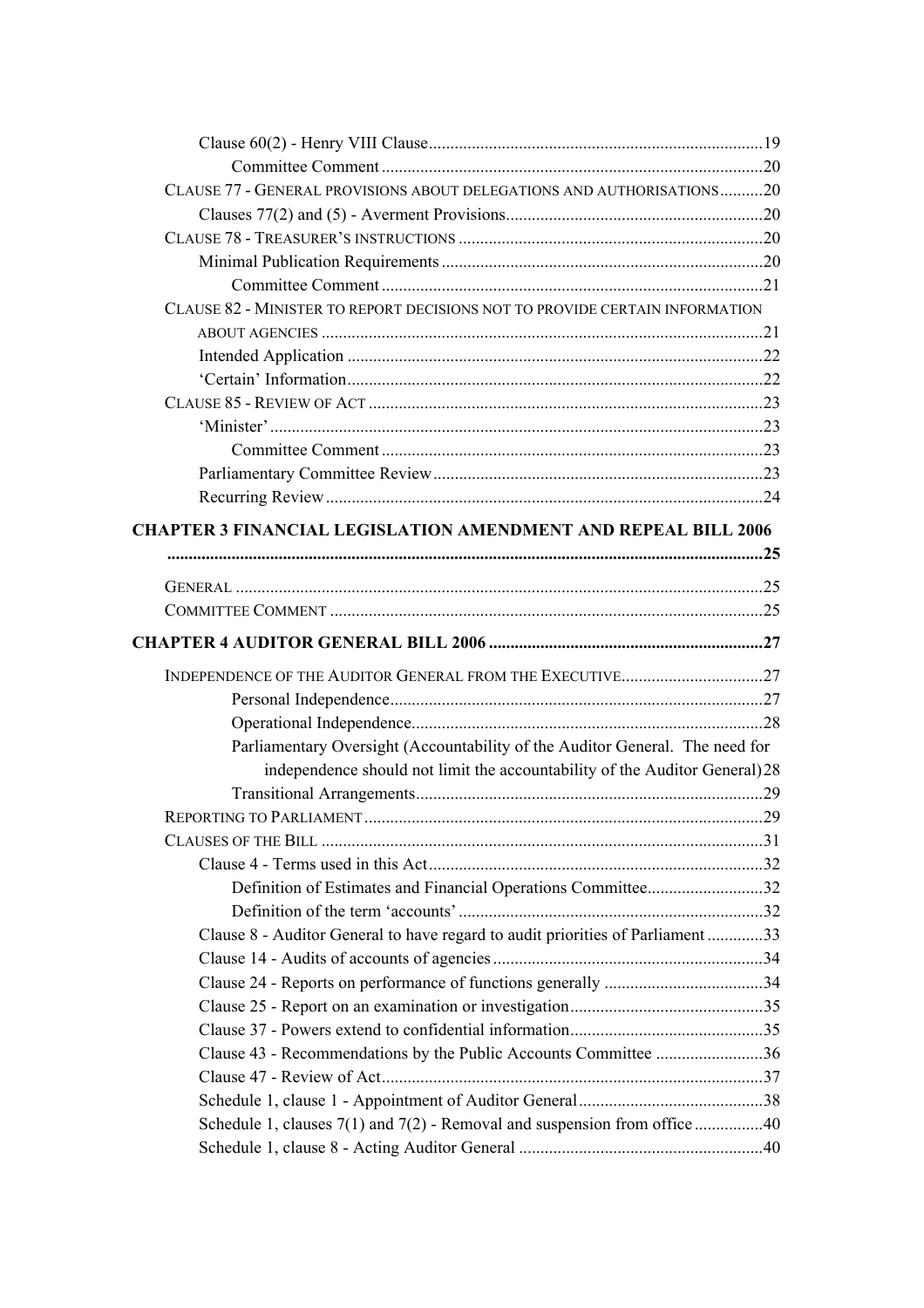Clause 60(2) - Henry VIII Clause ........ 19

Committee Comment ........ 20

CLAUSE 77 - GENERAL PROVISIONS ABOUT DELEGATIONS AND AUTHORISATIONS ........ 20

Clauses 77(2) and (5) - Averment Provisions ........ 20

CLAUSE 78 - TREASURER'S INSTRUCTIONS ........ 20

Minimal Publication Requirements ........ 20

Committee Comment ........ 21

CLAUSE 82 - MINISTER TO REPORT DECISIONS NOT TO PROVIDE CERTAIN INFORMATION ABOUT AGENCIES ........ 21

Intended Application ........ 22

'Certain' Information ........ 22

CLAUSE 85 - REVIEW OF ACT ........ 23

'Minister' ........ 23

Committee Comment ........ 23

Parliamentary Committee Review ........ 23

Recurring Review ........ 24

**CHAPTER 3 FINANCIAL LEGISLATION AMENDMENT AND REPEAL BILL 2006 ........ 25**

GENERAL ........ 25

COMMITTEE COMMENT ........ 25

**CHAPTER 4 AUDITOR GENERAL BILL 2006 ........ 27**

INDEPENDENCE OF THE AUDITOR GENERAL FROM THE EXECUTIVE ........ 27

Personal Independence ........ 27

Operational Independence ........ 28

Parliamentary Oversight (Accountability of the Auditor General. The need for independence should not limit the accountability of the Auditor General) 28

Transitional Arrangements ........ 29

REPORTING TO PARLIAMENT ........ 29

CLAUSES OF THE BILL ........ 31

Clause 4 - Terms used in this Act ........ 32

Definition of Estimates and Financial Operations Committee ........ 32

Definition of the term 'accounts' ........ 32

Clause 8 - Auditor General to have regard to audit priorities of Parliament ........ 33

Clause 14 - Audits of accounts of agencies ........ 34

Clause 24 - Reports on performance of functions generally ........ 34

Clause 25 - Report on an examination or investigation ........ 35

Clause 37 - Powers extend to confidential information ........ 35

Clause 43 - Recommendations by the Public Accounts Committee ........ 36

Clause 47 - Review of Act ........ 37

Schedule 1, clause 1 - Appointment of Auditor General ........ 38

Schedule 1, clauses 7(1) and 7(2) - Removal and suspension from office ........ 40

Schedule 1, clause 8 - Acting Auditor General ........ 40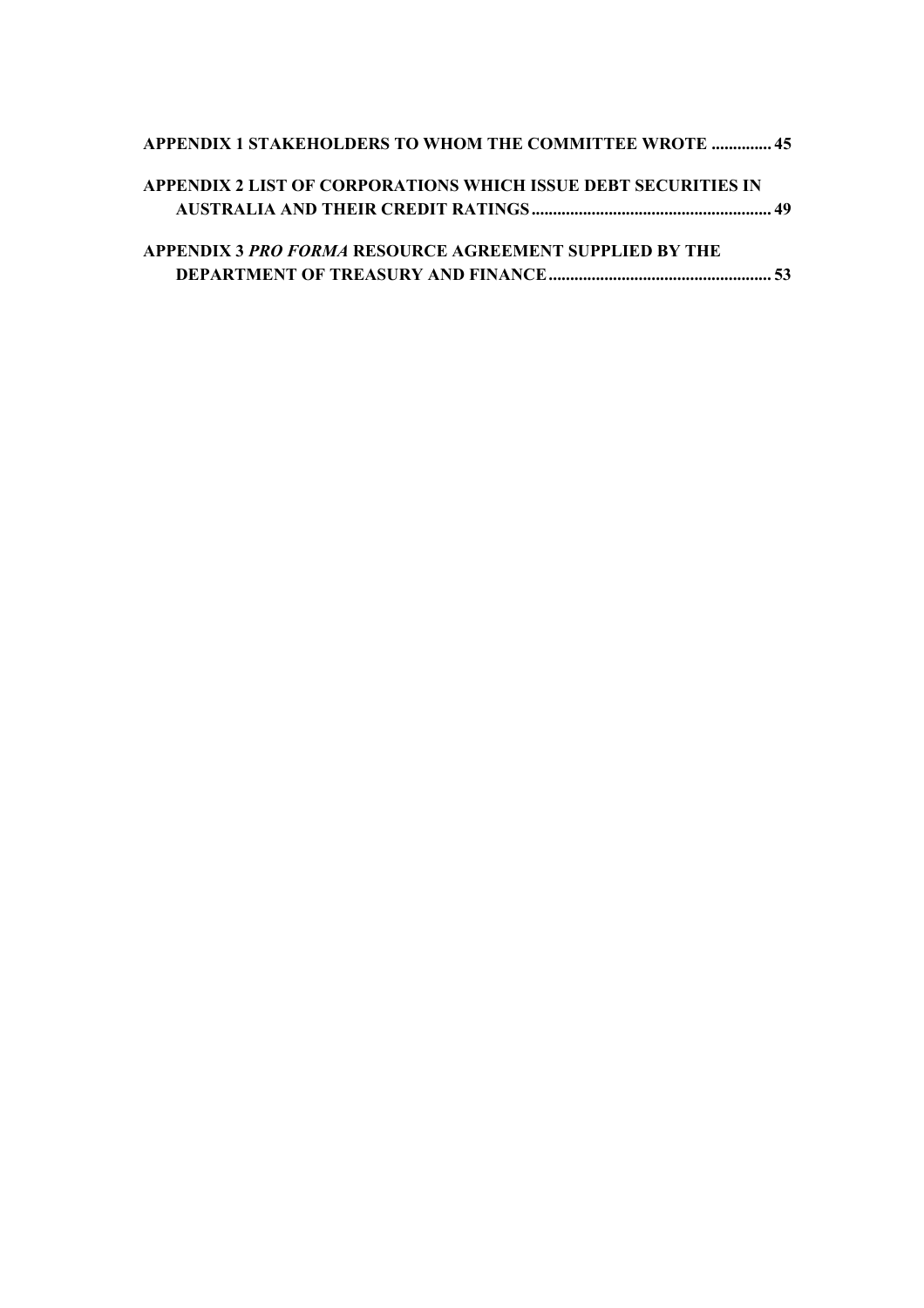**APPENDIX 1 STAKEHOLDERS TO WHOM THE COMMITTEE WROTE .............. 45**

**APPENDIX 2 LIST OF CORPORATIONS WHICH ISSUE DEBT SECURITIES IN AUSTRALIA AND THEIR CREDIT RATINGS ........................................................ 49**

**APPENDIX 3 *PRO FORMA* RESOURCE AGREEMENT SUPPLIED BY THE DEPARTMENT OF TREASURY AND FINANCE .................................................... 53**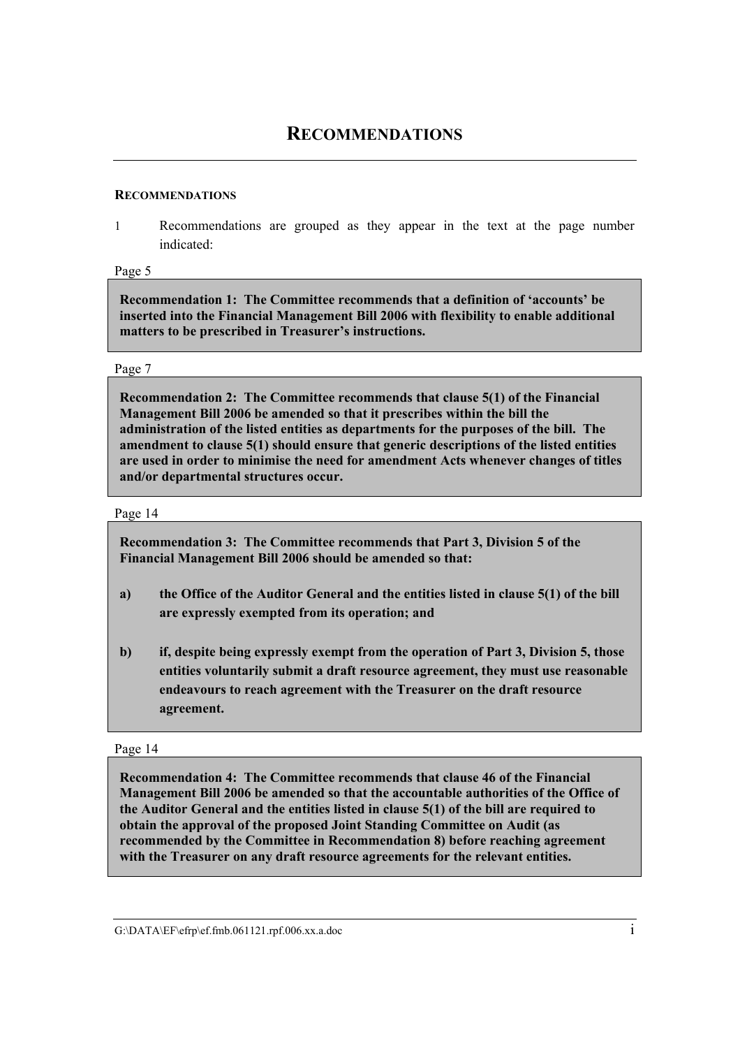# RECOMMENDATIONS

## RECOMMENDATIONS

1 Recommendations are grouped as they appear in the text at the page number indicated:

Page 5

**Recommendation 1: The Committee recommends that a definition of 'accounts' be inserted into the Financial Management Bill 2006 with flexibility to enable additional matters to be prescribed in Treasurer's instructions.**

Page 7

**Recommendation 2: The Committee recommends that clause 5(1) of the Financial Management Bill 2006 be amended so that it prescribes within the bill the administration of the listed entities as departments for the purposes of the bill. The amendment to clause 5(1) should ensure that generic descriptions of the listed entities are used in order to minimise the need for amendment Acts whenever changes of titles and/or departmental structures occur.**

Page 14

**Recommendation 3: The Committee recommends that Part 3, Division 5 of the Financial Management Bill 2006 should be amended so that:**

**a) the Office of the Auditor General and the entities listed in clause 5(1) of the bill are expressly exempted from its operation; and**

**b) if, despite being expressly exempt from the operation of Part 3, Division 5, those entities voluntarily submit a draft resource agreement, they must use reasonable endeavours to reach agreement with the Treasurer on the draft resource agreement.**

Page 14

**Recommendation 4: The Committee recommends that clause 46 of the Financial Management Bill 2006 be amended so that the accountable authorities of the Office of the Auditor General and the entities listed in clause 5(1) of the bill are required to obtain the approval of the proposed Joint Standing Committee on Audit (as recommended by the Committee in Recommendation 8) before reaching agreement with the Treasurer on any draft resource agreements for the relevant entities.**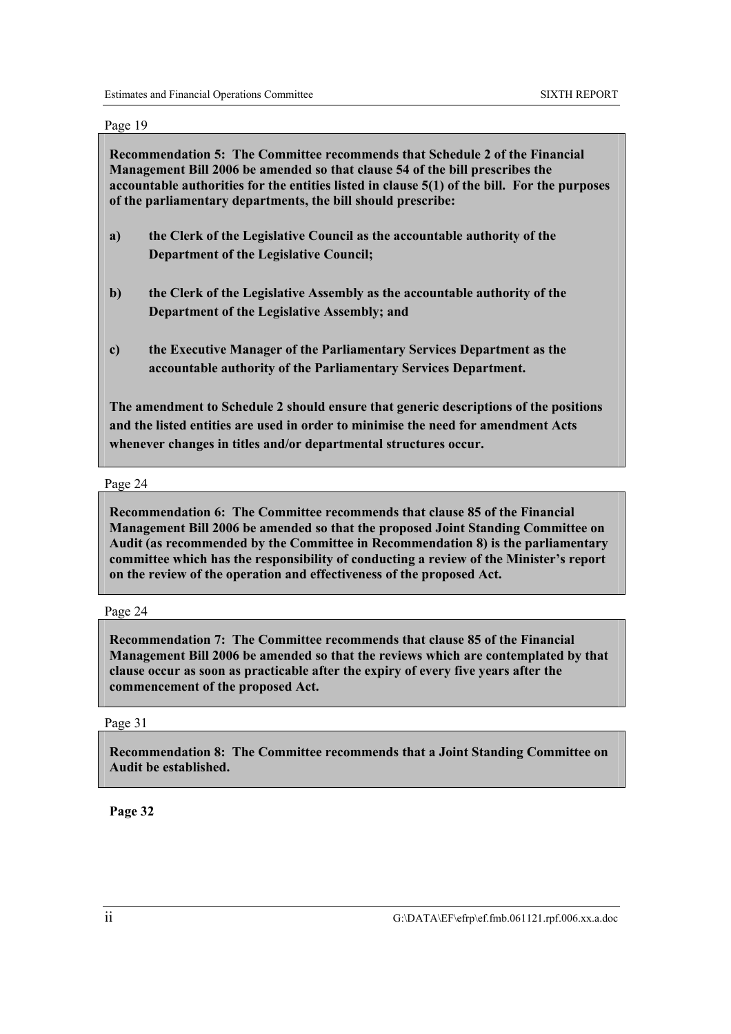Page 19

**Recommendation 5: The Committee recommends that Schedule 2 of the Financial Management Bill 2006 be amended so that clause 54 of the bill prescribes the accountable authorities for the entities listed in clause 5(1) of the bill. For the purposes of the parliamentary departments, the bill should prescribe:**

**a) the Clerk of the Legislative Council as the accountable authority of the Department of the Legislative Council;**

**b) the Clerk of the Legislative Assembly as the accountable authority of the Department of the Legislative Assembly; and**

**c) the Executive Manager of the Parliamentary Services Department as the accountable authority of the Parliamentary Services Department.**

**The amendment to Schedule 2 should ensure that generic descriptions of the positions and the listed entities are used in order to minimise the need for amendment Acts whenever changes in titles and/or departmental structures occur.**

Page 24

**Recommendation 6: The Committee recommends that clause 85 of the Financial Management Bill 2006 be amended so that the proposed Joint Standing Committee on Audit (as recommended by the Committee in Recommendation 8) is the parliamentary committee which has the responsibility of conducting a review of the Minister's report on the review of the operation and effectiveness of the proposed Act.**

Page 24

**Recommendation 7: The Committee recommends that clause 85 of the Financial Management Bill 2006 be amended so that the reviews which are contemplated by that clause occur as soon as practicable after the expiry of every five years after the commencement of the proposed Act.**

Page 31

**Recommendation 8: The Committee recommends that a Joint Standing Committee on Audit be established.**

**Page 32**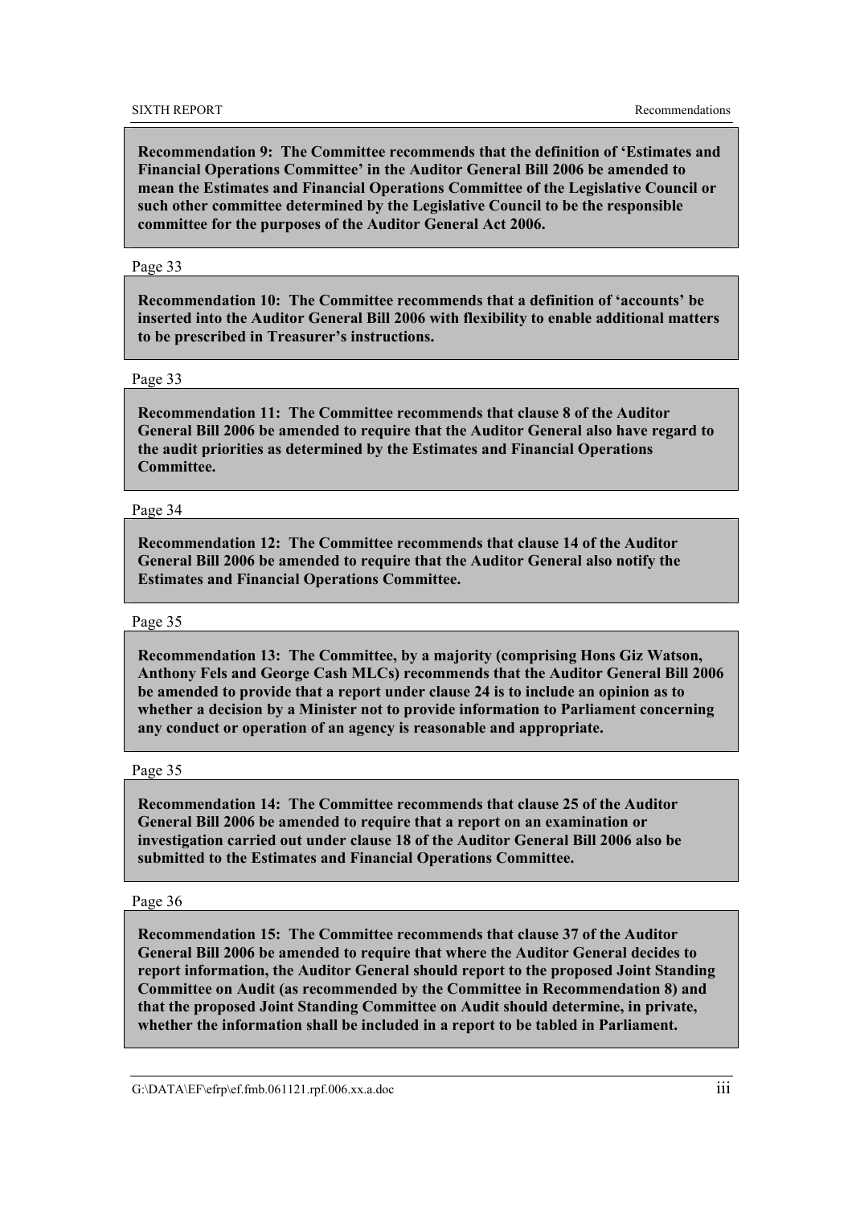**Recommendation 9: The Committee recommends that the definition of 'Estimates and Financial Operations Committee' in the Auditor General Bill 2006 be amended to mean the Estimates and Financial Operations Committee of the Legislative Council or such other committee determined by the Legislative Council to be the responsible committee for the purposes of the Auditor General Act 2006.**

Page 33

**Recommendation 10: The Committee recommends that a definition of 'accounts' be inserted into the Auditor General Bill 2006 with flexibility to enable additional matters to be prescribed in Treasurer's instructions.**

Page 33

**Recommendation 11: The Committee recommends that clause 8 of the Auditor General Bill 2006 be amended to require that the Auditor General also have regard to the audit priorities as determined by the Estimates and Financial Operations Committee.**

Page 34

**Recommendation 12: The Committee recommends that clause 14 of the Auditor General Bill 2006 be amended to require that the Auditor General also notify the Estimates and Financial Operations Committee.**

Page 35

**Recommendation 13: The Committee, by a majority (comprising Hons Giz Watson, Anthony Fels and George Cash MLCs) recommends that the Auditor General Bill 2006 be amended to provide that a report under clause 24 is to include an opinion as to whether a decision by a Minister not to provide information to Parliament concerning any conduct or operation of an agency is reasonable and appropriate.**

Page 35

**Recommendation 14: The Committee recommends that clause 25 of the Auditor General Bill 2006 be amended to require that a report on an examination or investigation carried out under clause 18 of the Auditor General Bill 2006 also be submitted to the Estimates and Financial Operations Committee.**

Page 36

**Recommendation 15: The Committee recommends that clause 37 of the Auditor General Bill 2006 be amended to require that where the Auditor General decides to report information, the Auditor General should report to the proposed Joint Standing Committee on Audit (as recommended by the Committee in Recommendation 8) and that the proposed Joint Standing Committee on Audit should determine, in private, whether the information shall be included in a report to be tabled in Parliament.**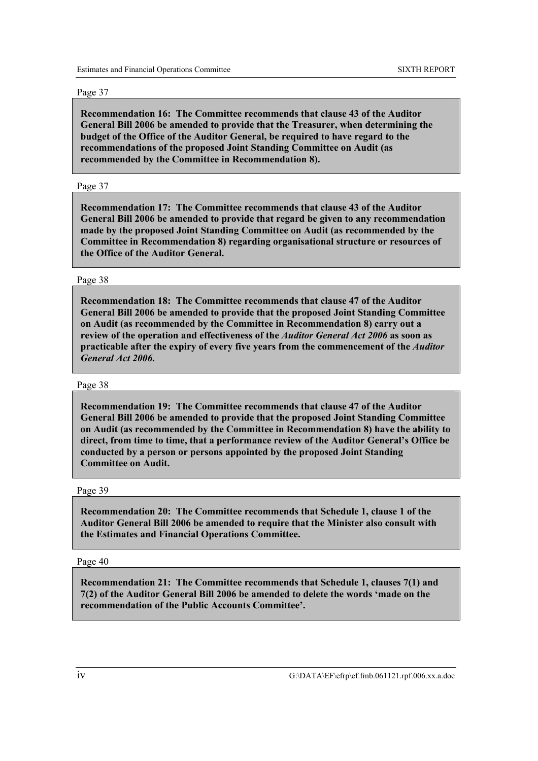Page 37

**Recommendation 16: The Committee recommends that clause 43 of the Auditor General Bill 2006 be amended to provide that the Treasurer, when determining the budget of the Office of the Auditor General, be required to have regard to the recommendations of the proposed Joint Standing Committee on Audit (as recommended by the Committee in Recommendation 8).**

Page 37

**Recommendation 17: The Committee recommends that clause 43 of the Auditor General Bill 2006 be amended to provide that regard be given to any recommendation made by the proposed Joint Standing Committee on Audit (as recommended by the Committee in Recommendation 8) regarding organisational structure or resources of the Office of the Auditor General.**

Page 38

**Recommendation 18: The Committee recommends that clause 47 of the Auditor General Bill 2006 be amended to provide that the proposed Joint Standing Committee on Audit (as recommended by the Committee in Recommendation 8) carry out a review of the operation and effectiveness of the *Auditor General Act 2006* as soon as practicable after the expiry of every five years from the commencement of the *Auditor General Act 2006*.**

Page 38

**Recommendation 19: The Committee recommends that clause 47 of the Auditor General Bill 2006 be amended to provide that the proposed Joint Standing Committee on Audit (as recommended by the Committee in Recommendation 8) have the ability to direct, from time to time, that a performance review of the Auditor General's Office be conducted by a person or persons appointed by the proposed Joint Standing Committee on Audit.**

Page 39

**Recommendation 20: The Committee recommends that Schedule 1, clause 1 of the Auditor General Bill 2006 be amended to require that the Minister also consult with the Estimates and Financial Operations Committee.**

Page 40

**Recommendation 21: The Committee recommends that Schedule 1, clauses 7(1) and 7(2) of the Auditor General Bill 2006 be amended to delete the words 'made on the recommendation of the Public Accounts Committee'.**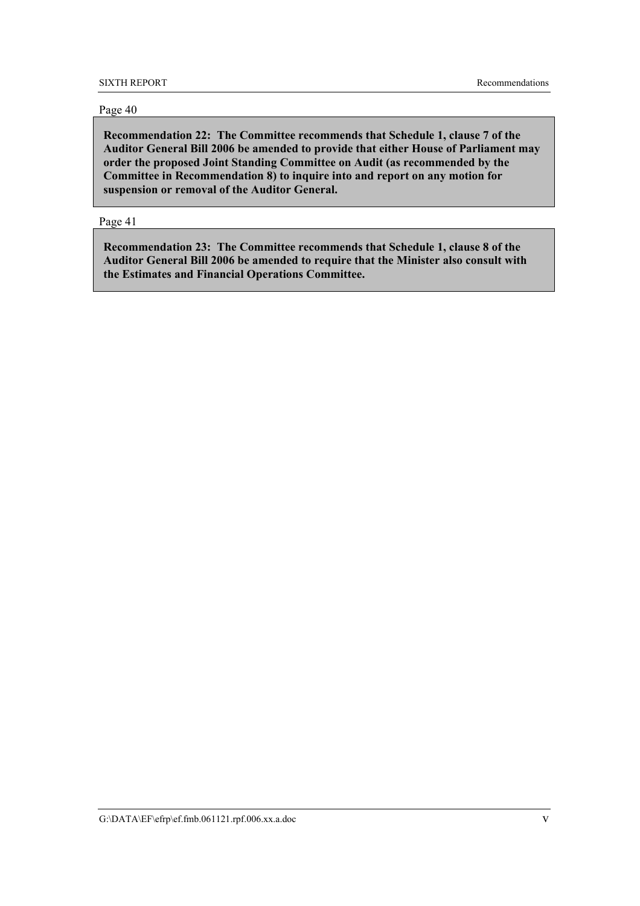Page 40

**Recommendation 22: The Committee recommends that Schedule 1, clause 7 of the Auditor General Bill 2006 be amended to provide that either House of Parliament may order the proposed Joint Standing Committee on Audit (as recommended by the Committee in Recommendation 8) to inquire into and report on any motion for suspension or removal of the Auditor General.**

Page 41

**Recommendation 23: The Committee recommends that Schedule 1, clause 8 of the Auditor General Bill 2006 be amended to require that the Minister also consult with the Estimates and Financial Operations Committee.**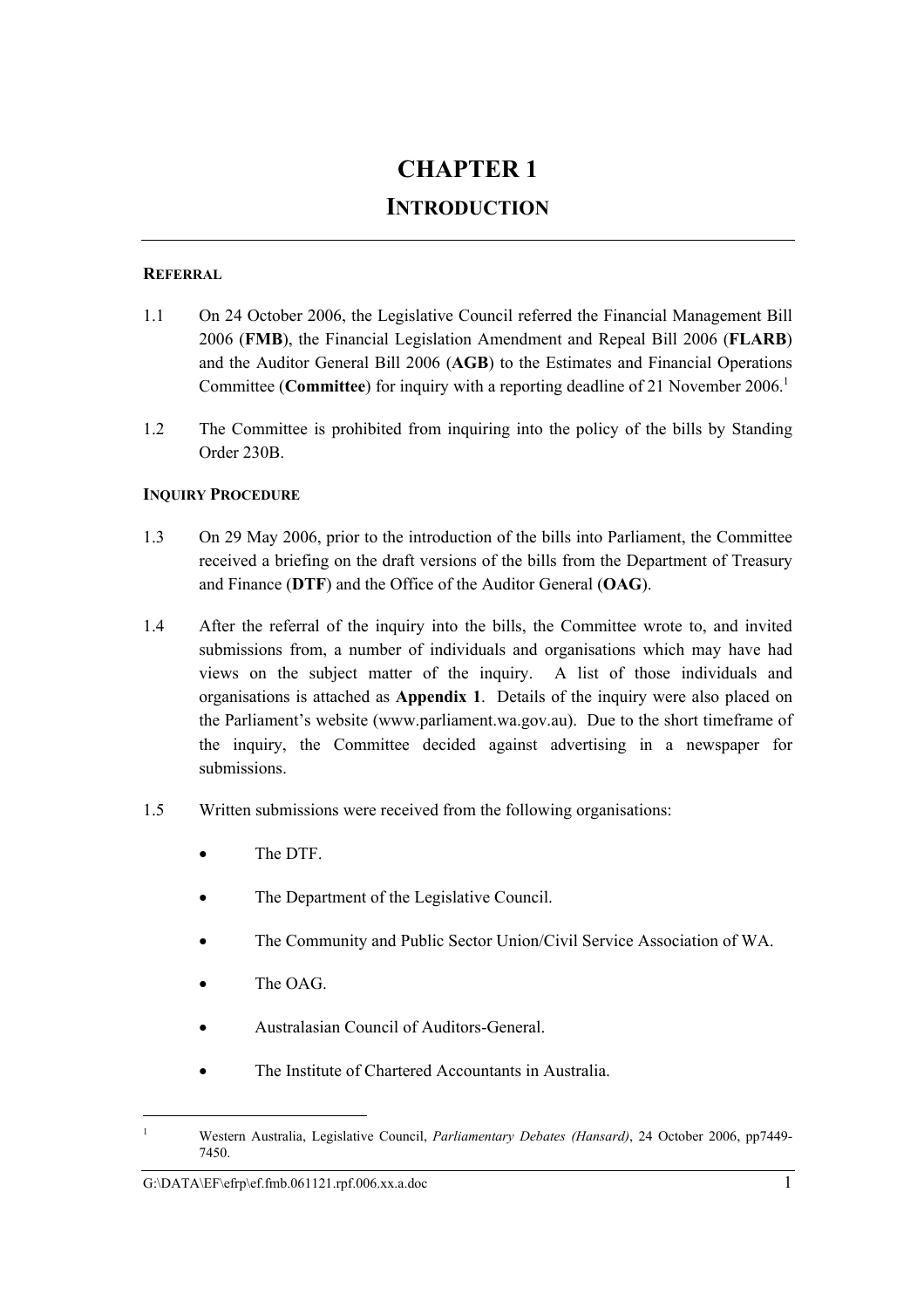# CHAPTER 1

## INTRODUCTION

### REFERRAL

1.1 On 24 October 2006, the Legislative Council referred the Financial Management Bill 2006 (**FMB**), the Financial Legislation Amendment and Repeal Bill 2006 (**FLARB**) and the Auditor General Bill 2006 (**AGB**) to the Estimates and Financial Operations Committee (**Committee**) for inquiry with a reporting deadline of 21 November 2006.[1]

1.2 The Committee is prohibited from inquiring into the policy of the bills by Standing Order 230B.

### INQUIRY PROCEDURE

1.3 On 29 May 2006, prior to the introduction of the bills into Parliament, the Committee received a briefing on the draft versions of the bills from the Department of Treasury and Finance (**DTF**) and the Office of the Auditor General (**OAG**).

1.4 After the referral of the inquiry into the bills, the Committee wrote to, and invited submissions from, a number of individuals and organisations which may have had views on the subject matter of the inquiry. A list of those individuals and organisations is attached as **Appendix 1**. Details of the inquiry were also placed on the Parliament's website (www.parliament.wa.gov.au). Due to the short timeframe of the inquiry, the Committee decided against advertising in a newspaper for submissions.

1.5 Written submissions were received from the following organisations:

- The DTF.
- The Department of the Legislative Council.
- The Community and Public Sector Union/Civil Service Association of WA.
- The OAG.
- Australasian Council of Auditors-General.
- The Institute of Chartered Accountants in Australia.

---

[1] Western Australia, Legislative Council, *Parliamentary Debates (Hansard)*, 24 October 2006, pp7449-7450.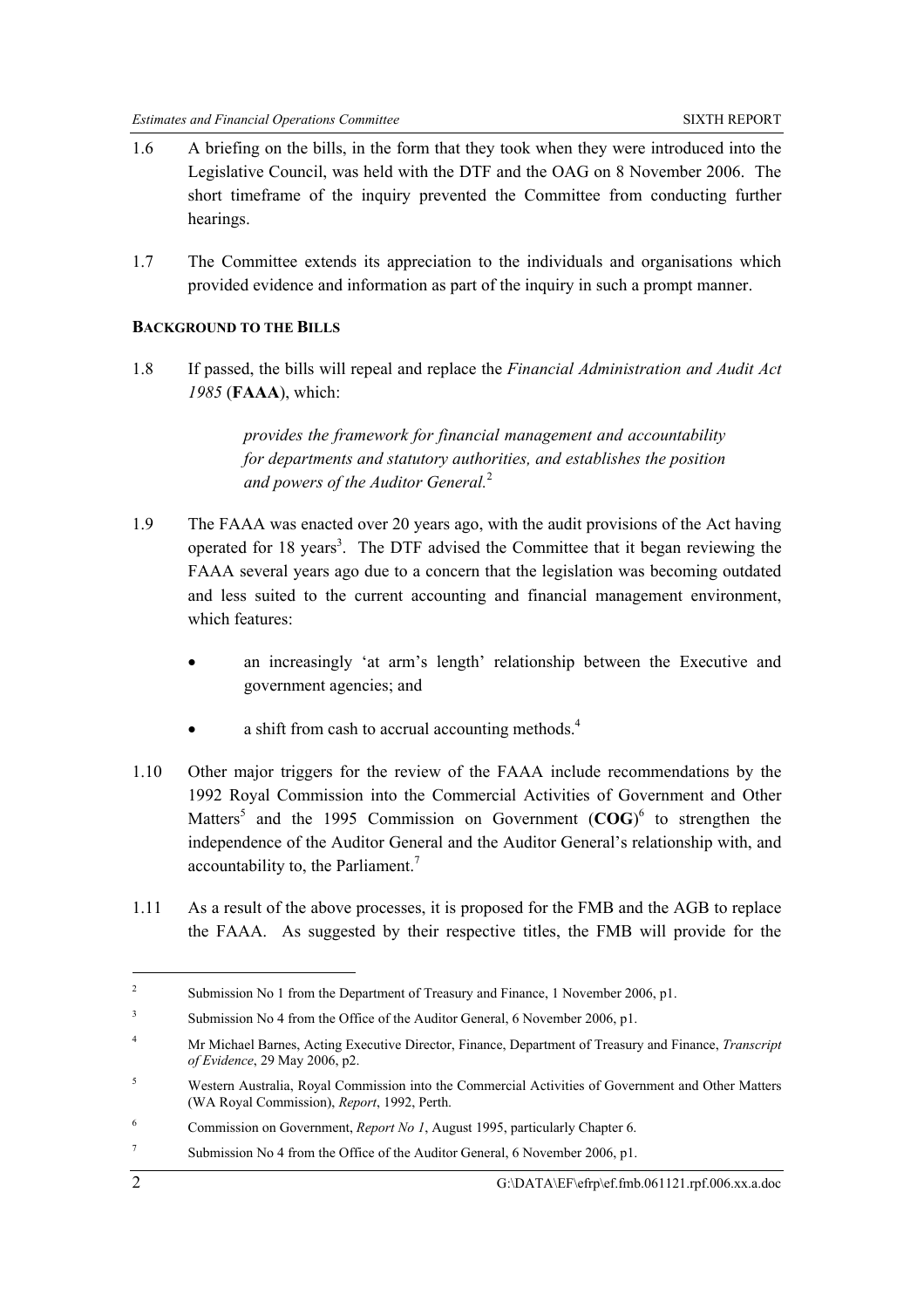1.6 A briefing on the bills, in the form that they took when they were introduced into the Legislative Council, was held with the DTF and the OAG on 8 November 2006. The short timeframe of the inquiry prevented the Committee from conducting further hearings.

1.7 The Committee extends its appreciation to the individuals and organisations which provided evidence and information as part of the inquiry in such a prompt manner.

### BACKGROUND TO THE BILLS

1.8 If passed, the bills will repeal and replace the *Financial Administration and Audit Act 1985* (**FAAA**), which:

> *provides the framework for financial management and accountability for departments and statutory authorities, and establishes the position and powers of the Auditor General.*[2]

1.9 The FAAA was enacted over 20 years ago, with the audit provisions of the Act having operated for 18 years[3]. The DTF advised the Committee that it began reviewing the FAAA several years ago due to a concern that the legislation was becoming outdated and less suited to the current accounting and financial management environment, which features:

- an increasingly 'at arm's length' relationship between the Executive and government agencies; and
- a shift from cash to accrual accounting methods.[4]

1.10 Other major triggers for the review of the FAAA include recommendations by the 1992 Royal Commission into the Commercial Activities of Government and Other Matters[5] and the 1995 Commission on Government (**COG**)[6] to strengthen the independence of the Auditor General and the Auditor General's relationship with, and accountability to, the Parliament.[7]

1.11 As a result of the above processes, it is proposed for the FMB and the AGB to replace the FAAA. As suggested by their respective titles, the FMB will provide for the

---

[2] Submission No 1 from the Department of Treasury and Finance, 1 November 2006, p1.

[3] Submission No 4 from the Office of the Auditor General, 6 November 2006, p1.

[4] Mr Michael Barnes, Acting Executive Director, Finance, Department of Treasury and Finance, *Transcript of Evidence*, 29 May 2006, p2.

[5] Western Australia, Royal Commission into the Commercial Activities of Government and Other Matters (WA Royal Commission), *Report*, 1992, Perth.

[6] Commission on Government, *Report No 1*, August 1995, particularly Chapter 6.

[7] Submission No 4 from the Office of the Auditor General, 6 November 2006, p1.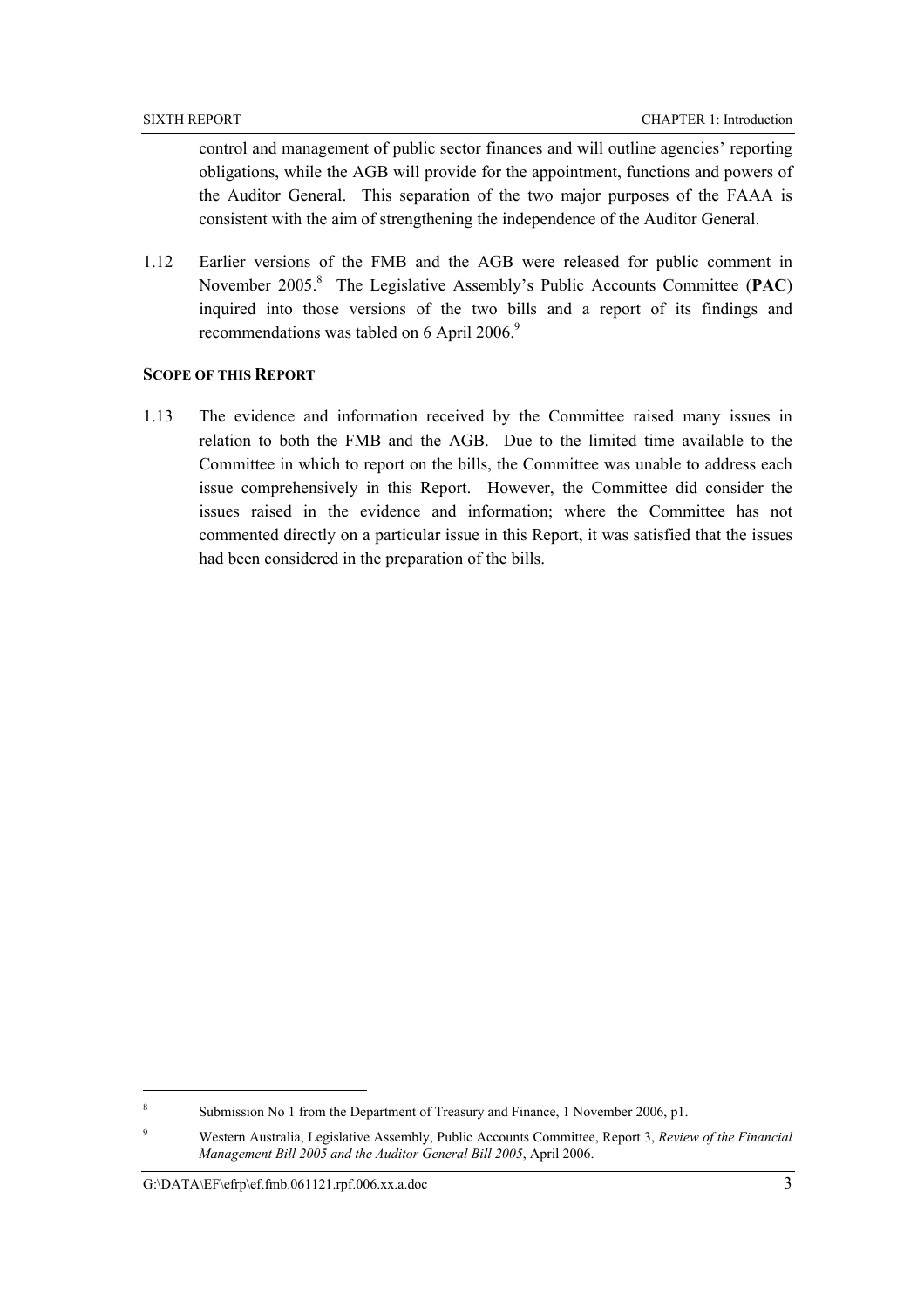control and management of public sector finances and will outline agencies' reporting obligations, while the AGB will provide for the appointment, functions and powers of the Auditor General. This separation of the two major purposes of the FAAA is consistent with the aim of strengthening the independence of the Auditor General.

1.12 Earlier versions of the FMB and the AGB were released for public comment in November 2005.[8] The Legislative Assembly's Public Accounts Committee (**PAC**) inquired into those versions of the two bills and a report of its findings and recommendations was tabled on 6 April 2006.[9]

**SCOPE OF THIS REPORT**

1.13 The evidence and information received by the Committee raised many issues in relation to both the FMB and the AGB. Due to the limited time available to the Committee in which to report on the bills, the Committee was unable to address each issue comprehensively in this Report. However, the Committee did consider the issues raised in the evidence and information; where the Committee has not commented directly on a particular issue in this Report, it was satisfied that the issues had been considered in the preparation of the bills.

---

[8] Submission No 1 from the Department of Treasury and Finance, 1 November 2006, p1.

[9] Western Australia, Legislative Assembly, Public Accounts Committee, Report 3, *Review of the Financial Management Bill 2005 and the Auditor General Bill 2005*, April 2006.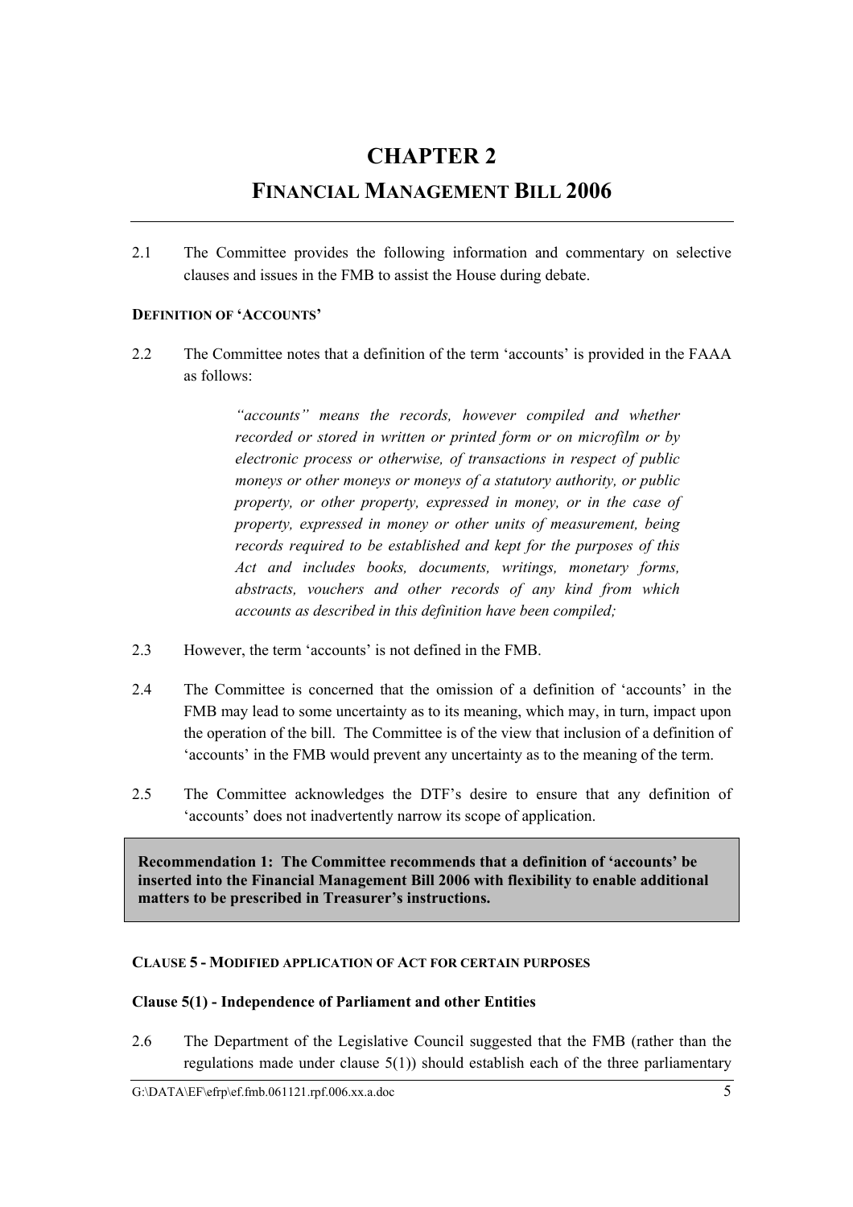# CHAPTER 2

## FINANCIAL MANAGEMENT BILL 2006

2.1 The Committee provides the following information and commentary on selective clauses and issues in the FMB to assist the House during debate.

### DEFINITION OF 'ACCOUNTS'

2.2 The Committee notes that a definition of the term 'accounts' is provided in the FAAA as follows:

> *"accounts" means the records, however compiled and whether recorded or stored in written or printed form or on microfilm or by electronic process or otherwise, of transactions in respect of public moneys or other moneys or moneys of a statutory authority, or public property, or other property, expressed in money, or in the case of property, expressed in money or other units of measurement, being records required to be established and kept for the purposes of this Act and includes books, documents, writings, monetary forms, abstracts, vouchers and other records of any kind from which accounts as described in this definition have been compiled;*

2.3 However, the term 'accounts' is not defined in the FMB.

2.4 The Committee is concerned that the omission of a definition of 'accounts' in the FMB may lead to some uncertainty as to its meaning, which may, in turn, impact upon the operation of the bill. The Committee is of the view that inclusion of a definition of 'accounts' in the FMB would prevent any uncertainty as to the meaning of the term.

2.5 The Committee acknowledges the DTF's desire to ensure that any definition of 'accounts' does not inadvertently narrow its scope of application.

**Recommendation 1: The Committee recommends that a definition of 'accounts' be inserted into the Financial Management Bill 2006 with flexibility to enable additional matters to be prescribed in Treasurer's instructions.**

### CLAUSE 5 - MODIFIED APPLICATION OF ACT FOR CERTAIN PURPOSES

#### Clause 5(1) - Independence of Parliament and other Entities

2.6 The Department of the Legislative Council suggested that the FMB (rather than the regulations made under clause 5(1)) should establish each of the three parliamentary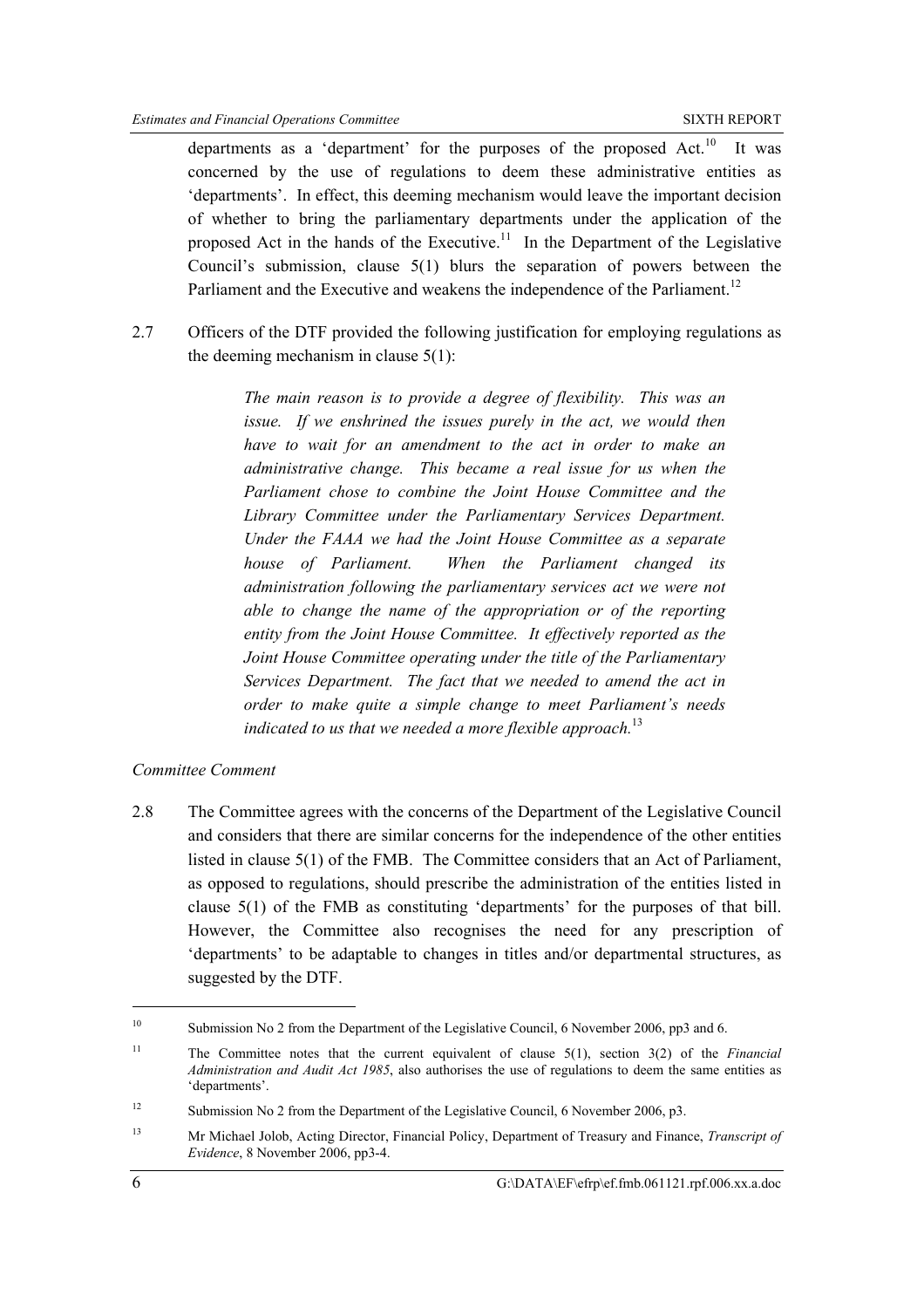departments as a 'department' for the purposes of the proposed Act.[10] It was concerned by the use of regulations to deem these administrative entities as 'departments'. In effect, this deeming mechanism would leave the important decision of whether to bring the parliamentary departments under the application of the proposed Act in the hands of the Executive.[11] In the Department of the Legislative Council's submission, clause 5(1) blurs the separation of powers between the Parliament and the Executive and weakens the independence of the Parliament.[12]

2.7 Officers of the DTF provided the following justification for employing regulations as the deeming mechanism in clause 5(1):

> *The main reason is to provide a degree of flexibility. This was an issue. If we enshrined the issues purely in the act, we would then have to wait for an amendment to the act in order to make an administrative change. This became a real issue for us when the Parliament chose to combine the Joint House Committee and the Library Committee under the Parliamentary Services Department. Under the FAAA we had the Joint House Committee as a separate house of Parliament. When the Parliament changed its administration following the parliamentary services act we were not able to change the name of the appropriation or of the reporting entity from the Joint House Committee. It effectively reported as the Joint House Committee operating under the title of the Parliamentary Services Department. The fact that we needed to amend the act in order to make quite a simple change to meet Parliament's needs indicated to us that we needed a more flexible approach.*[13]

*Committee Comment*

2.8 The Committee agrees with the concerns of the Department of the Legislative Council and considers that there are similar concerns for the independence of the other entities listed in clause 5(1) of the FMB. The Committee considers that an Act of Parliament, as opposed to regulations, should prescribe the administration of the entities listed in clause 5(1) of the FMB as constituting 'departments' for the purposes of that bill. However, the Committee also recognises the need for any prescription of 'departments' to be adaptable to changes in titles and/or departmental structures, as suggested by the DTF.

---

[10] Submission No 2 from the Department of the Legislative Council, 6 November 2006, pp3 and 6.

[11] The Committee notes that the current equivalent of clause 5(1), section 3(2) of the *Financial Administration and Audit Act 1985*, also authorises the use of regulations to deem the same entities as 'departments'.

[12] Submission No 2 from the Department of the Legislative Council, 6 November 2006, p3.

[13] Mr Michael Jolob, Acting Director, Financial Policy, Department of Treasury and Finance, *Transcript of Evidence*, 8 November 2006, pp3-4.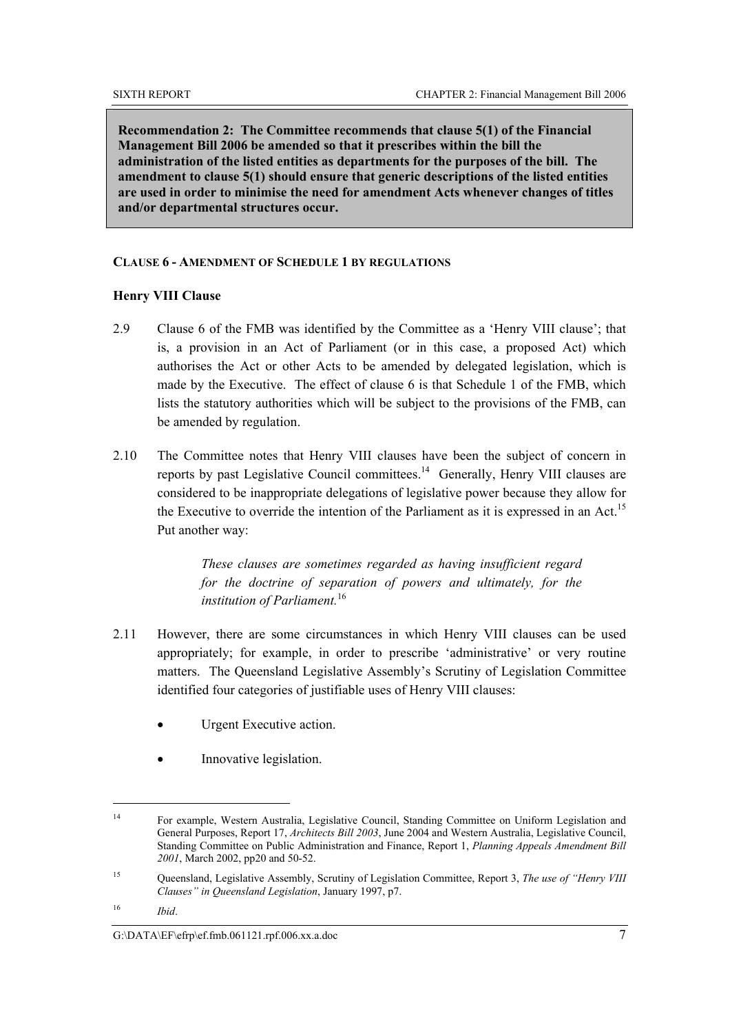**Recommendation 2: The Committee recommends that clause 5(1) of the Financial Management Bill 2006 be amended so that it prescribes within the bill the administration of the listed entities as departments for the purposes of the bill. The amendment to clause 5(1) should ensure that generic descriptions of the listed entities are used in order to minimise the need for amendment Acts whenever changes of titles and/or departmental structures occur.**

#### CLAUSE 6 - AMENDMENT OF SCHEDULE 1 BY REGULATIONS

#### Henry VIII Clause

2.9 Clause 6 of the FMB was identified by the Committee as a 'Henry VIII clause'; that is, a provision in an Act of Parliament (or in this case, a proposed Act) which authorises the Act or other Acts to be amended by delegated legislation, which is made by the Executive. The effect of clause 6 is that Schedule 1 of the FMB, which lists the statutory authorities which will be subject to the provisions of the FMB, can be amended by regulation.

2.10 The Committee notes that Henry VIII clauses have been the subject of concern in reports by past Legislative Council committees.[14] Generally, Henry VIII clauses are considered to be inappropriate delegations of legislative power because they allow for the Executive to override the intention of the Parliament as it is expressed in an Act.[15] Put another way:

> *These clauses are sometimes regarded as having insufficient regard for the doctrine of separation of powers and ultimately, for the institution of Parliament.*[16]

2.11 However, there are some circumstances in which Henry VIII clauses can be used appropriately; for example, in order to prescribe 'administrative' or very routine matters. The Queensland Legislative Assembly's Scrutiny of Legislation Committee identified four categories of justifiable uses of Henry VIII clauses:

- Urgent Executive action.
- Innovative legislation.

---

[14] For example, Western Australia, Legislative Council, Standing Committee on Uniform Legislation and General Purposes, Report 17, *Architects Bill 2003*, June 2004 and Western Australia, Legislative Council, Standing Committee on Public Administration and Finance, Report 1, *Planning Appeals Amendment Bill 2001*, March 2002, pp20 and 50-52.

[15] Queensland, Legislative Assembly, Scrutiny of Legislation Committee, Report 3, *The use of "Henry VIII Clauses" in Queensland Legislation*, January 1997, p7.

[16] *Ibid*.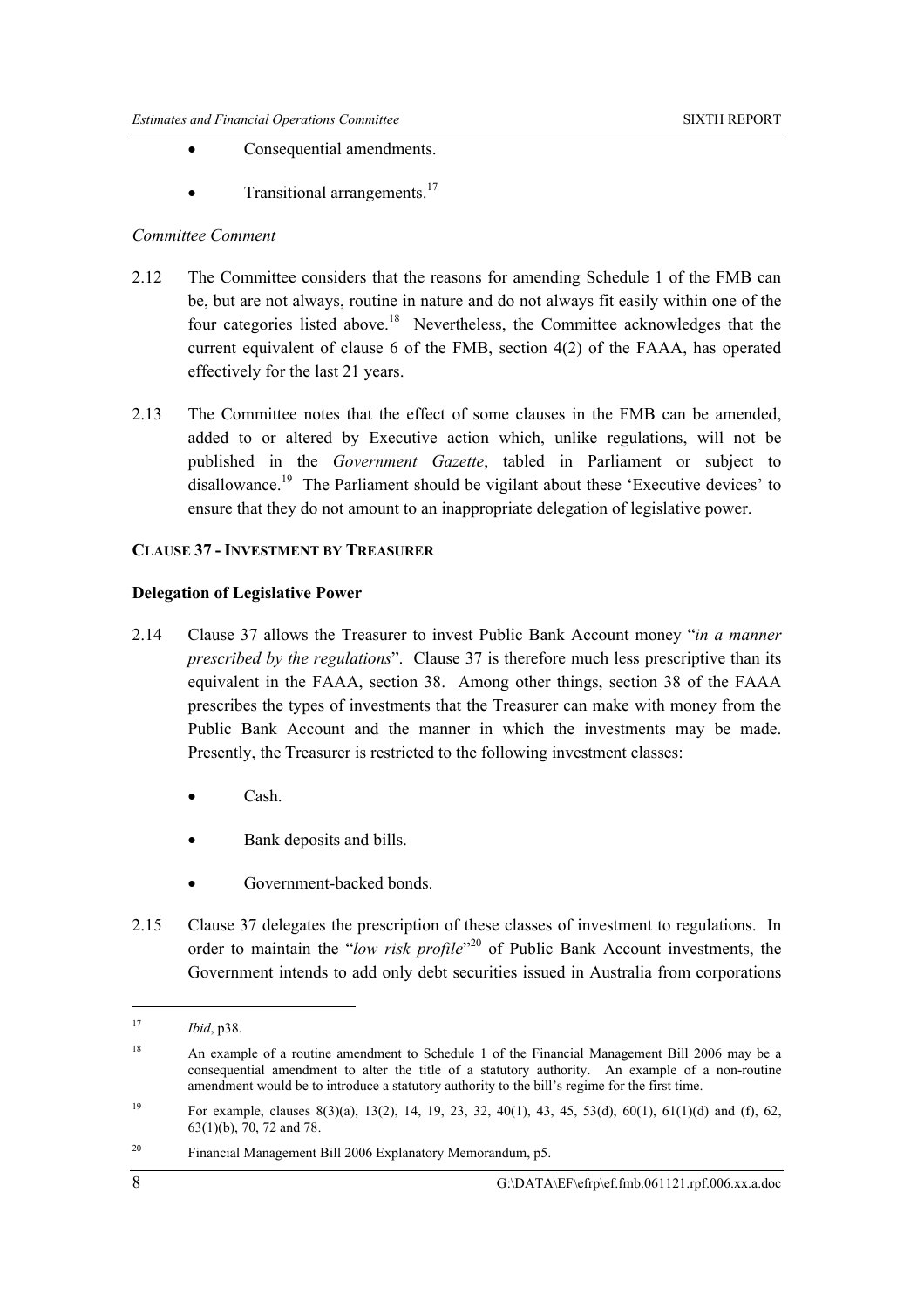- Consequential amendments.
- Transitional arrangements.[17]

*Committee Comment*

2.12 The Committee considers that the reasons for amending Schedule 1 of the FMB can be, but are not always, routine in nature and do not always fit easily within one of the four categories listed above.[18] Nevertheless, the Committee acknowledges that the current equivalent of clause 6 of the FMB, section 4(2) of the FAAA, has operated effectively for the last 21 years.

2.13 The Committee notes that the effect of some clauses in the FMB can be amended, added to or altered by Executive action which, unlike regulations, will not be published in the *Government Gazette*, tabled in Parliament or subject to disallowance.[19] The Parliament should be vigilant about these 'Executive devices' to ensure that they do not amount to an inappropriate delegation of legislative power.

### CLAUSE 37 - INVESTMENT BY TREASURER

**Delegation of Legislative Power**

2.14 Clause 37 allows the Treasurer to invest Public Bank Account money "*in a manner prescribed by the regulations*". Clause 37 is therefore much less prescriptive than its equivalent in the FAAA, section 38. Among other things, section 38 of the FAAA prescribes the types of investments that the Treasurer can make with money from the Public Bank Account and the manner in which the investments may be made. Presently, the Treasurer is restricted to the following investment classes:

- Cash.
- Bank deposits and bills.
- Government-backed bonds.

2.15 Clause 37 delegates the prescription of these classes of investment to regulations. In order to maintain the "*low risk profile*"[20] of Public Bank Account investments, the Government intends to add only debt securities issued in Australia from corporations

---

[17] *Ibid*, p38.

[18] An example of a routine amendment to Schedule 1 of the Financial Management Bill 2006 may be a consequential amendment to alter the title of a statutory authority. An example of a non-routine amendment would be to introduce a statutory authority to the bill's regime for the first time.

[19] For example, clauses 8(3)(a), 13(2), 14, 19, 23, 32, 40(1), 43, 45, 53(d), 60(1), 61(1)(d) and (f), 62, 63(1)(b), 70, 72 and 78.

[20] Financial Management Bill 2006 Explanatory Memorandum, p5.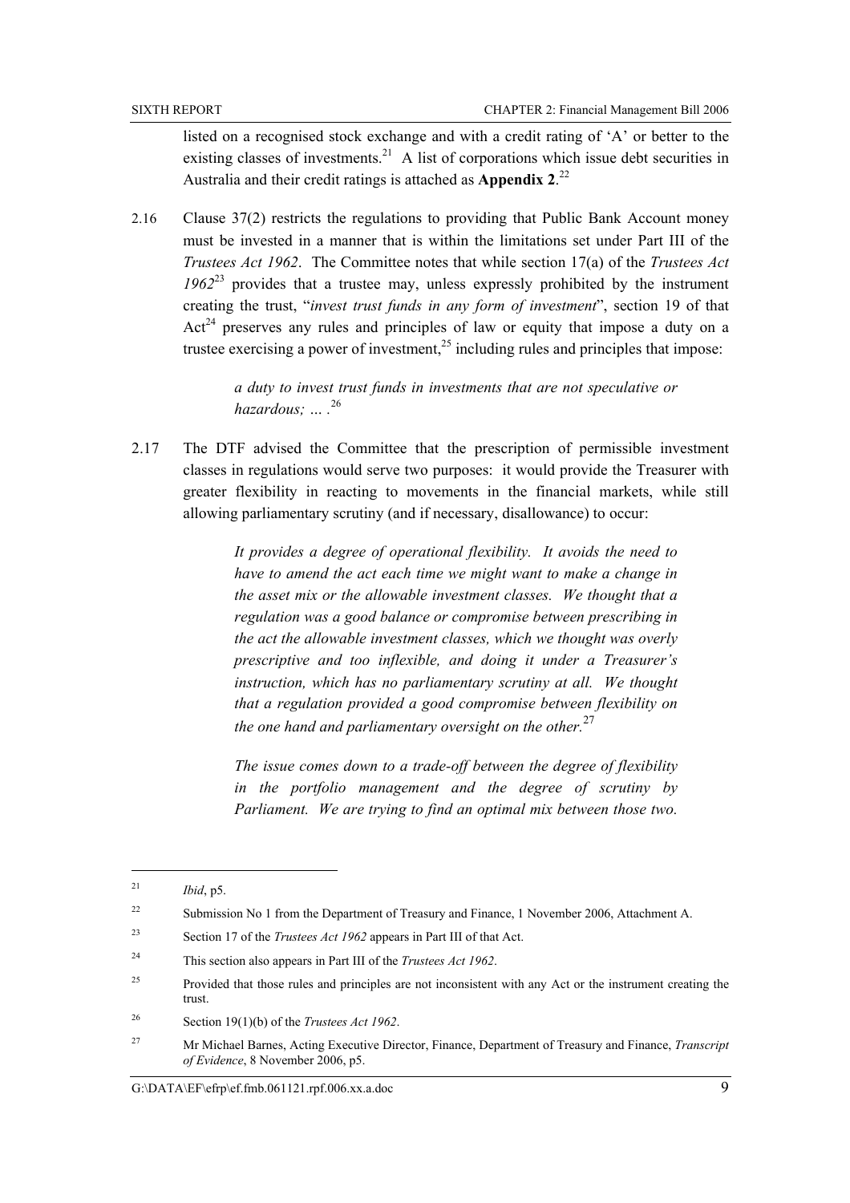listed on a recognised stock exchange and with a credit rating of 'A' or better to the existing classes of investments.[21] A list of corporations which issue debt securities in Australia and their credit ratings is attached as **Appendix 2**.[22]

2.16 Clause 37(2) restricts the regulations to providing that Public Bank Account money must be invested in a manner that is within the limitations set under Part III of the *Trustees Act 1962*. The Committee notes that while section 17(a) of the *Trustees Act 1962*[23] provides that a trustee may, unless expressly prohibited by the instrument creating the trust, "*invest trust funds in any form of investment*", section 19 of that Act[24] preserves any rules and principles of law or equity that impose a duty on a trustee exercising a power of investment,[25] including rules and principles that impose:

> *a duty to invest trust funds in investments that are not speculative or hazardous; ... .*[26]

2.17 The DTF advised the Committee that the prescription of permissible investment classes in regulations would serve two purposes: it would provide the Treasurer with greater flexibility in reacting to movements in the financial markets, while still allowing parliamentary scrutiny (and if necessary, disallowance) to occur:

> *It provides a degree of operational flexibility. It avoids the need to have to amend the act each time we might want to make a change in the asset mix or the allowable investment classes. We thought that a regulation was a good balance or compromise between prescribing in the act the allowable investment classes, which we thought was overly prescriptive and too inflexible, and doing it under a Treasurer's instruction, which has no parliamentary scrutiny at all. We thought that a regulation provided a good compromise between flexibility on the one hand and parliamentary oversight on the other.*[27]
>
> *The issue comes down to a trade-off between the degree of flexibility in the portfolio management and the degree of scrutiny by Parliament. We are trying to find an optimal mix between those two.*

---

[21] *Ibid*, p5.

[22] Submission No 1 from the Department of Treasury and Finance, 1 November 2006, Attachment A.

[23] Section 17 of the *Trustees Act 1962* appears in Part III of that Act.

[24] This section also appears in Part III of the *Trustees Act 1962*.

[25] Provided that those rules and principles are not inconsistent with any Act or the instrument creating the trust.

[26] Section 19(1)(b) of the *Trustees Act 1962*.

[27] Mr Michael Barnes, Acting Executive Director, Finance, Department of Treasury and Finance, *Transcript of Evidence*, 8 November 2006, p5.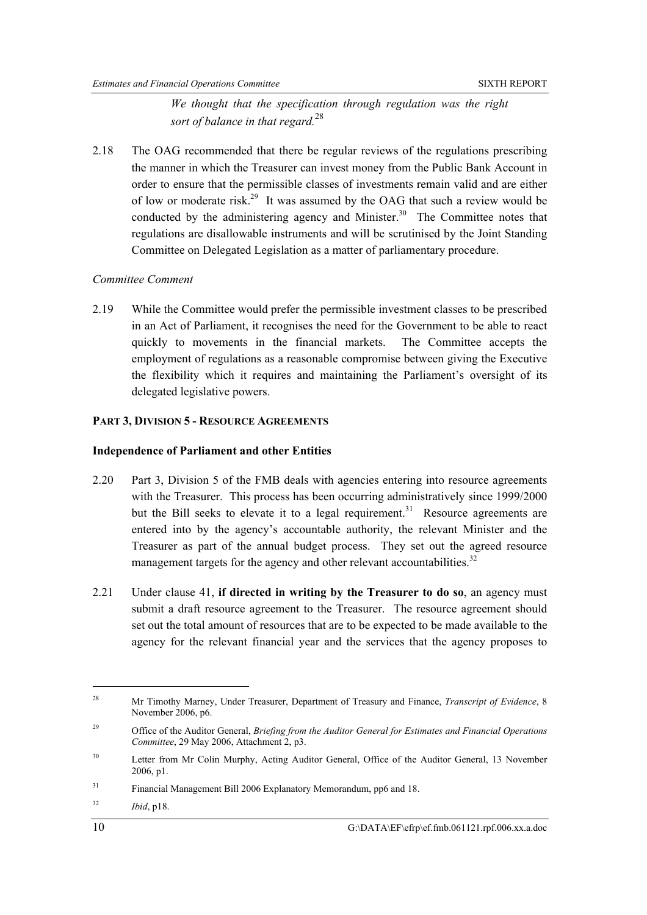*We thought that the specification through regulation was the right sort of balance in that regard.*[28]

2.18 The OAG recommended that there be regular reviews of the regulations prescribing the manner in which the Treasurer can invest money from the Public Bank Account in order to ensure that the permissible classes of investments remain valid and are either of low or moderate risk.[29] It was assumed by the OAG that such a review would be conducted by the administering agency and Minister.[30] The Committee notes that regulations are disallowable instruments and will be scrutinised by the Joint Standing Committee on Delegated Legislation as a matter of parliamentary procedure.

*Committee Comment*

2.19 While the Committee would prefer the permissible investment classes to be prescribed in an Act of Parliament, it recognises the need for the Government to be able to react quickly to movements in the financial markets. The Committee accepts the employment of regulations as a reasonable compromise between giving the Executive the flexibility which it requires and maintaining the Parliament's oversight of its delegated legislative powers.

**PART 3, DIVISION 5 - RESOURCE AGREEMENTS**

**Independence of Parliament and other Entities**

2.20 Part 3, Division 5 of the FMB deals with agencies entering into resource agreements with the Treasurer. This process has been occurring administratively since 1999/2000 but the Bill seeks to elevate it to a legal requirement.[31] Resource agreements are entered into by the agency's accountable authority, the relevant Minister and the Treasurer as part of the annual budget process. They set out the agreed resource management targets for the agency and other relevant accountabilities.[32]

2.21 Under clause 41, **if directed in writing by the Treasurer to do so**, an agency must submit a draft resource agreement to the Treasurer. The resource agreement should set out the total amount of resources that are to be expected to be made available to the agency for the relevant financial year and the services that the agency proposes to

---

[28] Mr Timothy Marney, Under Treasurer, Department of Treasury and Finance, *Transcript of Evidence*, 8 November 2006, p6.

[29] Office of the Auditor General, *Briefing from the Auditor General for Estimates and Financial Operations Committee*, 29 May 2006, Attachment 2, p3.

[30] Letter from Mr Colin Murphy, Acting Auditor General, Office of the Auditor General, 13 November 2006, p1.

[31] Financial Management Bill 2006 Explanatory Memorandum, pp6 and 18.

[32] *Ibid*, p18.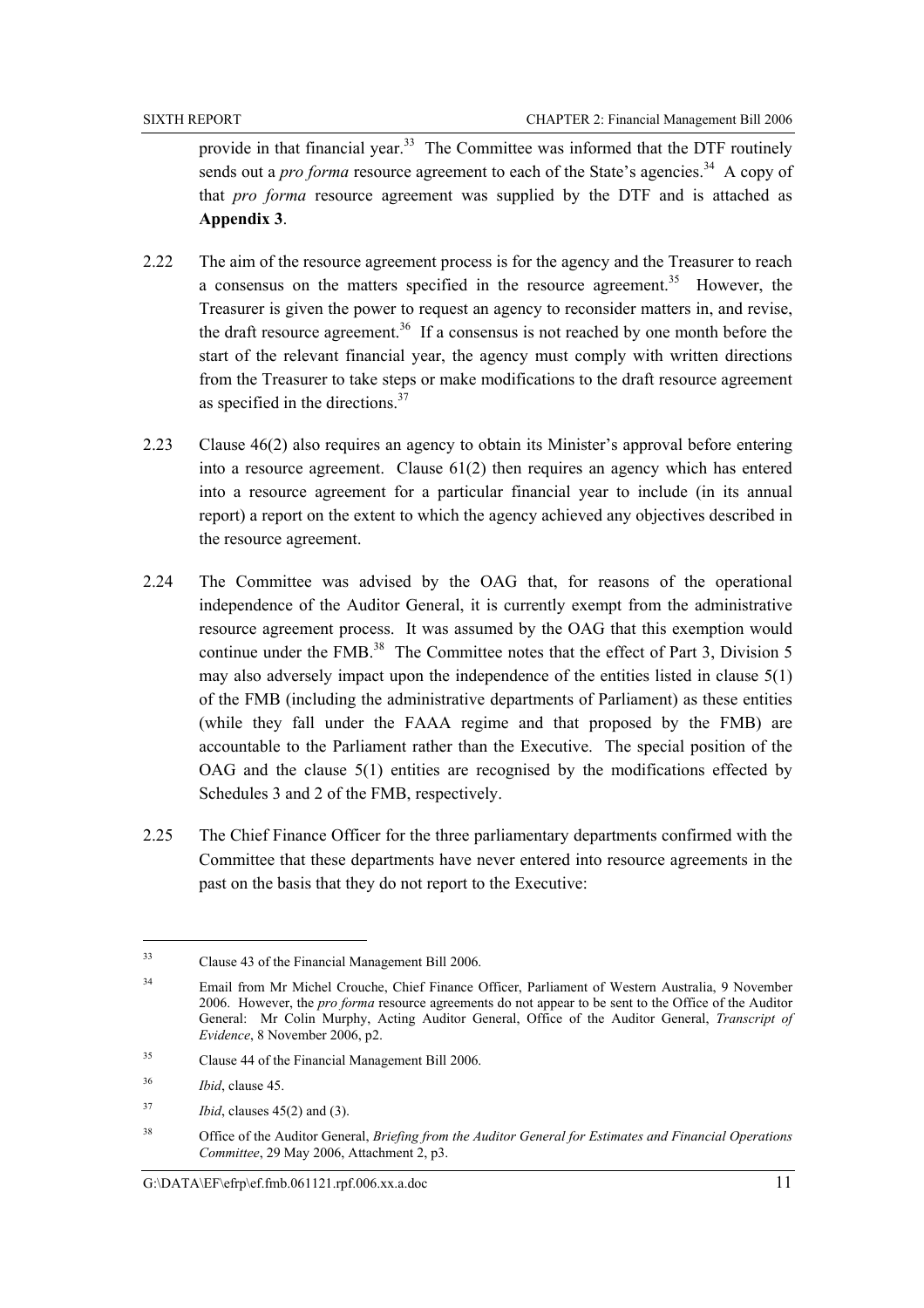provide in that financial year.[33] The Committee was informed that the DTF routinely sends out a *pro forma* resource agreement to each of the State's agencies.[34] A copy of that *pro forma* resource agreement was supplied by the DTF and is attached as **Appendix 3**.

2.22 The aim of the resource agreement process is for the agency and the Treasurer to reach a consensus on the matters specified in the resource agreement.[35] However, the Treasurer is given the power to request an agency to reconsider matters in, and revise, the draft resource agreement.[36] If a consensus is not reached by one month before the start of the relevant financial year, the agency must comply with written directions from the Treasurer to take steps or make modifications to the draft resource agreement as specified in the directions.[37]

2.23 Clause 46(2) also requires an agency to obtain its Minister's approval before entering into a resource agreement. Clause 61(2) then requires an agency which has entered into a resource agreement for a particular financial year to include (in its annual report) a report on the extent to which the agency achieved any objectives described in the resource agreement.

2.24 The Committee was advised by the OAG that, for reasons of the operational independence of the Auditor General, it is currently exempt from the administrative resource agreement process. It was assumed by the OAG that this exemption would continue under the FMB.[38] The Committee notes that the effect of Part 3, Division 5 may also adversely impact upon the independence of the entities listed in clause 5(1) of the FMB (including the administrative departments of Parliament) as these entities (while they fall under the FAAA regime and that proposed by the FMB) are accountable to the Parliament rather than the Executive. The special position of the OAG and the clause 5(1) entities are recognised by the modifications effected by Schedules 3 and 2 of the FMB, respectively.

2.25 The Chief Finance Officer for the three parliamentary departments confirmed with the Committee that these departments have never entered into resource agreements in the past on the basis that they do not report to the Executive:

---

[33] Clause 43 of the Financial Management Bill 2006.

[34] Email from Mr Michel Crouche, Chief Finance Officer, Parliament of Western Australia, 9 November 2006. However, the *pro forma* resource agreements do not appear to be sent to the Office of the Auditor General: Mr Colin Murphy, Acting Auditor General, Office of the Auditor General, *Transcript of Evidence*, 8 November 2006, p2.

[35] Clause 44 of the Financial Management Bill 2006.

[36] *Ibid*, clause 45.

[37] *Ibid*, clauses 45(2) and (3).

[38] Office of the Auditor General, *Briefing from the Auditor General for Estimates and Financial Operations Committee*, 29 May 2006, Attachment 2, p3.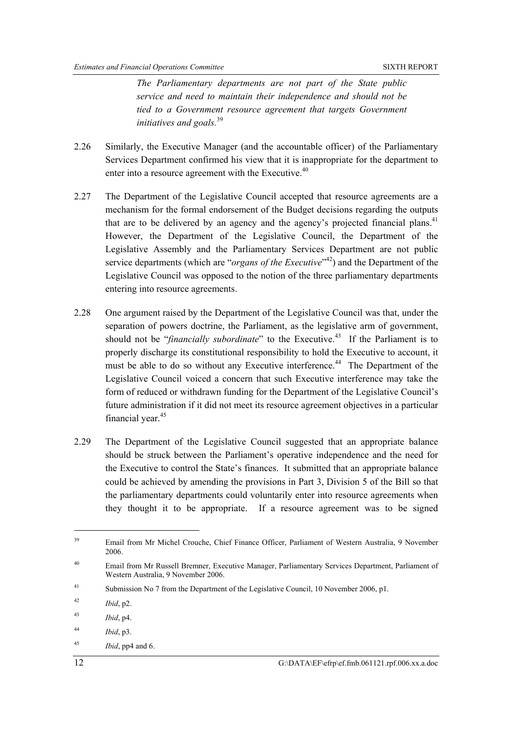> *The Parliamentary departments are not part of the State public service and need to maintain their independence and should not be tied to a Government resource agreement that targets Government initiatives and goals.*[39]

2.26 Similarly, the Executive Manager (and the accountable officer) of the Parliamentary Services Department confirmed his view that it is inappropriate for the department to enter into a resource agreement with the Executive.[40]

2.27 The Department of the Legislative Council accepted that resource agreements are a mechanism for the formal endorsement of the Budget decisions regarding the outputs that are to be delivered by an agency and the agency's projected financial plans.[41] However, the Department of the Legislative Council, the Department of the Legislative Assembly and the Parliamentary Services Department are not public service departments (which are "*organs of the Executive*"[42]) and the Department of the Legislative Council was opposed to the notion of the three parliamentary departments entering into resource agreements.

2.28 One argument raised by the Department of the Legislative Council was that, under the separation of powers doctrine, the Parliament, as the legislative arm of government, should not be "*financially subordinate*" to the Executive.[43] If the Parliament is to properly discharge its constitutional responsibility to hold the Executive to account, it must be able to do so without any Executive interference.[44] The Department of the Legislative Council voiced a concern that such Executive interference may take the form of reduced or withdrawn funding for the Department of the Legislative Council's future administration if it did not meet its resource agreement objectives in a particular financial year.[45]

2.29 The Department of the Legislative Council suggested that an appropriate balance should be struck between the Parliament's operative independence and the need for the Executive to control the State's finances. It submitted that an appropriate balance could be achieved by amending the provisions in Part 3, Division 5 of the Bill so that the parliamentary departments could voluntarily enter into resource agreements when they thought it to be appropriate. If a resource agreement was to be signed

---

[39] Email from Mr Michel Crouche, Chief Finance Officer, Parliament of Western Australia, 9 November 2006.

[40] Email from Mr Russell Bremner, Executive Manager, Parliamentary Services Department, Parliament of Western Australia, 9 November 2006.

[41] Submission No 7 from the Department of the Legislative Council, 10 November 2006, p1.

[42] *Ibid*, p2.

[43] *Ibid*, p4.

[44] *Ibid*, p3.

[45] *Ibid*, pp4 and 6.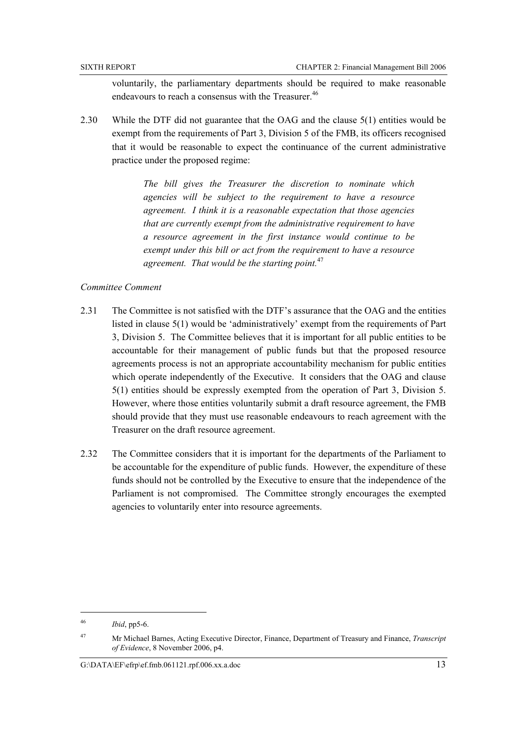voluntarily, the parliamentary departments should be required to make reasonable endeavours to reach a consensus with the Treasurer.[46]

2.30 While the DTF did not guarantee that the OAG and the clause 5(1) entities would be exempt from the requirements of Part 3, Division 5 of the FMB, its officers recognised that it would be reasonable to expect the continuance of the current administrative practice under the proposed regime:

> *The bill gives the Treasurer the discretion to nominate which agencies will be subject to the requirement to have a resource agreement. I think it is a reasonable expectation that those agencies that are currently exempt from the administrative requirement to have a resource agreement in the first instance would continue to be exempt under this bill or act from the requirement to have a resource agreement. That would be the starting point.*[47]

*Committee Comment*

2.31 The Committee is not satisfied with the DTF's assurance that the OAG and the entities listed in clause 5(1) would be 'administratively' exempt from the requirements of Part 3, Division 5. The Committee believes that it is important for all public entities to be accountable for their management of public funds but that the proposed resource agreements process is not an appropriate accountability mechanism for public entities which operate independently of the Executive. It considers that the OAG and clause 5(1) entities should be expressly exempted from the operation of Part 3, Division 5. However, where those entities voluntarily submit a draft resource agreement, the FMB should provide that they must use reasonable endeavours to reach agreement with the Treasurer on the draft resource agreement.

2.32 The Committee considers that it is important for the departments of the Parliament to be accountable for the expenditure of public funds. However, the expenditure of these funds should not be controlled by the Executive to ensure that the independence of the Parliament is not compromised. The Committee strongly encourages the exempted agencies to voluntarily enter into resource agreements.

---

[46] *Ibid*, pp5-6.

[47] Mr Michael Barnes, Acting Executive Director, Finance, Department of Treasury and Finance, *Transcript of Evidence*, 8 November 2006, p4.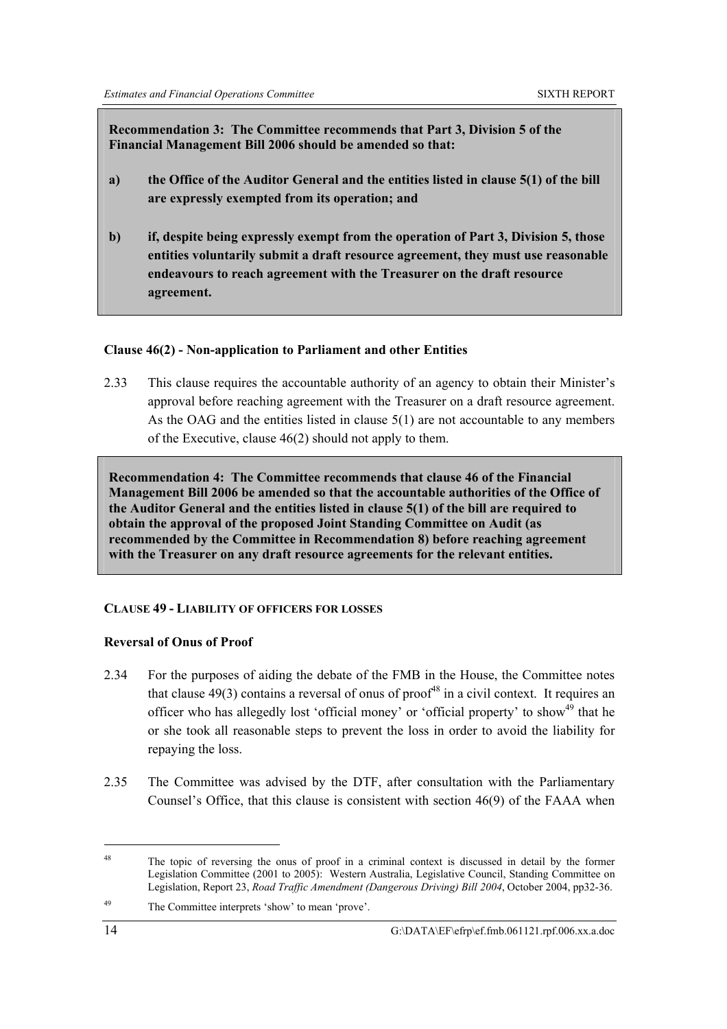**Recommendation 3: The Committee recommends that Part 3, Division 5 of the Financial Management Bill 2006 should be amended so that:**

**a) the Office of the Auditor General and the entities listed in clause 5(1) of the bill are expressly exempted from its operation; and**

**b) if, despite being expressly exempt from the operation of Part 3, Division 5, those entities voluntarily submit a draft resource agreement, they must use reasonable endeavours to reach agreement with the Treasurer on the draft resource agreement.**

**Clause 46(2) - Non-application to Parliament and other Entities**

2.33 This clause requires the accountable authority of an agency to obtain their Minister's approval before reaching agreement with the Treasurer on a draft resource agreement. As the OAG and the entities listed in clause 5(1) are not accountable to any members of the Executive, clause 46(2) should not apply to them.

**Recommendation 4: The Committee recommends that clause 46 of the Financial Management Bill 2006 be amended so that the accountable authorities of the Office of the Auditor General and the entities listed in clause 5(1) of the bill are required to obtain the approval of the proposed Joint Standing Committee on Audit (as recommended by the Committee in Recommendation 8) before reaching agreement with the Treasurer on any draft resource agreements for the relevant entities.**

### CLAUSE 49 - LIABILITY OF OFFICERS FOR LOSSES

**Reversal of Onus of Proof**

2.34 For the purposes of aiding the debate of the FMB in the House, the Committee notes that clause 49(3) contains a reversal of onus of proof[48] in a civil context. It requires an officer who has allegedly lost 'official money' or 'official property' to show[49] that he or she took all reasonable steps to prevent the loss in order to avoid the liability for repaying the loss.

2.35 The Committee was advised by the DTF, after consultation with the Parliamentary Counsel's Office, that this clause is consistent with section 46(9) of the FAAA when

[48] The topic of reversing the onus of proof in a criminal context is discussed in detail by the former Legislation Committee (2001 to 2005): Western Australia, Legislative Council, Standing Committee on Legislation, Report 23, *Road Traffic Amendment (Dangerous Driving) Bill 2004*, October 2004, pp32-36.

[49] The Committee interprets 'show' to mean 'prove'.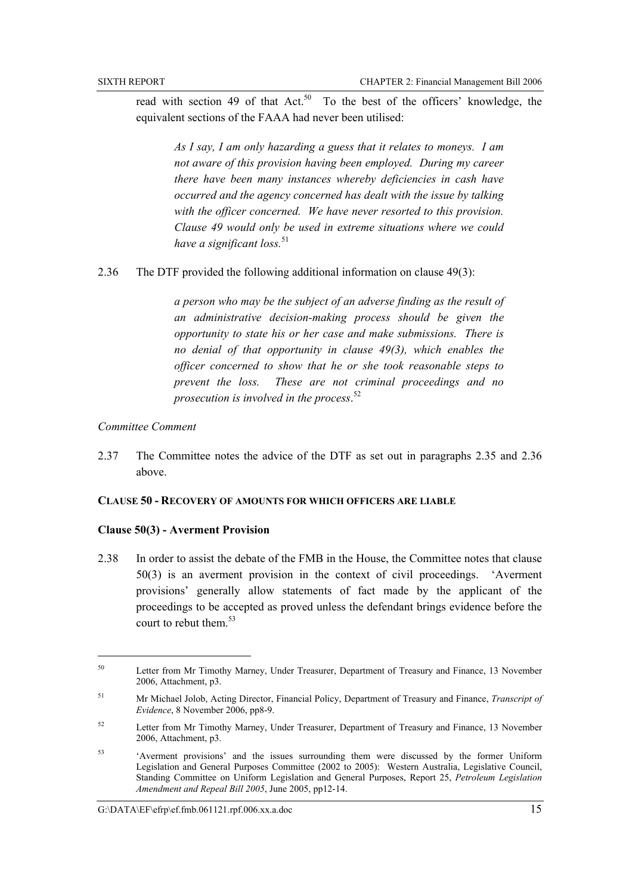read with section 49 of that Act.[50] To the best of the officers' knowledge, the equivalent sections of the FAAA had never been utilised:

> *As I say, I am only hazarding a guess that it relates to moneys. I am not aware of this provision having been employed. During my career there have been many instances whereby deficiencies in cash have occurred and the agency concerned has dealt with the issue by talking with the officer concerned. We have never resorted to this provision. Clause 49 would only be used in extreme situations where we could have a significant loss.*[51]

2.36 The DTF provided the following additional information on clause 49(3):

> *a person who may be the subject of an adverse finding as the result of an administrative decision-making process should be given the opportunity to state his or her case and make submissions. There is no denial of that opportunity in clause 49(3), which enables the officer concerned to show that he or she took reasonable steps to prevent the loss. These are not criminal proceedings and no prosecution is involved in the process*.[52]

*Committee Comment*

2.37 The Committee notes the advice of the DTF as set out in paragraphs 2.35 and 2.36 above.

**CLAUSE 50 - RECOVERY OF AMOUNTS FOR WHICH OFFICERS ARE LIABLE**

**Clause 50(3) - Averment Provision**

2.38 In order to assist the debate of the FMB in the House, the Committee notes that clause 50(3) is an averment provision in the context of civil proceedings. 'Averment provisions' generally allow statements of fact made by the applicant of the proceedings to be accepted as proved unless the defendant brings evidence before the court to rebut them.[53]

---

[50] Letter from Mr Timothy Marney, Under Treasurer, Department of Treasury and Finance, 13 November 2006, Attachment, p3.

[51] Mr Michael Jolob, Acting Director, Financial Policy, Department of Treasury and Finance, *Transcript of Evidence*, 8 November 2006, pp8-9.

[52] Letter from Mr Timothy Marney, Under Treasurer, Department of Treasury and Finance, 13 November 2006, Attachment, p3.

[53] 'Averment provisions' and the issues surrounding them were discussed by the former Uniform Legislation and General Purposes Committee (2002 to 2005): Western Australia, Legislative Council, Standing Committee on Uniform Legislation and General Purposes, Report 25, *Petroleum Legislation Amendment and Repeal Bill 2005*, June 2005, pp12-14.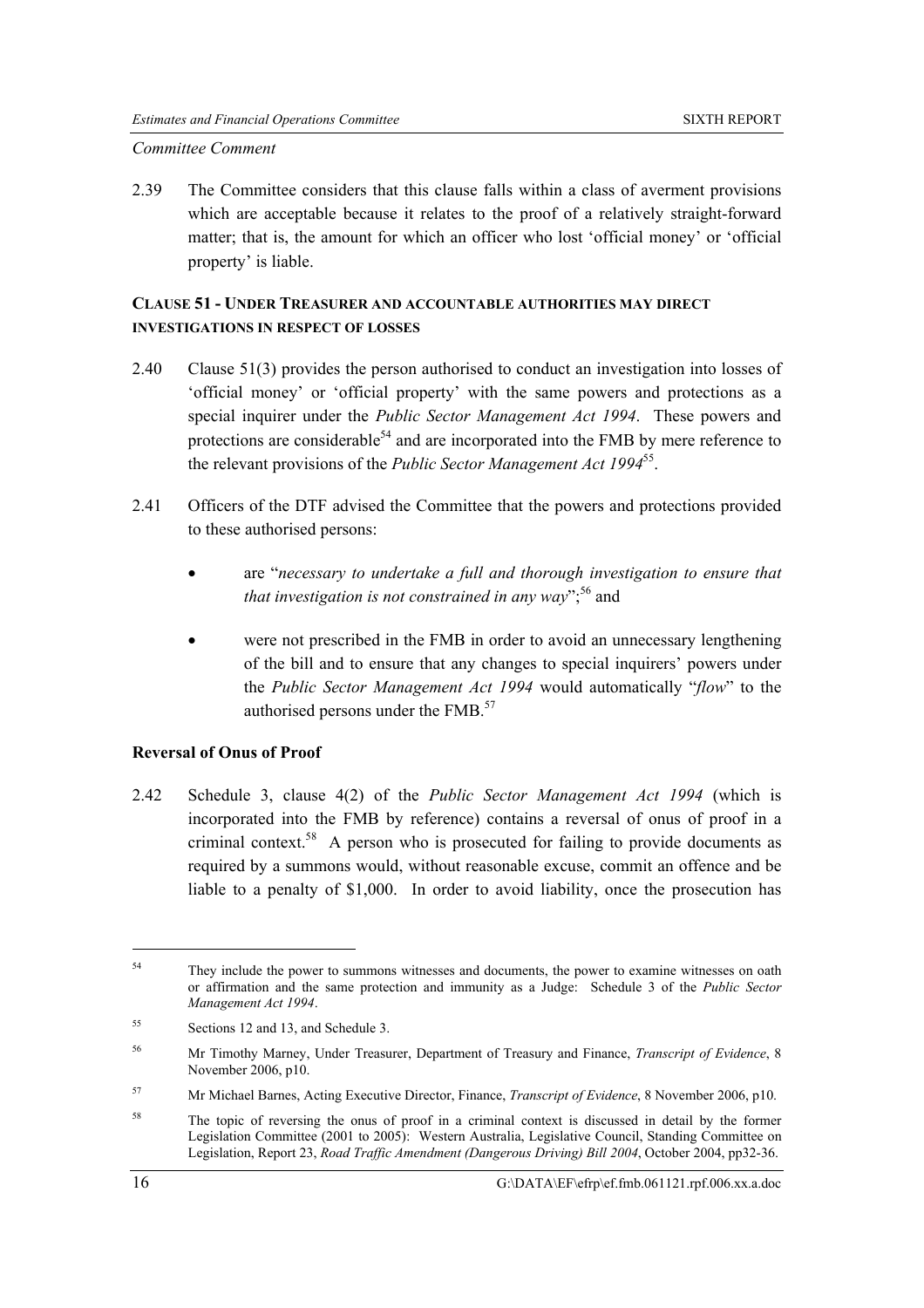*Committee Comment*

2.39 The Committee considers that this clause falls within a class of averment provisions which are acceptable because it relates to the proof of a relatively straight-forward matter; that is, the amount for which an officer who lost 'official money' or 'official property' is liable.

### CLAUSE 51 - UNDER TREASURER AND ACCOUNTABLE AUTHORITIES MAY DIRECT INVESTIGATIONS IN RESPECT OF LOSSES

2.40 Clause 51(3) provides the person authorised to conduct an investigation into losses of 'official money' or 'official property' with the same powers and protections as a special inquirer under the *Public Sector Management Act 1994*. These powers and protections are considerable[54] and are incorporated into the FMB by mere reference to the relevant provisions of the *Public Sector Management Act 1994*[55].

2.41 Officers of the DTF advised the Committee that the powers and protections provided to these authorised persons:

- are "*necessary to undertake a full and thorough investigation to ensure that that investigation is not constrained in any way*";[56] and
- were not prescribed in the FMB in order to avoid an unnecessary lengthening of the bill and to ensure that any changes to special inquirers' powers under the *Public Sector Management Act 1994* would automatically "*flow*" to the authorised persons under the FMB.[57]

**Reversal of Onus of Proof**

2.42 Schedule 3, clause 4(2) of the *Public Sector Management Act 1994* (which is incorporated into the FMB by reference) contains a reversal of onus of proof in a criminal context.[58] A person who is prosecuted for failing to provide documents as required by a summons would, without reasonable excuse, commit an offence and be liable to a penalty of $1,000. In order to avoid liability, once the prosecution has

---

[54] They include the power to summons witnesses and documents, the power to examine witnesses on oath or affirmation and the same protection and immunity as a Judge: Schedule 3 of the *Public Sector Management Act 1994*.

[55] Sections 12 and 13, and Schedule 3.

[56] Mr Timothy Marney, Under Treasurer, Department of Treasury and Finance, *Transcript of Evidence*, 8 November 2006, p10.

[57] Mr Michael Barnes, Acting Executive Director, Finance, *Transcript of Evidence*, 8 November 2006, p10.

[58] The topic of reversing the onus of proof in a criminal context is discussed in detail by the former Legislation Committee (2001 to 2005): Western Australia, Legislative Council, Standing Committee on Legislation, Report 23, *Road Traffic Amendment (Dangerous Driving) Bill 2004*, October 2004, pp32-36.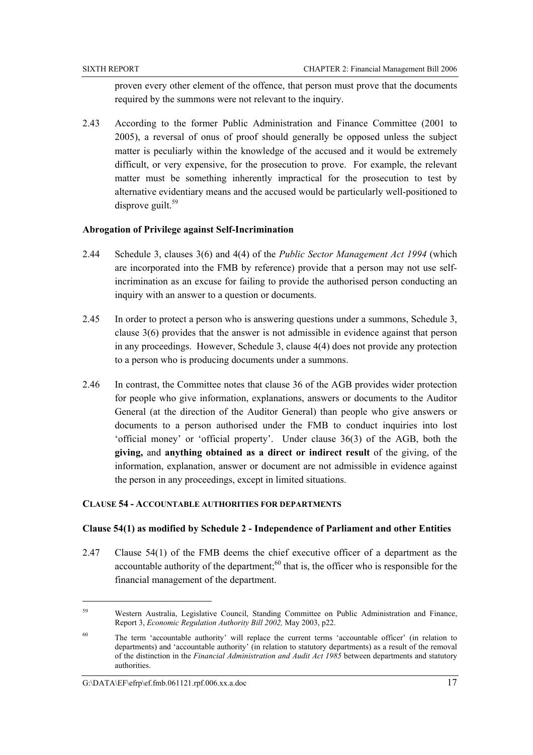proven every other element of the offence, that person must prove that the documents required by the summons were not relevant to the inquiry.

2.43 According to the former Public Administration and Finance Committee (2001 to 2005), a reversal of onus of proof should generally be opposed unless the subject matter is peculiarly within the knowledge of the accused and it would be extremely difficult, or very expensive, for the prosecution to prove. For example, the relevant matter must be something inherently impractical for the prosecution to test by alternative evidentiary means and the accused would be particularly well-positioned to disprove guilt.[59]

**Abrogation of Privilege against Self-Incrimination**

2.44 Schedule 3, clauses 3(6) and 4(4) of the *Public Sector Management Act 1994* (which are incorporated into the FMB by reference) provide that a person may not use self-incrimination as an excuse for failing to provide the authorised person conducting an inquiry with an answer to a question or documents.

2.45 In order to protect a person who is answering questions under a summons, Schedule 3, clause 3(6) provides that the answer is not admissible in evidence against that person in any proceedings. However, Schedule 3, clause 4(4) does not provide any protection to a person who is producing documents under a summons.

2.46 In contrast, the Committee notes that clause 36 of the AGB provides wider protection for people who give information, explanations, answers or documents to the Auditor General (at the direction of the Auditor General) than people who give answers or documents to a person authorised under the FMB to conduct inquiries into lost 'official money' or 'official property'. Under clause 36(3) of the AGB, both the **giving,** and **anything obtained as a direct or indirect result** of the giving, of the information, explanation, answer or document are not admissible in evidence against the person in any proceedings, except in limited situations.

### CLAUSE 54 - ACCOUNTABLE AUTHORITIES FOR DEPARTMENTS

**Clause 54(1) as modified by Schedule 2 - Independence of Parliament and other Entities**

2.47 Clause 54(1) of the FMB deems the chief executive officer of a department as the accountable authority of the department;[60] that is, the officer who is responsible for the financial management of the department.

---

[59] Western Australia, Legislative Council, Standing Committee on Public Administration and Finance, Report 3, *Economic Regulation Authority Bill 2002,* May 2003, p22.

[60] The term 'accountable authority' will replace the current terms 'accountable officer' (in relation to departments) and 'accountable authority' (in relation to statutory departments) as a result of the removal of the distinction in the *Financial Administration and Audit Act 1985* between departments and statutory authorities.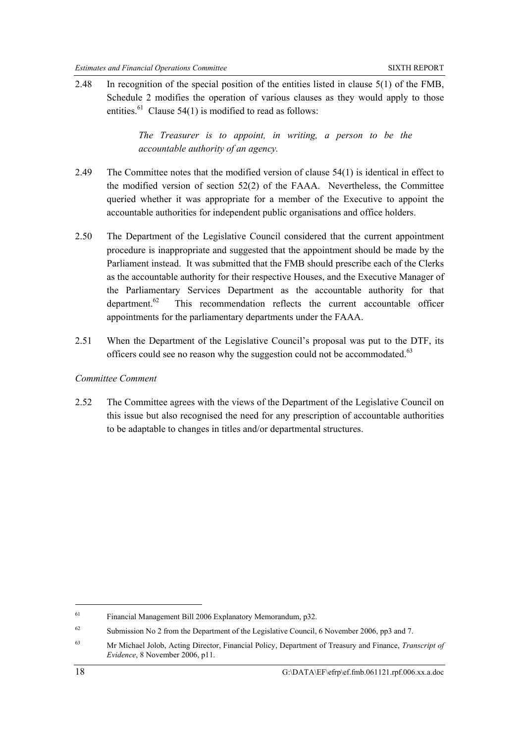2.48 In recognition of the special position of the entities listed in clause 5(1) of the FMB, Schedule 2 modifies the operation of various clauses as they would apply to those entities.[61] Clause 54(1) is modified to read as follows:

> *The Treasurer is to appoint, in writing, a person to be the accountable authority of an agency.*

2.49 The Committee notes that the modified version of clause 54(1) is identical in effect to the modified version of section 52(2) of the FAAA. Nevertheless, the Committee queried whether it was appropriate for a member of the Executive to appoint the accountable authorities for independent public organisations and office holders.

2.50 The Department of the Legislative Council considered that the current appointment procedure is inappropriate and suggested that the appointment should be made by the Parliament instead. It was submitted that the FMB should prescribe each of the Clerks as the accountable authority for their respective Houses, and the Executive Manager of the Parliamentary Services Department as the accountable authority for that department.[62] This recommendation reflects the current accountable officer appointments for the parliamentary departments under the FAAA.

2.51 When the Department of the Legislative Council's proposal was put to the DTF, its officers could see no reason why the suggestion could not be accommodated.[63]

*Committee Comment*

2.52 The Committee agrees with the views of the Department of the Legislative Council on this issue but also recognised the need for any prescription of accountable authorities to be adaptable to changes in titles and/or departmental structures.

---

[61] Financial Management Bill 2006 Explanatory Memorandum, p32.

[62] Submission No 2 from the Department of the Legislative Council, 6 November 2006, pp3 and 7.

[63] Mr Michael Jolob, Acting Director, Financial Policy, Department of Treasury and Finance, *Transcript of Evidence*, 8 November 2006, p11.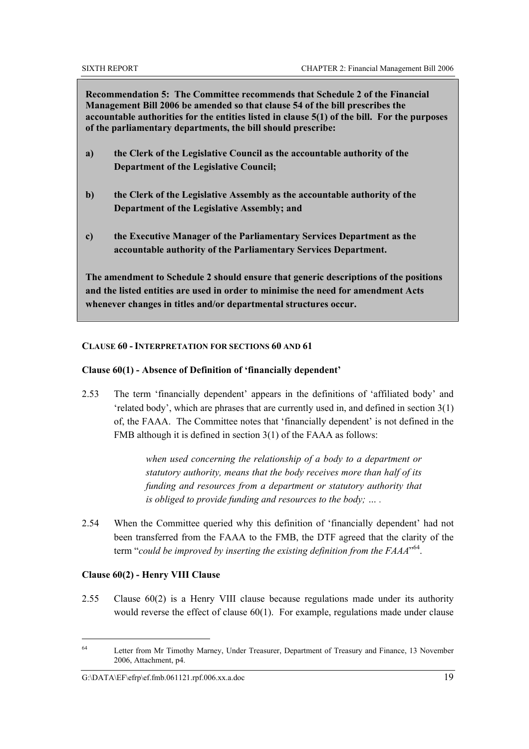**Recommendation 5: The Committee recommends that Schedule 2 of the Financial Management Bill 2006 be amended so that clause 54 of the bill prescribes the accountable authorities for the entities listed in clause 5(1) of the bill. For the purposes of the parliamentary departments, the bill should prescribe:**

**a) the Clerk of the Legislative Council as the accountable authority of the Department of the Legislative Council;**

**b) the Clerk of the Legislative Assembly as the accountable authority of the Department of the Legislative Assembly; and**

**c) the Executive Manager of the Parliamentary Services Department as the accountable authority of the Parliamentary Services Department.**

**The amendment to Schedule 2 should ensure that generic descriptions of the positions and the listed entities are used in order to minimise the need for amendment Acts whenever changes in titles and/or departmental structures occur.**

### CLAUSE 60 - INTERPRETATION FOR SECTIONS 60 AND 61

#### Clause 60(1) - Absence of Definition of 'financially dependent'

2.53 The term 'financially dependent' appears in the definitions of 'affiliated body' and 'related body', which are phrases that are currently used in, and defined in section 3(1) of, the FAAA. The Committee notes that 'financially dependent' is not defined in the FMB although it is defined in section 3(1) of the FAAA as follows:

> *when used concerning the relationship of a body to a department or statutory authority, means that the body receives more than half of its funding and resources from a department or statutory authority that is obliged to provide funding and resources to the body; … .*

2.54 When the Committee queried why this definition of 'financially dependent' had not been transferred from the FAAA to the FMB, the DTF agreed that the clarity of the term "*could be improved by inserting the existing definition from the FAAA*"[64].

#### Clause 60(2) - Henry VIII Clause

2.55 Clause 60(2) is a Henry VIII clause because regulations made under its authority would reverse the effect of clause 60(1). For example, regulations made under clause

[64] Letter from Mr Timothy Marney, Under Treasurer, Department of Treasury and Finance, 13 November 2006, Attachment, p4.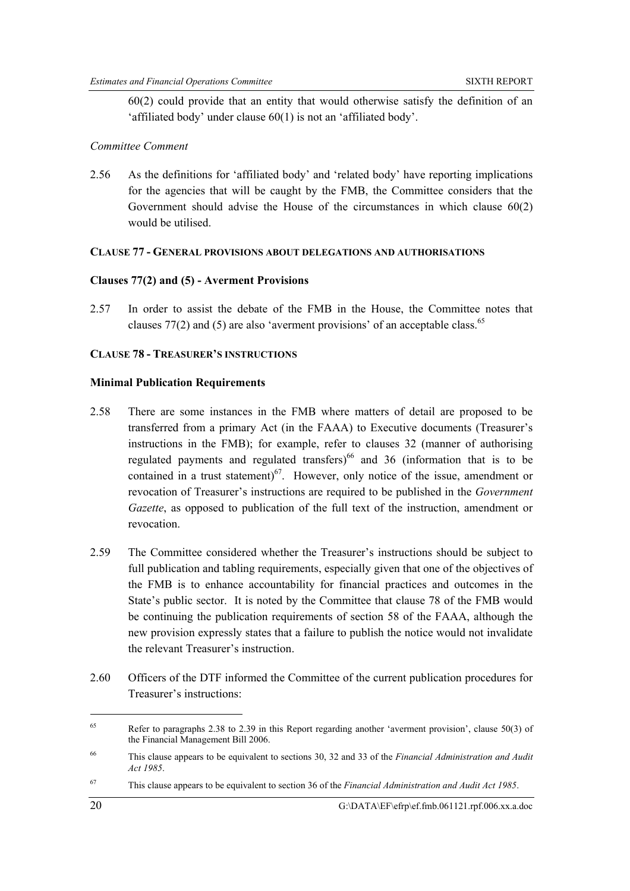60(2) could provide that an entity that would otherwise satisfy the definition of an 'affiliated body' under clause 60(1) is not an 'affiliated body'.

*Committee Comment*

2.56 As the definitions for 'affiliated body' and 'related body' have reporting implications for the agencies that will be caught by the FMB, the Committee considers that the Government should advise the House of the circumstances in which clause 60(2) would be utilised.

### CLAUSE 77 - GENERAL PROVISIONS ABOUT DELEGATIONS AND AUTHORISATIONS

#### Clauses 77(2) and (5) - Averment Provisions

2.57 In order to assist the debate of the FMB in the House, the Committee notes that clauses 77(2) and (5) are also 'averment provisions' of an acceptable class.[65]

### CLAUSE 78 - TREASURER'S INSTRUCTIONS

#### Minimal Publication Requirements

2.58 There are some instances in the FMB where matters of detail are proposed to be transferred from a primary Act (in the FAAA) to Executive documents (Treasurer's instructions in the FMB); for example, refer to clauses 32 (manner of authorising regulated payments and regulated transfers)[66] and 36 (information that is to be contained in a trust statement)[67]. However, only notice of the issue, amendment or revocation of Treasurer's instructions are required to be published in the *Government Gazette*, as opposed to publication of the full text of the instruction, amendment or revocation.

2.59 The Committee considered whether the Treasurer's instructions should be subject to full publication and tabling requirements, especially given that one of the objectives of the FMB is to enhance accountability for financial practices and outcomes in the State's public sector. It is noted by the Committee that clause 78 of the FMB would be continuing the publication requirements of section 58 of the FAAA, although the new provision expressly states that a failure to publish the notice would not invalidate the relevant Treasurer's instruction.

2.60 Officers of the DTF informed the Committee of the current publication procedures for Treasurer's instructions:

---

[65] Refer to paragraphs 2.38 to 2.39 in this Report regarding another 'averment provision', clause 50(3) of the Financial Management Bill 2006.

[66] This clause appears to be equivalent to sections 30, 32 and 33 of the *Financial Administration and Audit Act 1985*.

[67] This clause appears to be equivalent to section 36 of the *Financial Administration and Audit Act 1985*.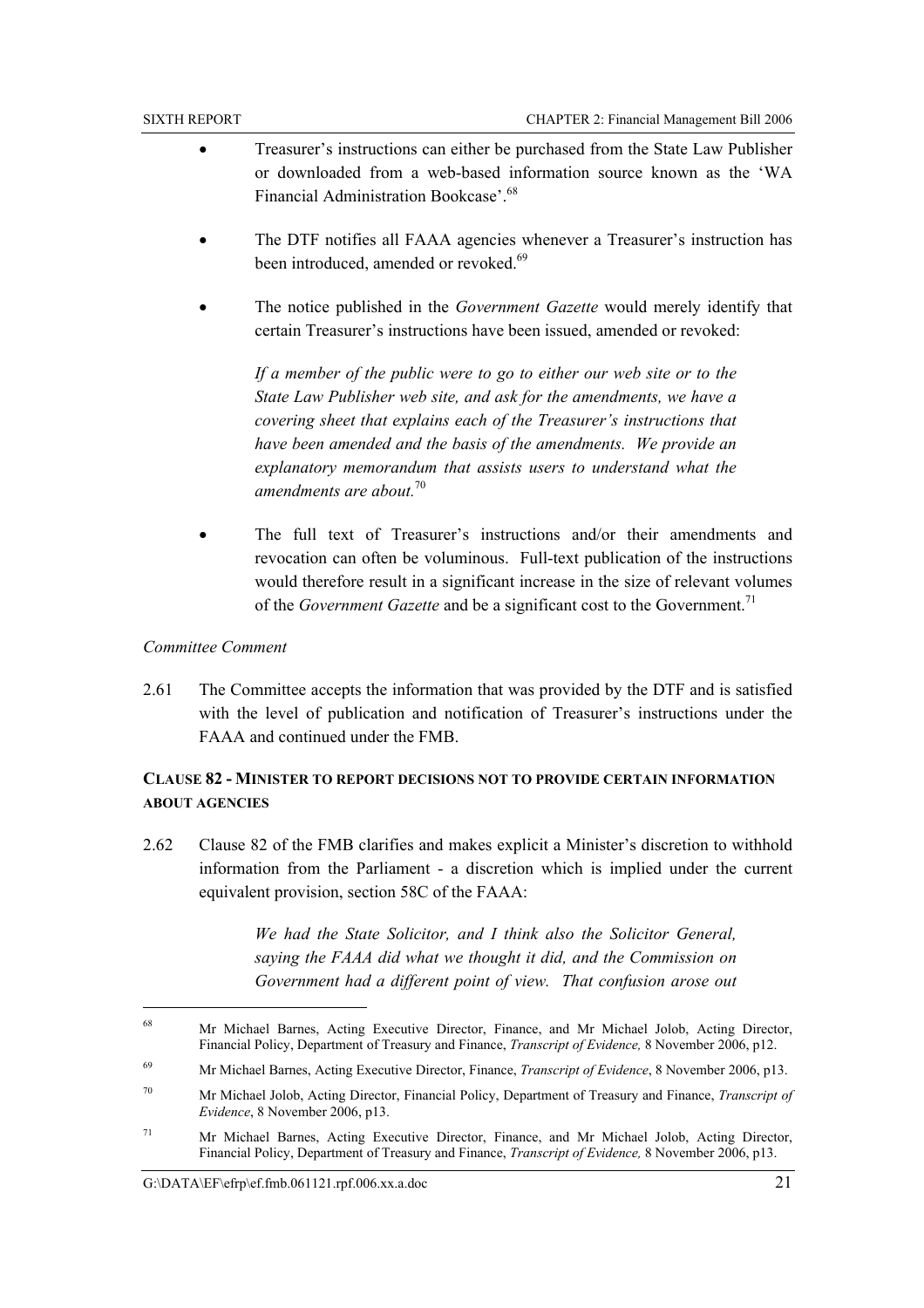- Treasurer's instructions can either be purchased from the State Law Publisher or downloaded from a web-based information source known as the 'WA Financial Administration Bookcase'.[68]

- The DTF notifies all FAAA agencies whenever a Treasurer's instruction has been introduced, amended or revoked.[69]

- The notice published in the *Government Gazette* would merely identify that certain Treasurer's instructions have been issued, amended or revoked:

  > *If a member of the public were to go to either our web site or to the State Law Publisher web site, and ask for the amendments, we have a covering sheet that explains each of the Treasurer's instructions that have been amended and the basis of the amendments. We provide an explanatory memorandum that assists users to understand what the amendments are about.*[70]

- The full text of Treasurer's instructions and/or their amendments and revocation can often be voluminous. Full-text publication of the instructions would therefore result in a significant increase in the size of relevant volumes of the *Government Gazette* and be a significant cost to the Government.[71]

*Committee Comment*

2.61 The Committee accepts the information that was provided by the DTF and is satisfied with the level of publication and notification of Treasurer's instructions under the FAAA and continued under the FMB.

### CLAUSE 82 - MINISTER TO REPORT DECISIONS NOT TO PROVIDE CERTAIN INFORMATION ABOUT AGENCIES

2.62 Clause 82 of the FMB clarifies and makes explicit a Minister's discretion to withhold information from the Parliament - a discretion which is implied under the current equivalent provision, section 58C of the FAAA:

> *We had the State Solicitor, and I think also the Solicitor General, saying the FAAA did what we thought it did, and the Commission on Government had a different point of view. That confusion arose out*

---

[68] Mr Michael Barnes, Acting Executive Director, Finance, and Mr Michael Jolob, Acting Director, Financial Policy, Department of Treasury and Finance, *Transcript of Evidence,* 8 November 2006, p12.

[69] Mr Michael Barnes, Acting Executive Director, Finance, *Transcript of Evidence*, 8 November 2006, p13.

[70] Mr Michael Jolob, Acting Director, Financial Policy, Department of Treasury and Finance, *Transcript of Evidence*, 8 November 2006, p13.

[71] Mr Michael Barnes, Acting Executive Director, Finance, and Mr Michael Jolob, Acting Director, Financial Policy, Department of Treasury and Finance, *Transcript of Evidence,* 8 November 2006, p13.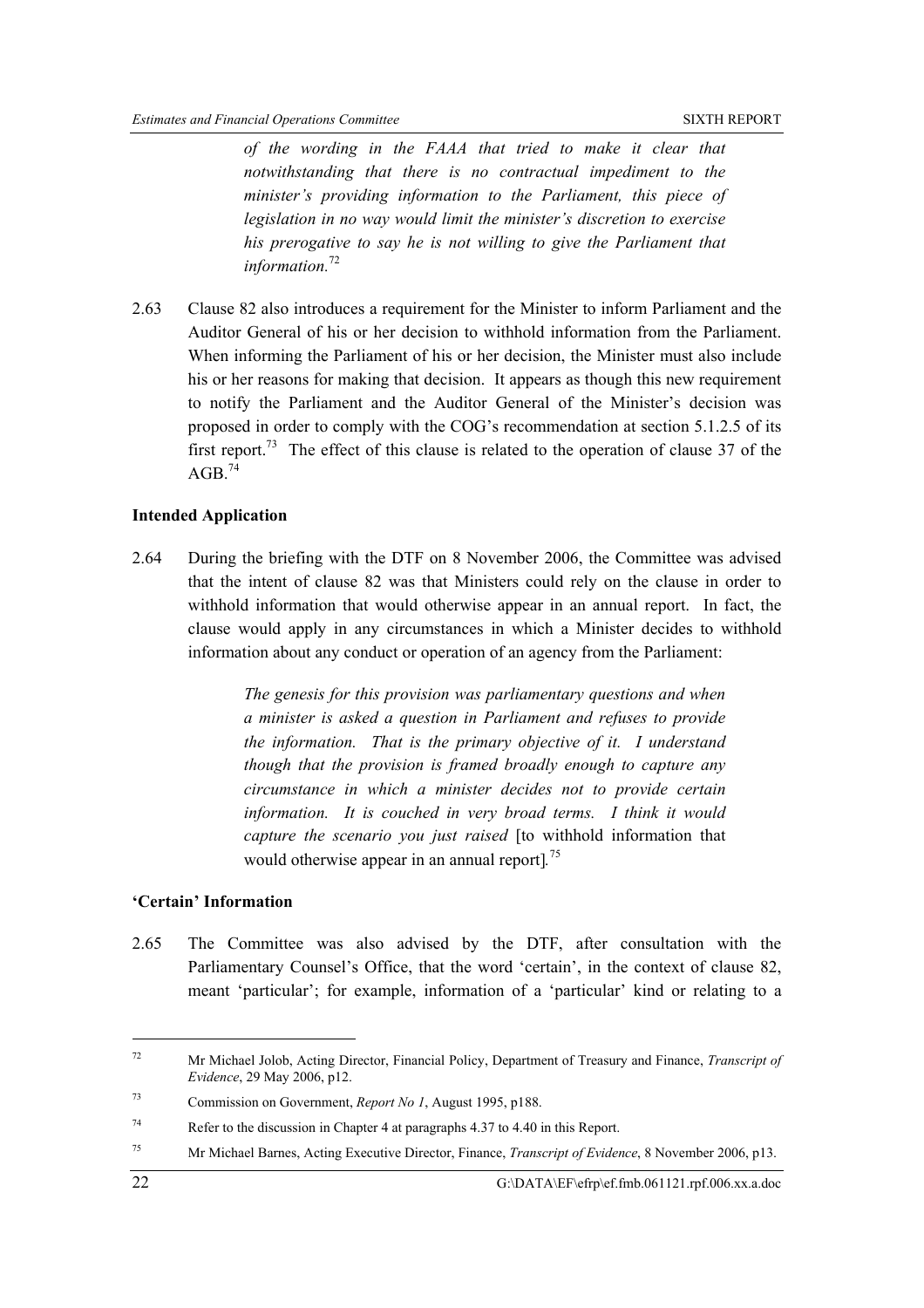*of the wording in the FAAA that tried to make it clear that notwithstanding that there is no contractual impediment to the minister's providing information to the Parliament, this piece of legislation in no way would limit the minister's discretion to exercise his prerogative to say he is not willing to give the Parliament that information.*[72]

2.63 Clause 82 also introduces a requirement for the Minister to inform Parliament and the Auditor General of his or her decision to withhold information from the Parliament. When informing the Parliament of his or her decision, the Minister must also include his or her reasons for making that decision. It appears as though this new requirement to notify the Parliament and the Auditor General of the Minister's decision was proposed in order to comply with the COG's recommendation at section 5.1.2.5 of its first report.[73] The effect of this clause is related to the operation of clause 37 of the AGB.[74]

**Intended Application**

2.64 During the briefing with the DTF on 8 November 2006, the Committee was advised that the intent of clause 82 was that Ministers could rely on the clause in order to withhold information that would otherwise appear in an annual report. In fact, the clause would apply in any circumstances in which a Minister decides to withhold information about any conduct or operation of an agency from the Parliament:

> *The genesis for this provision was parliamentary questions and when a minister is asked a question in Parliament and refuses to provide the information. That is the primary objective of it. I understand though that the provision is framed broadly enough to capture any circumstance in which a minister decides not to provide certain information. It is couched in very broad terms. I think it would capture the scenario you just raised* [to withhold information that would otherwise appear in an annual report]*.*[75]

**'Certain' Information**

2.65 The Committee was also advised by the DTF, after consultation with the Parliamentary Counsel's Office, that the word 'certain', in the context of clause 82, meant 'particular'; for example, information of a 'particular' kind or relating to a

---

[72] Mr Michael Jolob, Acting Director, Financial Policy, Department of Treasury and Finance, *Transcript of Evidence*, 29 May 2006, p12.

[73] Commission on Government, *Report No 1*, August 1995, p188.

[74] Refer to the discussion in Chapter 4 at paragraphs 4.37 to 4.40 in this Report.

[75] Mr Michael Barnes, Acting Executive Director, Finance, *Transcript of Evidence*, 8 November 2006, p13.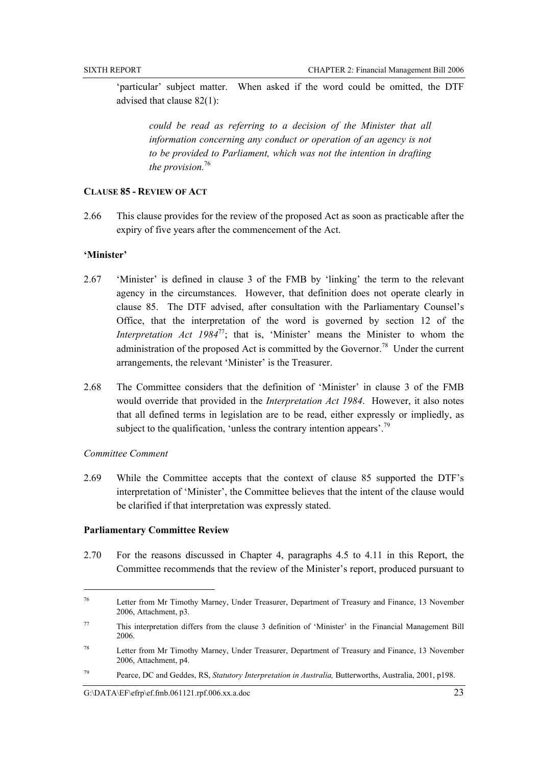'particular' subject matter. When asked if the word could be omitted, the DTF advised that clause 82(1):

> *could be read as referring to a decision of the Minister that all information concerning any conduct or operation of an agency is not to be provided to Parliament, which was not the intention in drafting the provision.*[76]

**CLAUSE 85 - REVIEW OF ACT**

2.66 This clause provides for the review of the proposed Act as soon as practicable after the expiry of five years after the commencement of the Act.

**'Minister'**

2.67 'Minister' is defined in clause 3 of the FMB by 'linking' the term to the relevant agency in the circumstances. However, that definition does not operate clearly in clause 85. The DTF advised, after consultation with the Parliamentary Counsel's Office, that the interpretation of the word is governed by section 12 of the *Interpretation Act 1984*[77]; that is, 'Minister' means the Minister to whom the administration of the proposed Act is committed by the Governor.[78] Under the current arrangements, the relevant 'Minister' is the Treasurer.

2.68 The Committee considers that the definition of 'Minister' in clause 3 of the FMB would override that provided in the *Interpretation Act 1984*. However, it also notes that all defined terms in legislation are to be read, either expressly or impliedly, as subject to the qualification, 'unless the contrary intention appears'.[79]

*Committee Comment*

2.69 While the Committee accepts that the context of clause 85 supported the DTF's interpretation of 'Minister', the Committee believes that the intent of the clause would be clarified if that interpretation was expressly stated.

**Parliamentary Committee Review**

2.70 For the reasons discussed in Chapter 4, paragraphs 4.5 to 4.11 in this Report, the Committee recommends that the review of the Minister's report, produced pursuant to

---

[76] Letter from Mr Timothy Marney, Under Treasurer, Department of Treasury and Finance, 13 November 2006, Attachment, p3.

[77] This interpretation differs from the clause 3 definition of 'Minister' in the Financial Management Bill 2006.

[78] Letter from Mr Timothy Marney, Under Treasurer, Department of Treasury and Finance, 13 November 2006, Attachment, p4.

[79] Pearce, DC and Geddes, RS, *Statutory Interpretation in Australia,* Butterworths, Australia, 2001, p198.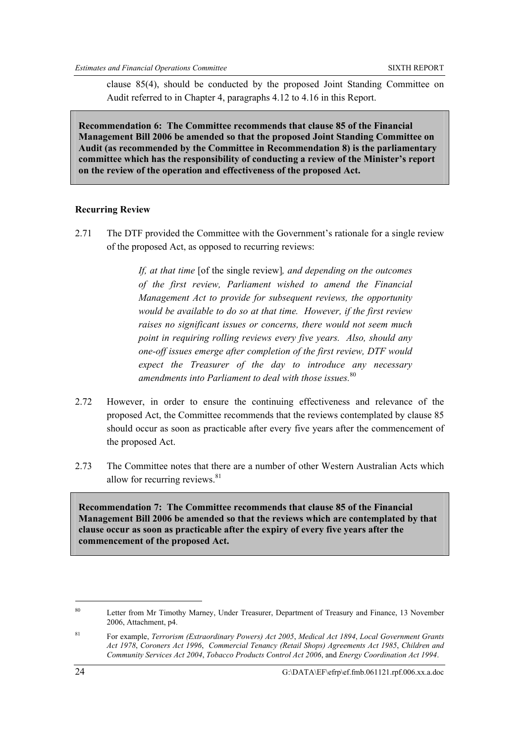clause 85(4), should be conducted by the proposed Joint Standing Committee on Audit referred to in Chapter 4, paragraphs 4.12 to 4.16 in this Report.

**Recommendation 6: The Committee recommends that clause 85 of the Financial Management Bill 2006 be amended so that the proposed Joint Standing Committee on Audit (as recommended by the Committee in Recommendation 8) is the parliamentary committee which has the responsibility of conducting a review of the Minister's report on the review of the operation and effectiveness of the proposed Act.**

**Recurring Review**

2.71 The DTF provided the Committee with the Government's rationale for a single review of the proposed Act, as opposed to recurring reviews:

> *If, at that time* [of the single review]*, and depending on the outcomes of the first review, Parliament wished to amend the Financial Management Act to provide for subsequent reviews, the opportunity would be available to do so at that time. However, if the first review raises no significant issues or concerns, there would not seem much point in requiring rolling reviews every five years. Also, should any one-off issues emerge after completion of the first review, DTF would expect the Treasurer of the day to introduce any necessary amendments into Parliament to deal with those issues.*[80]

2.72 However, in order to ensure the continuing effectiveness and relevance of the proposed Act, the Committee recommends that the reviews contemplated by clause 85 should occur as soon as practicable after every five years after the commencement of the proposed Act.

2.73 The Committee notes that there are a number of other Western Australian Acts which allow for recurring reviews.[81]

**Recommendation 7: The Committee recommends that clause 85 of the Financial Management Bill 2006 be amended so that the reviews which are contemplated by that clause occur as soon as practicable after the expiry of every five years after the commencement of the proposed Act.**

---

[80] Letter from Mr Timothy Marney, Under Treasurer, Department of Treasury and Finance, 13 November 2006, Attachment, p4.

[81] For example, *Terrorism (Extraordinary Powers) Act 2005*, *Medical Act 1894*, *Local Government Grants Act 1978*, *Coroners Act 1996*, *Commercial Tenancy (Retail Shops) Agreements Act 1985*, *Children and Community Services Act 2004*, *Tobacco Products Control Act 2006*, and *Energy Coordination Act 1994*.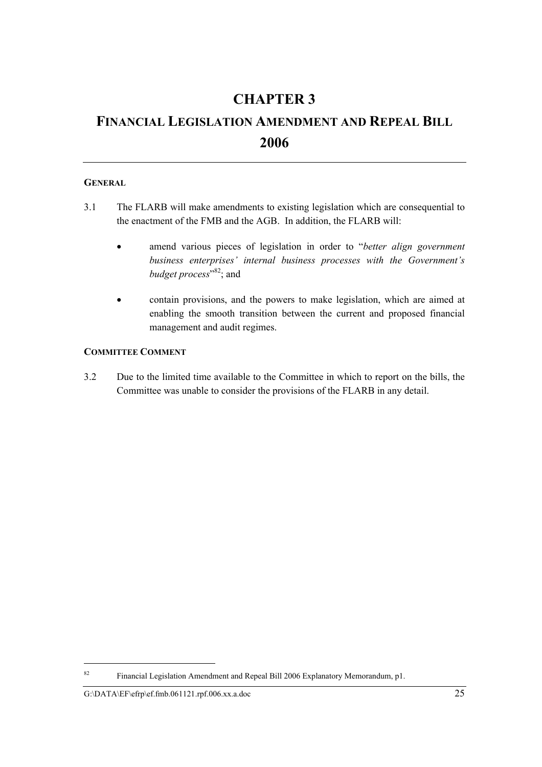# CHAPTER 3

# FINANCIAL LEGISLATION AMENDMENT AND REPEAL BILL 2006

**GENERAL**

3.1 The FLARB will make amendments to existing legislation which are consequential to the enactment of the FMB and the AGB. In addition, the FLARB will:

- amend various pieces of legislation in order to "*better align government business enterprises' internal business processes with the Government's budget process*"[82]; and
- contain provisions, and the powers to make legislation, which are aimed at enabling the smooth transition between the current and proposed financial management and audit regimes.

**COMMITTEE COMMENT**

3.2 Due to the limited time available to the Committee in which to report on the bills, the Committee was unable to consider the provisions of the FLARB in any detail.

---

[82] Financial Legislation Amendment and Repeal Bill 2006 Explanatory Memorandum, p1.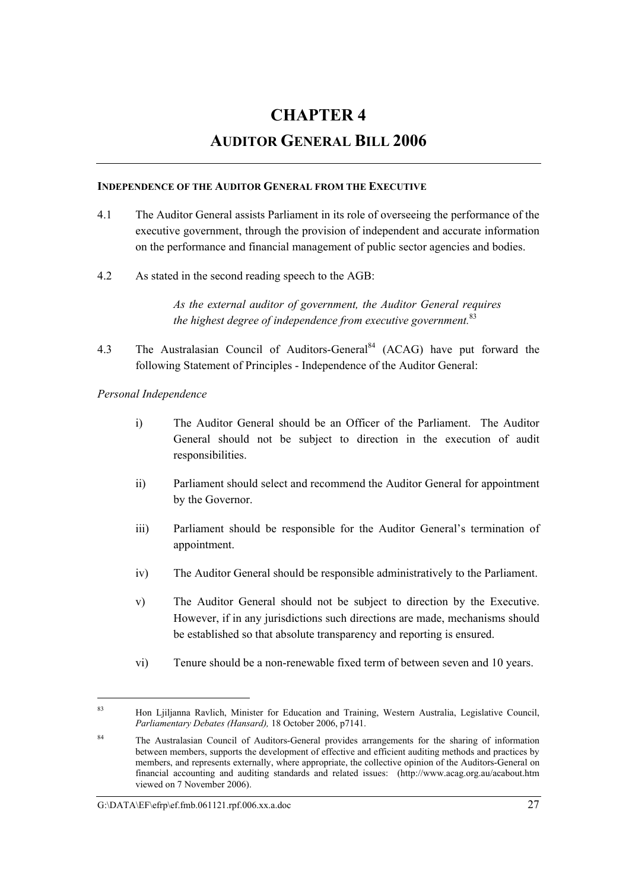# CHAPTER 4

## AUDITOR GENERAL BILL 2006

**INDEPENDENCE OF THE AUDITOR GENERAL FROM THE EXECUTIVE**

4.1 The Auditor General assists Parliament in its role of overseeing the performance of the executive government, through the provision of independent and accurate information on the performance and financial management of public sector agencies and bodies.

4.2 As stated in the second reading speech to the AGB:

> *As the external auditor of government, the Auditor General requires the highest degree of independence from executive government.*[83]

4.3 The Australasian Council of Auditors-General[84] (ACAG) have put forward the following Statement of Principles - Independence of the Auditor General:

*Personal Independence*

i) The Auditor General should be an Officer of the Parliament. The Auditor General should not be subject to direction in the execution of audit responsibilities.

ii) Parliament should select and recommend the Auditor General for appointment by the Governor.

iii) Parliament should be responsible for the Auditor General's termination of appointment.

iv) The Auditor General should be responsible administratively to the Parliament.

v) The Auditor General should not be subject to direction by the Executive. However, if in any jurisdictions such directions are made, mechanisms should be established so that absolute transparency and reporting is ensured.

vi) Tenure should be a non-renewable fixed term of between seven and 10 years.

---

[83] Hon Ljiljanna Ravlich, Minister for Education and Training, Western Australia, Legislative Council, *Parliamentary Debates (Hansard),* 18 October 2006, p7141.

[84] The Australasian Council of Auditors-General provides arrangements for the sharing of information between members, supports the development of effective and efficient auditing methods and practices by members, and represents externally, where appropriate, the collective opinion of the Auditors-General on financial accounting and auditing standards and related issues: (http://www.acag.org.au/acabout.htm viewed on 7 November 2006).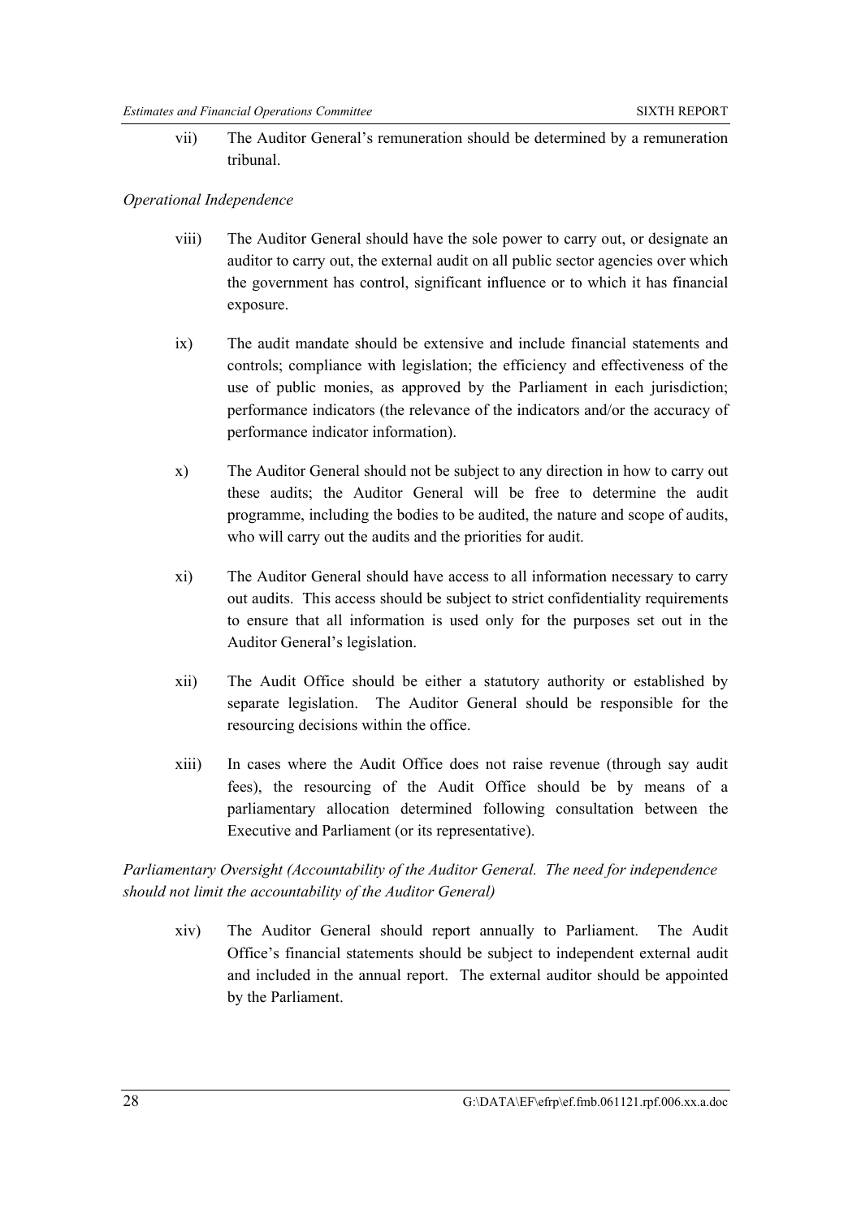vii) The Auditor General's remuneration should be determined by a remuneration tribunal.

*Operational Independence*

viii) The Auditor General should have the sole power to carry out, or designate an auditor to carry out, the external audit on all public sector agencies over which the government has control, significant influence or to which it has financial exposure.

ix) The audit mandate should be extensive and include financial statements and controls; compliance with legislation; the efficiency and effectiveness of the use of public monies, as approved by the Parliament in each jurisdiction; performance indicators (the relevance of the indicators and/or the accuracy of performance indicator information).

x) The Auditor General should not be subject to any direction in how to carry out these audits; the Auditor General will be free to determine the audit programme, including the bodies to be audited, the nature and scope of audits, who will carry out the audits and the priorities for audit.

xi) The Auditor General should have access to all information necessary to carry out audits. This access should be subject to strict confidentiality requirements to ensure that all information is used only for the purposes set out in the Auditor General's legislation.

xii) The Audit Office should be either a statutory authority or established by separate legislation. The Auditor General should be responsible for the resourcing decisions within the office.

xiii) In cases where the Audit Office does not raise revenue (through say audit fees), the resourcing of the Audit Office should be by means of a parliamentary allocation determined following consultation between the Executive and Parliament (or its representative).

*Parliamentary Oversight (Accountability of the Auditor General. The need for independence should not limit the accountability of the Auditor General)*

xiv) The Auditor General should report annually to Parliament. The Audit Office's financial statements should be subject to independent external audit and included in the annual report. The external auditor should be appointed by the Parliament.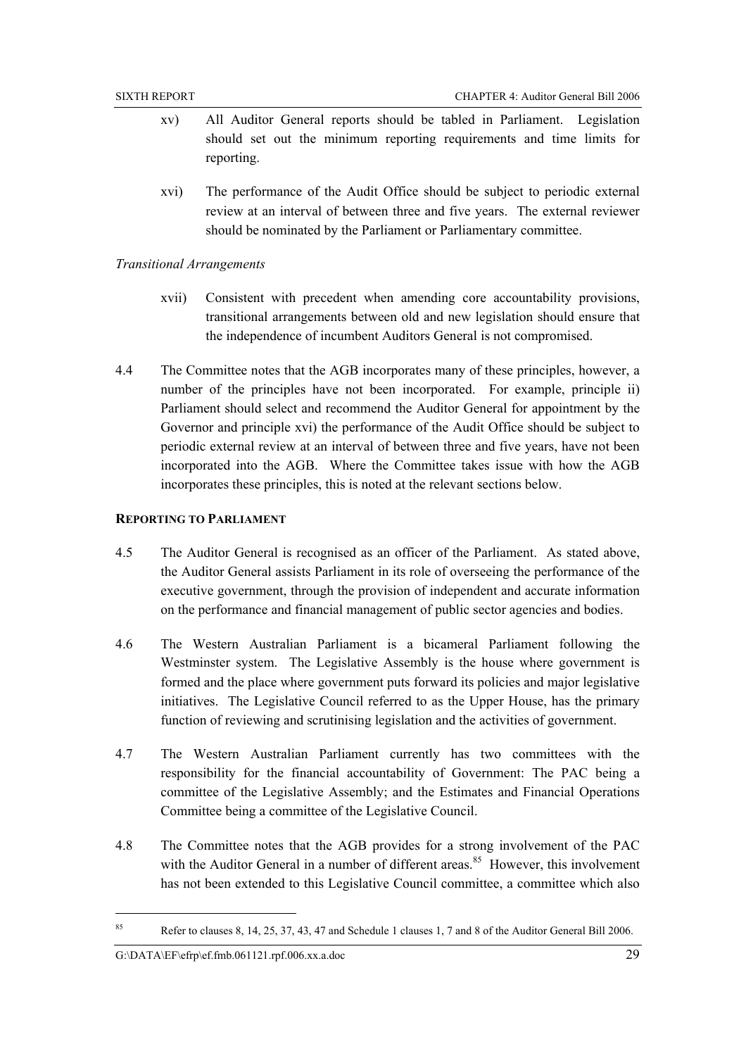xv) All Auditor General reports should be tabled in Parliament. Legislation should set out the minimum reporting requirements and time limits for reporting.

xvi) The performance of the Audit Office should be subject to periodic external review at an interval of between three and five years. The external reviewer should be nominated by the Parliament or Parliamentary committee.

*Transitional Arrangements*

xvii) Consistent with precedent when amending core accountability provisions, transitional arrangements between old and new legislation should ensure that the independence of incumbent Auditors General is not compromised.

4.4 The Committee notes that the AGB incorporates many of these principles, however, a number of the principles have not been incorporated. For example, principle ii) Parliament should select and recommend the Auditor General for appointment by the Governor and principle xvi) the performance of the Audit Office should be subject to periodic external review at an interval of between three and five years, have not been incorporated into the AGB. Where the Committee takes issue with how the AGB incorporates these principles, this is noted at the relevant sections below.

**REPORTING TO PARLIAMENT**

4.5 The Auditor General is recognised as an officer of the Parliament. As stated above, the Auditor General assists Parliament in its role of overseeing the performance of the executive government, through the provision of independent and accurate information on the performance and financial management of public sector agencies and bodies.

4.6 The Western Australian Parliament is a bicameral Parliament following the Westminster system. The Legislative Assembly is the house where government is formed and the place where government puts forward its policies and major legislative initiatives. The Legislative Council referred to as the Upper House, has the primary function of reviewing and scrutinising legislation and the activities of government.

4.7 The Western Australian Parliament currently has two committees with the responsibility for the financial accountability of Government: The PAC being a committee of the Legislative Assembly; and the Estimates and Financial Operations Committee being a committee of the Legislative Council.

4.8 The Committee notes that the AGB provides for a strong involvement of the PAC with the Auditor General in a number of different areas.[85] However, this involvement has not been extended to this Legislative Council committee, a committee which also

[85] Refer to clauses 8, 14, 25, 37, 43, 47 and Schedule 1 clauses 1, 7 and 8 of the Auditor General Bill 2006.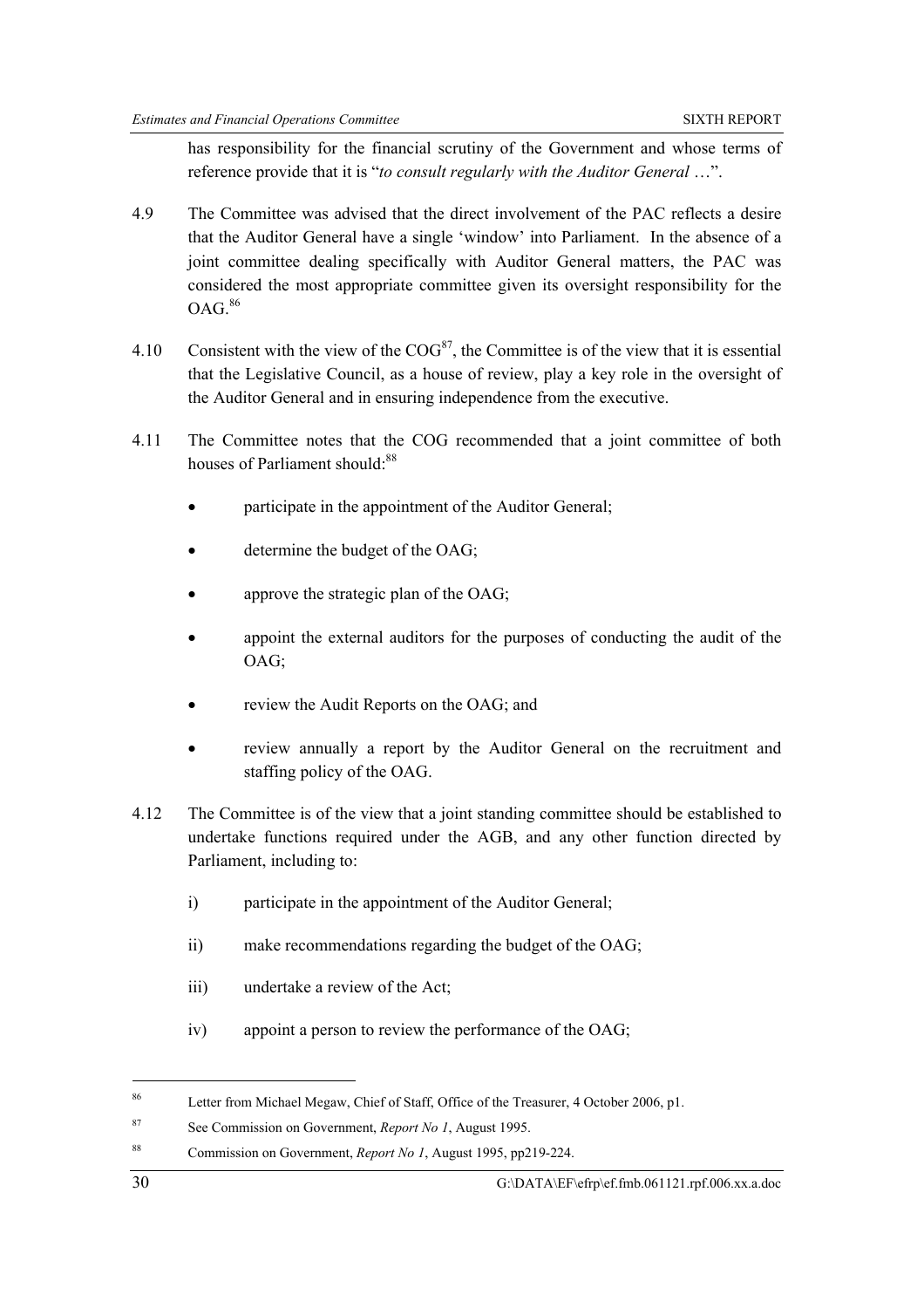has responsibility for the financial scrutiny of the Government and whose terms of reference provide that it is "*to consult regularly with the Auditor General …*".

4.9 The Committee was advised that the direct involvement of the PAC reflects a desire that the Auditor General have a single 'window' into Parliament. In the absence of a joint committee dealing specifically with Auditor General matters, the PAC was considered the most appropriate committee given its oversight responsibility for the OAG.[86]

4.10 Consistent with the view of the COG[87], the Committee is of the view that it is essential that the Legislative Council, as a house of review, play a key role in the oversight of the Auditor General and in ensuring independence from the executive.

4.11 The Committee notes that the COG recommended that a joint committee of both houses of Parliament should:[88]

- participate in the appointment of the Auditor General;
- determine the budget of the OAG;
- approve the strategic plan of the OAG;
- appoint the external auditors for the purposes of conducting the audit of the OAG;
- review the Audit Reports on the OAG; and
- review annually a report by the Auditor General on the recruitment and staffing policy of the OAG.

4.12 The Committee is of the view that a joint standing committee should be established to undertake functions required under the AGB, and any other function directed by Parliament, including to:

i) participate in the appointment of the Auditor General;

ii) make recommendations regarding the budget of the OAG;

iii) undertake a review of the Act;

iv) appoint a person to review the performance of the OAG;

---

[86] Letter from Michael Megaw, Chief of Staff, Office of the Treasurer, 4 October 2006, p1.

[87] See Commission on Government, *Report No 1*, August 1995.

[88] Commission on Government, *Report No 1*, August 1995, pp219-224.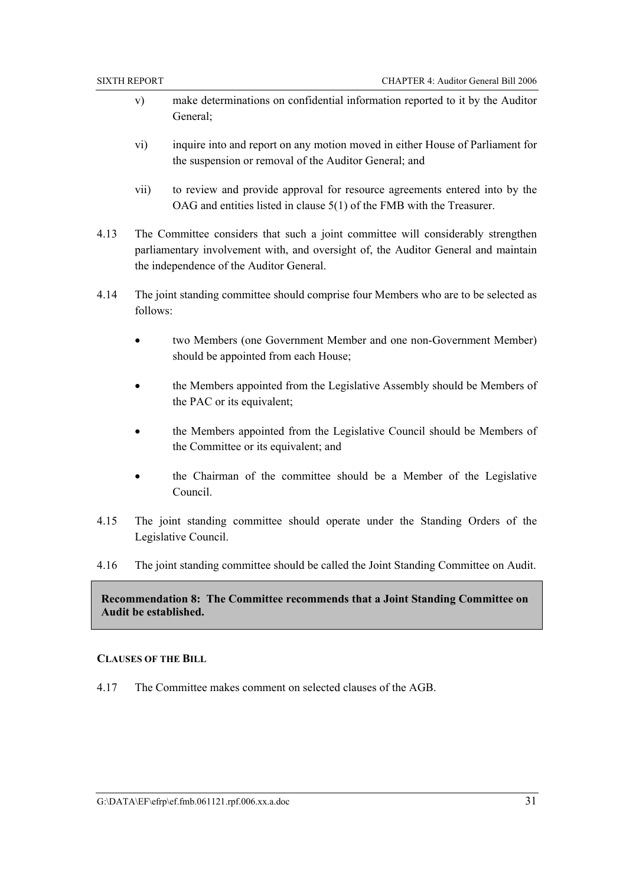v) make determinations on confidential information reported to it by the Auditor General;

vi) inquire into and report on any motion moved in either House of Parliament for the suspension or removal of the Auditor General; and

vii) to review and provide approval for resource agreements entered into by the OAG and entities listed in clause 5(1) of the FMB with the Treasurer.

4.13 The Committee considers that such a joint committee will considerably strengthen parliamentary involvement with, and oversight of, the Auditor General and maintain the independence of the Auditor General.

4.14 The joint standing committee should comprise four Members who are to be selected as follows:

- two Members (one Government Member and one non-Government Member) should be appointed from each House;
- the Members appointed from the Legislative Assembly should be Members of the PAC or its equivalent;
- the Members appointed from the Legislative Council should be Members of the Committee or its equivalent; and
- the Chairman of the committee should be a Member of the Legislative Council.

4.15 The joint standing committee should operate under the Standing Orders of the Legislative Council.

4.16 The joint standing committee should be called the Joint Standing Committee on Audit.

**Recommendation 8: The Committee recommends that a Joint Standing Committee on Audit be established.**

#### CLAUSES OF THE BILL

4.17 The Committee makes comment on selected clauses of the AGB.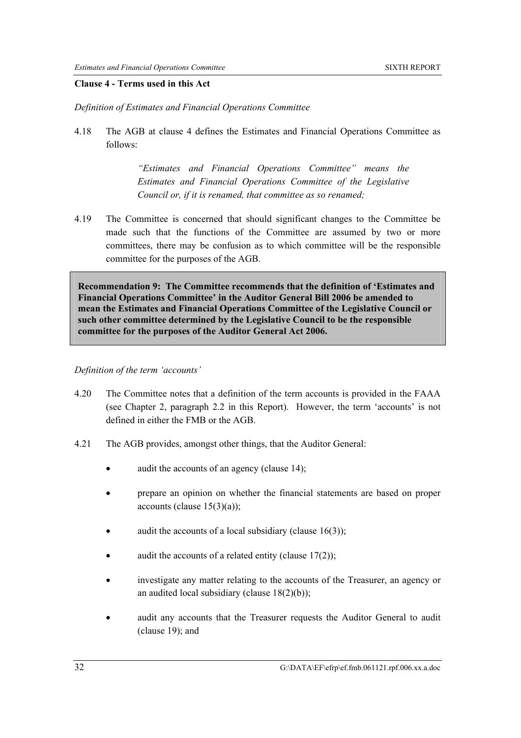**Clause 4 - Terms used in this Act**

*Definition of Estimates and Financial Operations Committee*

4.18 The AGB at clause 4 defines the Estimates and Financial Operations Committee as follows:

> *"Estimates and Financial Operations Committee" means the Estimates and Financial Operations Committee of the Legislative Council or, if it is renamed, that committee as so renamed;*

4.19 The Committee is concerned that should significant changes to the Committee be made such that the functions of the Committee are assumed by two or more committees, there may be confusion as to which committee will be the responsible committee for the purposes of the AGB.

**Recommendation 9: The Committee recommends that the definition of 'Estimates and Financial Operations Committee' in the Auditor General Bill 2006 be amended to mean the Estimates and Financial Operations Committee of the Legislative Council or such other committee determined by the Legislative Council to be the responsible committee for the purposes of the Auditor General Act 2006.**

*Definition of the term 'accounts'*

4.20 The Committee notes that a definition of the term accounts is provided in the FAAA (see Chapter 2, paragraph 2.2 in this Report). However, the term 'accounts' is not defined in either the FMB or the AGB.

4.21 The AGB provides, amongst other things, that the Auditor General:

- audit the accounts of an agency (clause 14);
- prepare an opinion on whether the financial statements are based on proper accounts (clause 15(3)(a));
- audit the accounts of a local subsidiary (clause 16(3));
- audit the accounts of a related entity (clause 17(2));
- investigate any matter relating to the accounts of the Treasurer, an agency or an audited local subsidiary (clause 18(2)(b));
- audit any accounts that the Treasurer requests the Auditor General to audit (clause 19); and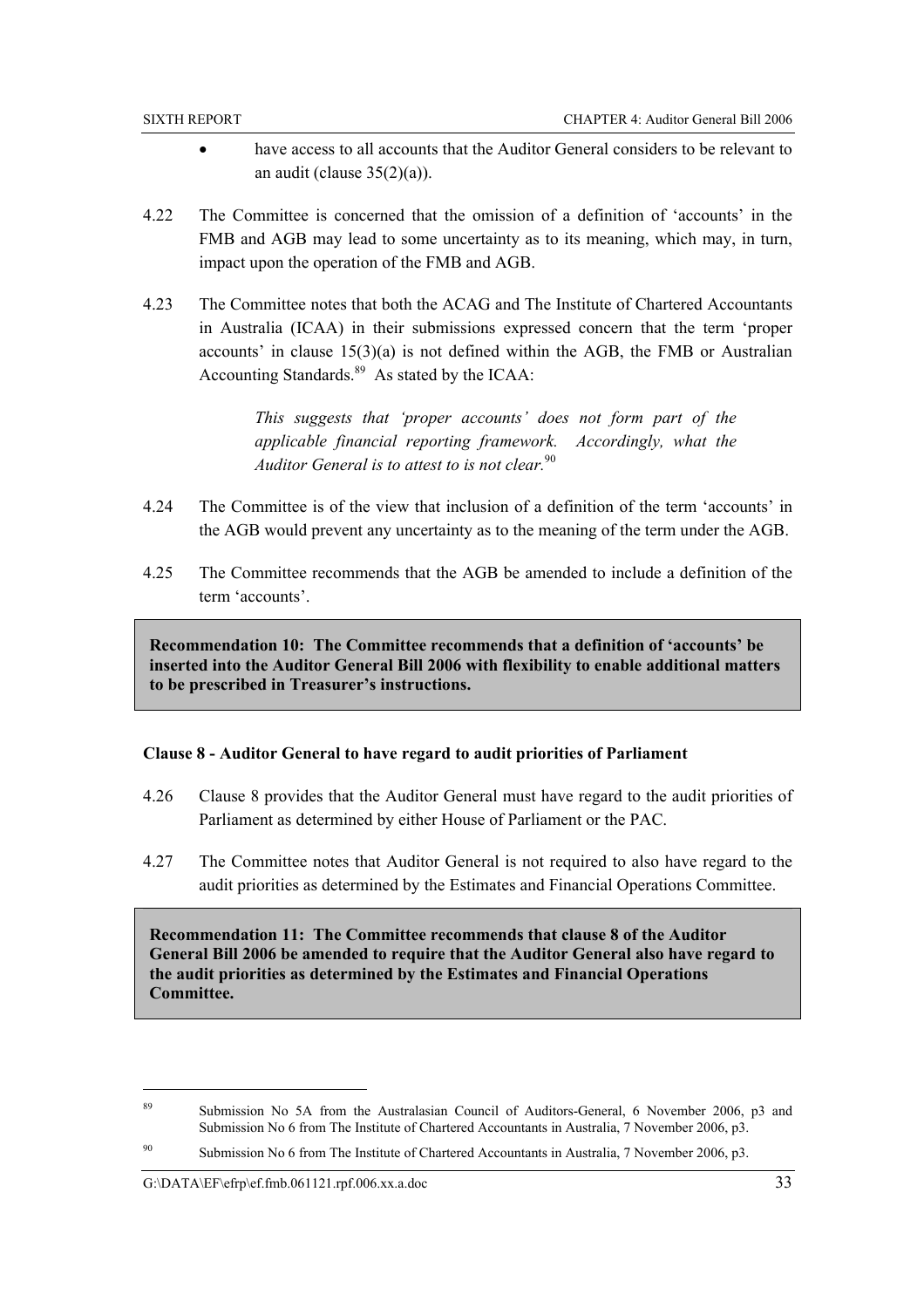- have access to all accounts that the Auditor General considers to be relevant to an audit (clause 35(2)(a)).

4.22 The Committee is concerned that the omission of a definition of 'accounts' in the FMB and AGB may lead to some uncertainty as to its meaning, which may, in turn, impact upon the operation of the FMB and AGB.

4.23 The Committee notes that both the ACAG and The Institute of Chartered Accountants in Australia (ICAA) in their submissions expressed concern that the term 'proper accounts' in clause 15(3)(a) is not defined within the AGB, the FMB or Australian Accounting Standards.[89] As stated by the ICAA:

> *This suggests that 'proper accounts' does not form part of the applicable financial reporting framework. Accordingly, what the Auditor General is to attest to is not clear.*[90]

4.24 The Committee is of the view that inclusion of a definition of the term 'accounts' in the AGB would prevent any uncertainty as to the meaning of the term under the AGB.

4.25 The Committee recommends that the AGB be amended to include a definition of the term 'accounts'.

**Recommendation 10: The Committee recommends that a definition of 'accounts' be inserted into the Auditor General Bill 2006 with flexibility to enable additional matters to be prescribed in Treasurer's instructions.**

**Clause 8 - Auditor General to have regard to audit priorities of Parliament**

4.26 Clause 8 provides that the Auditor General must have regard to the audit priorities of Parliament as determined by either House of Parliament or the PAC.

4.27 The Committee notes that Auditor General is not required to also have regard to the audit priorities as determined by the Estimates and Financial Operations Committee.

**Recommendation 11: The Committee recommends that clause 8 of the Auditor General Bill 2006 be amended to require that the Auditor General also have regard to the audit priorities as determined by the Estimates and Financial Operations Committee.**

---

[89] Submission No 5A from the Australasian Council of Auditors-General, 6 November 2006, p3 and Submission No 6 from The Institute of Chartered Accountants in Australia, 7 November 2006, p3.

[90] Submission No 6 from The Institute of Chartered Accountants in Australia, 7 November 2006, p3.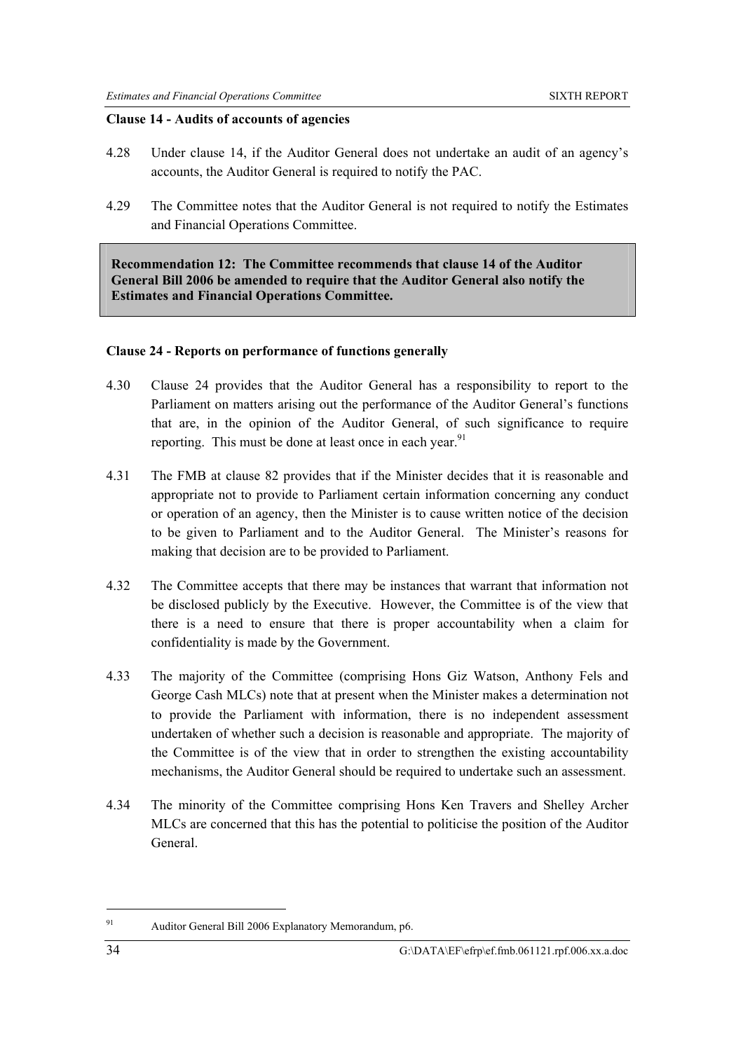**Clause 14 - Audits of accounts of agencies**

4.28 Under clause 14, if the Auditor General does not undertake an audit of an agency's accounts, the Auditor General is required to notify the PAC.

4.29 The Committee notes that the Auditor General is not required to notify the Estimates and Financial Operations Committee.

> **Recommendation 12: The Committee recommends that clause 14 of the Auditor General Bill 2006 be amended to require that the Auditor General also notify the Estimates and Financial Operations Committee.**

**Clause 24 - Reports on performance of functions generally**

4.30 Clause 24 provides that the Auditor General has a responsibility to report to the Parliament on matters arising out the performance of the Auditor General's functions that are, in the opinion of the Auditor General, of such significance to require reporting. This must be done at least once in each year.[91]

4.31 The FMB at clause 82 provides that if the Minister decides that it is reasonable and appropriate not to provide to Parliament certain information concerning any conduct or operation of an agency, then the Minister is to cause written notice of the decision to be given to Parliament and to the Auditor General. The Minister's reasons for making that decision are to be provided to Parliament.

4.32 The Committee accepts that there may be instances that warrant that information not be disclosed publicly by the Executive. However, the Committee is of the view that there is a need to ensure that there is proper accountability when a claim for confidentiality is made by the Government.

4.33 The majority of the Committee (comprising Hons Giz Watson, Anthony Fels and George Cash MLCs) note that at present when the Minister makes a determination not to provide the Parliament with information, there is no independent assessment undertaken of whether such a decision is reasonable and appropriate. The majority of the Committee is of the view that in order to strengthen the existing accountability mechanisms, the Auditor General should be required to undertake such an assessment.

4.34 The minority of the Committee comprising Hons Ken Travers and Shelley Archer MLCs are concerned that this has the potential to politicise the position of the Auditor General.

---

[91] Auditor General Bill 2006 Explanatory Memorandum, p6.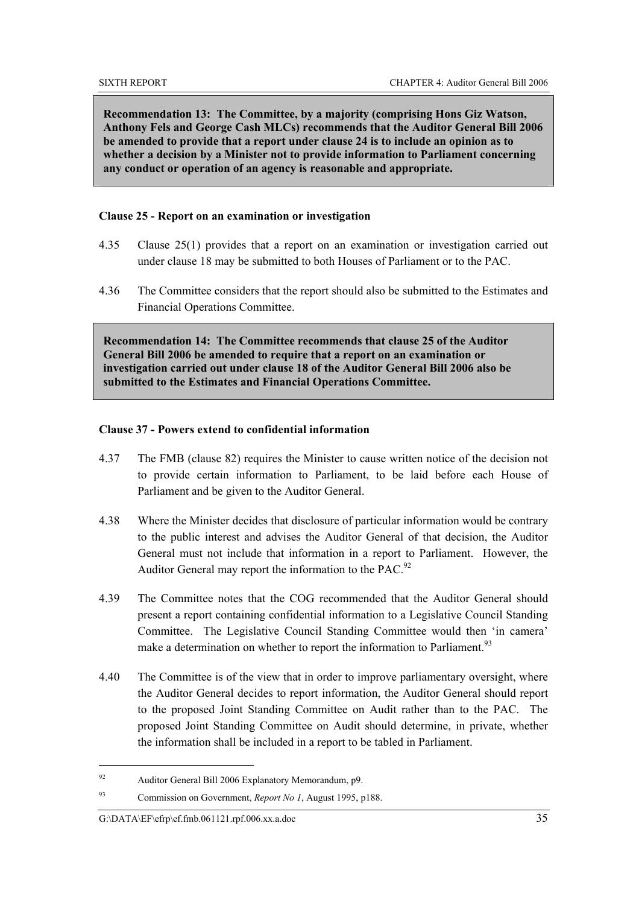**Recommendation 13: The Committee, by a majority (comprising Hons Giz Watson, Anthony Fels and George Cash MLCs) recommends that the Auditor General Bill 2006 be amended to provide that a report under clause 24 is to include an opinion as to whether a decision by a Minister not to provide information to Parliament concerning any conduct or operation of an agency is reasonable and appropriate.**

#### Clause 25 - Report on an examination or investigation

4.35 Clause 25(1) provides that a report on an examination or investigation carried out under clause 18 may be submitted to both Houses of Parliament or to the PAC.

4.36 The Committee considers that the report should also be submitted to the Estimates and Financial Operations Committee.

**Recommendation 14: The Committee recommends that clause 25 of the Auditor General Bill 2006 be amended to require that a report on an examination or investigation carried out under clause 18 of the Auditor General Bill 2006 also be submitted to the Estimates and Financial Operations Committee.**

#### Clause 37 - Powers extend to confidential information

4.37 The FMB (clause 82) requires the Minister to cause written notice of the decision not to provide certain information to Parliament, to be laid before each House of Parliament and be given to the Auditor General.

4.38 Where the Minister decides that disclosure of particular information would be contrary to the public interest and advises the Auditor General of that decision, the Auditor General must not include that information in a report to Parliament. However, the Auditor General may report the information to the PAC.[92]

4.39 The Committee notes that the COG recommended that the Auditor General should present a report containing confidential information to a Legislative Council Standing Committee. The Legislative Council Standing Committee would then 'in camera' make a determination on whether to report the information to Parliament.[93]

4.40 The Committee is of the view that in order to improve parliamentary oversight, where the Auditor General decides to report information, the Auditor General should report to the proposed Joint Standing Committee on Audit rather than to the PAC. The proposed Joint Standing Committee on Audit should determine, in private, whether the information shall be included in a report to be tabled in Parliament.

---

[92] Auditor General Bill 2006 Explanatory Memorandum, p9.

[93] Commission on Government, *Report No 1*, August 1995, p188.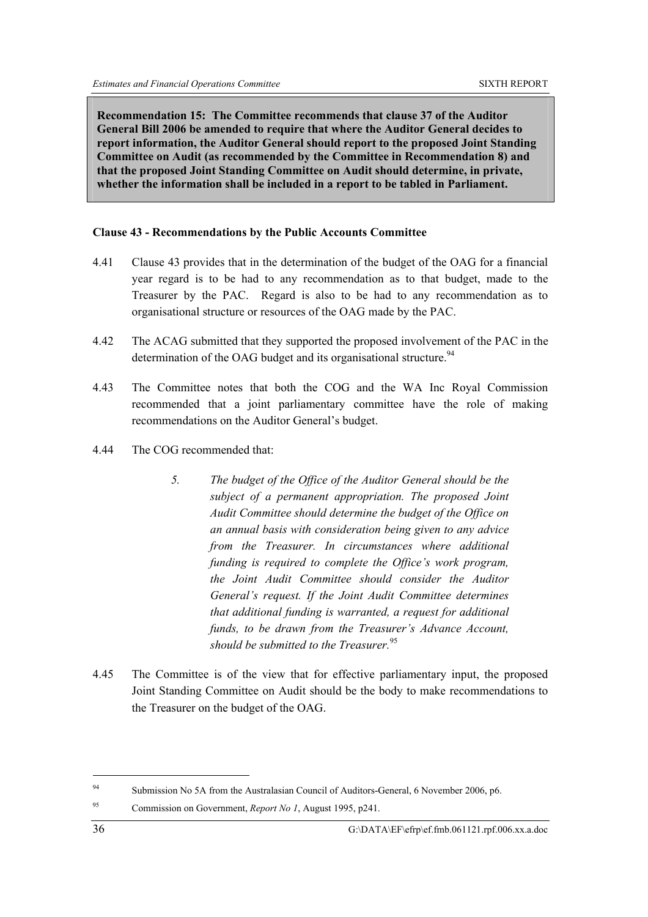**Recommendation 15: The Committee recommends that clause 37 of the Auditor General Bill 2006 be amended to require that where the Auditor General decides to report information, the Auditor General should report to the proposed Joint Standing Committee on Audit (as recommended by the Committee in Recommendation 8) and that the proposed Joint Standing Committee on Audit should determine, in private, whether the information shall be included in a report to be tabled in Parliament.**

**Clause 43 - Recommendations by the Public Accounts Committee**

4.41 Clause 43 provides that in the determination of the budget of the OAG for a financial year regard is to be had to any recommendation as to that budget, made to the Treasurer by the PAC. Regard is also to be had to any recommendation as to organisational structure or resources of the OAG made by the PAC.

4.42 The ACAG submitted that they supported the proposed involvement of the PAC in the determination of the OAG budget and its organisational structure.[94]

4.43 The Committee notes that both the COG and the WA Inc Royal Commission recommended that a joint parliamentary committee have the role of making recommendations on the Auditor General's budget.

4.44 The COG recommended that:

> *5. The budget of the Office of the Auditor General should be the subject of a permanent appropriation. The proposed Joint Audit Committee should determine the budget of the Office on an annual basis with consideration being given to any advice from the Treasurer. In circumstances where additional funding is required to complete the Office's work program, the Joint Audit Committee should consider the Auditor General's request. If the Joint Audit Committee determines that additional funding is warranted, a request for additional funds, to be drawn from the Treasurer's Advance Account, should be submitted to the Treasurer.*[95]

4.45 The Committee is of the view that for effective parliamentary input, the proposed Joint Standing Committee on Audit should be the body to make recommendations to the Treasurer on the budget of the OAG.

---

[94] Submission No 5A from the Australasian Council of Auditors-General, 6 November 2006, p6.

[95] Commission on Government, *Report No 1*, August 1995, p241.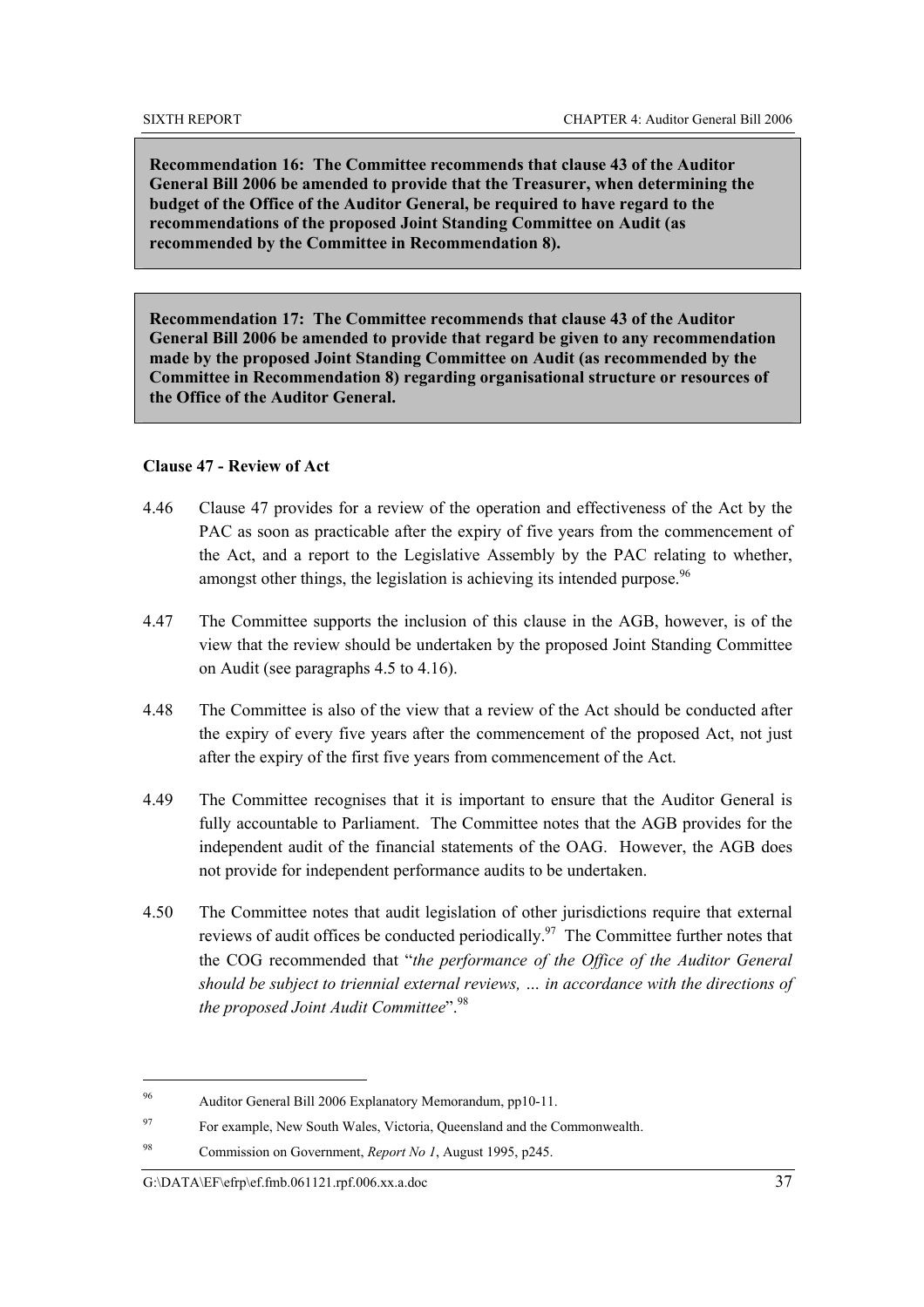**Recommendation 16: The Committee recommends that clause 43 of the Auditor General Bill 2006 be amended to provide that the Treasurer, when determining the budget of the Office of the Auditor General, be required to have regard to the recommendations of the proposed Joint Standing Committee on Audit (as recommended by the Committee in Recommendation 8).**

**Recommendation 17: The Committee recommends that clause 43 of the Auditor General Bill 2006 be amended to provide that regard be given to any recommendation made by the proposed Joint Standing Committee on Audit (as recommended by the Committee in Recommendation 8) regarding organisational structure or resources of the Office of the Auditor General.**

**Clause 47 - Review of Act**

4.46 Clause 47 provides for a review of the operation and effectiveness of the Act by the PAC as soon as practicable after the expiry of five years from the commencement of the Act, and a report to the Legislative Assembly by the PAC relating to whether, amongst other things, the legislation is achieving its intended purpose.[96]

4.47 The Committee supports the inclusion of this clause in the AGB, however, is of the view that the review should be undertaken by the proposed Joint Standing Committee on Audit (see paragraphs 4.5 to 4.16).

4.48 The Committee is also of the view that a review of the Act should be conducted after the expiry of every five years after the commencement of the proposed Act, not just after the expiry of the first five years from commencement of the Act.

4.49 The Committee recognises that it is important to ensure that the Auditor General is fully accountable to Parliament. The Committee notes that the AGB provides for the independent audit of the financial statements of the OAG. However, the AGB does not provide for independent performance audits to be undertaken.

4.50 The Committee notes that audit legislation of other jurisdictions require that external reviews of audit offices be conducted periodically.[97] The Committee further notes that the COG recommended that "*the performance of the Office of the Auditor General should be subject to triennial external reviews, … in accordance with the directions of the proposed Joint Audit Committee*".[98]

---

[96] Auditor General Bill 2006 Explanatory Memorandum, pp10-11.

[97] For example, New South Wales, Victoria, Queensland and the Commonwealth.

[98] Commission on Government, *Report No 1*, August 1995, p245.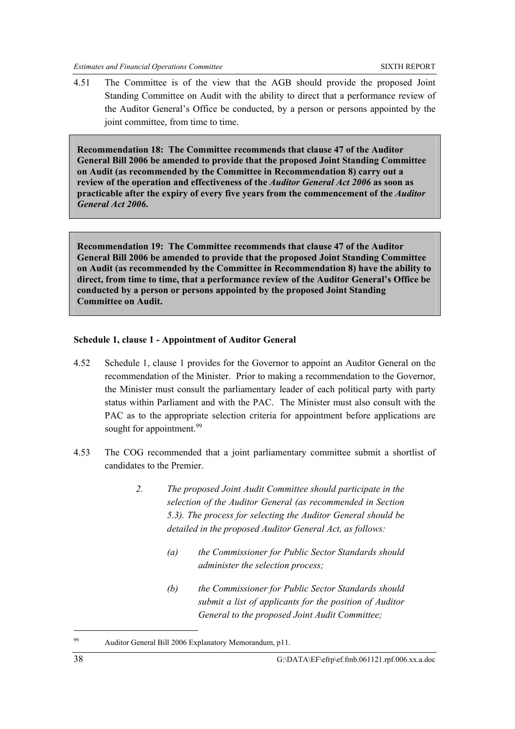4.51 The Committee is of the view that the AGB should provide the proposed Joint Standing Committee on Audit with the ability to direct that a performance review of the Auditor General's Office be conducted, by a person or persons appointed by the joint committee, from time to time.

> **Recommendation 18: The Committee recommends that clause 47 of the Auditor General Bill 2006 be amended to provide that the proposed Joint Standing Committee on Audit (as recommended by the Committee in Recommendation 8) carry out a review of the operation and effectiveness of the *Auditor General Act 2006* as soon as practicable after the expiry of every five years from the commencement of the *Auditor General Act 2006*.**

> **Recommendation 19: The Committee recommends that clause 47 of the Auditor General Bill 2006 be amended to provide that the proposed Joint Standing Committee on Audit (as recommended by the Committee in Recommendation 8) have the ability to direct, from time to time, that a performance review of the Auditor General's Office be conducted by a person or persons appointed by the proposed Joint Standing Committee on Audit.**

**Schedule 1, clause 1 - Appointment of Auditor General**

4.52 Schedule 1, clause 1 provides for the Governor to appoint an Auditor General on the recommendation of the Minister. Prior to making a recommendation to the Governor, the Minister must consult the parliamentary leader of each political party with party status within Parliament and with the PAC. The Minister must also consult with the PAC as to the appropriate selection criteria for appointment before applications are sought for appointment.[99]

4.53 The COG recommended that a joint parliamentary committee submit a shortlist of candidates to the Premier.

> *2. The proposed Joint Audit Committee should participate in the selection of the Auditor General (as recommended in Section 5.3). The process for selecting the Auditor General should be detailed in the proposed Auditor General Act, as follows:*
>
> *(a) the Commissioner for Public Sector Standards should administer the selection process;*
>
> *(b) the Commissioner for Public Sector Standards should submit a list of applicants for the position of Auditor General to the proposed Joint Audit Committee;*

[99] Auditor General Bill 2006 Explanatory Memorandum, p11.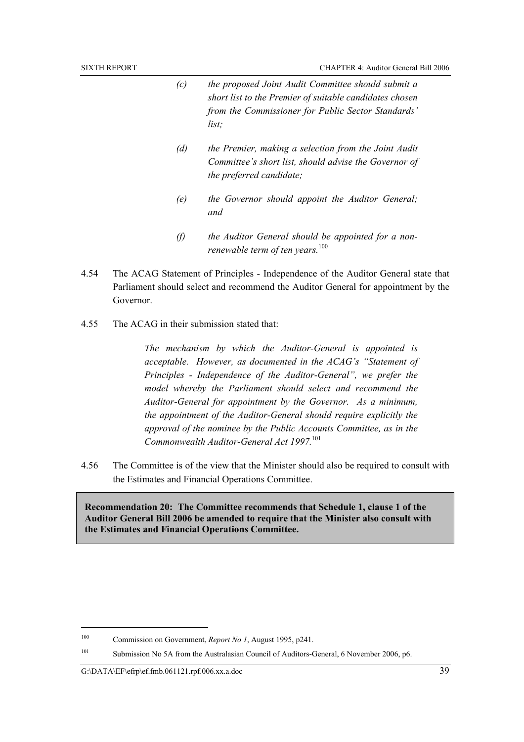> (c) *the proposed Joint Audit Committee should submit a short list to the Premier of suitable candidates chosen from the Commissioner for Public Sector Standards' list;*
>
> (d) *the Premier, making a selection from the Joint Audit Committee's short list, should advise the Governor of the preferred candidate;*
>
> (e) *the Governor should appoint the Auditor General; and*
>
> (f) *the Auditor General should be appointed for a non-renewable term of ten years.*[100]

4.54 The ACAG Statement of Principles - Independence of the Auditor General state that Parliament should select and recommend the Auditor General for appointment by the Governor.

4.55 The ACAG in their submission stated that:

> *The mechanism by which the Auditor-General is appointed is acceptable. However, as documented in the ACAG's "Statement of Principles - Independence of the Auditor-General", we prefer the model whereby the Parliament should select and recommend the Auditor-General for appointment by the Governor. As a minimum, the appointment of the Auditor-General should require explicitly the approval of the nominee by the Public Accounts Committee, as in the Commonwealth Auditor-General Act 1997.*[101]

4.56 The Committee is of the view that the Minister should also be required to consult with the Estimates and Financial Operations Committee.

**Recommendation 20: The Committee recommends that Schedule 1, clause 1 of the Auditor General Bill 2006 be amended to require that the Minister also consult with the Estimates and Financial Operations Committee.**

---

[100] Commission on Government, *Report No 1*, August 1995, p241.

[101] Submission No 5A from the Australasian Council of Auditors-General, 6 November 2006, p6.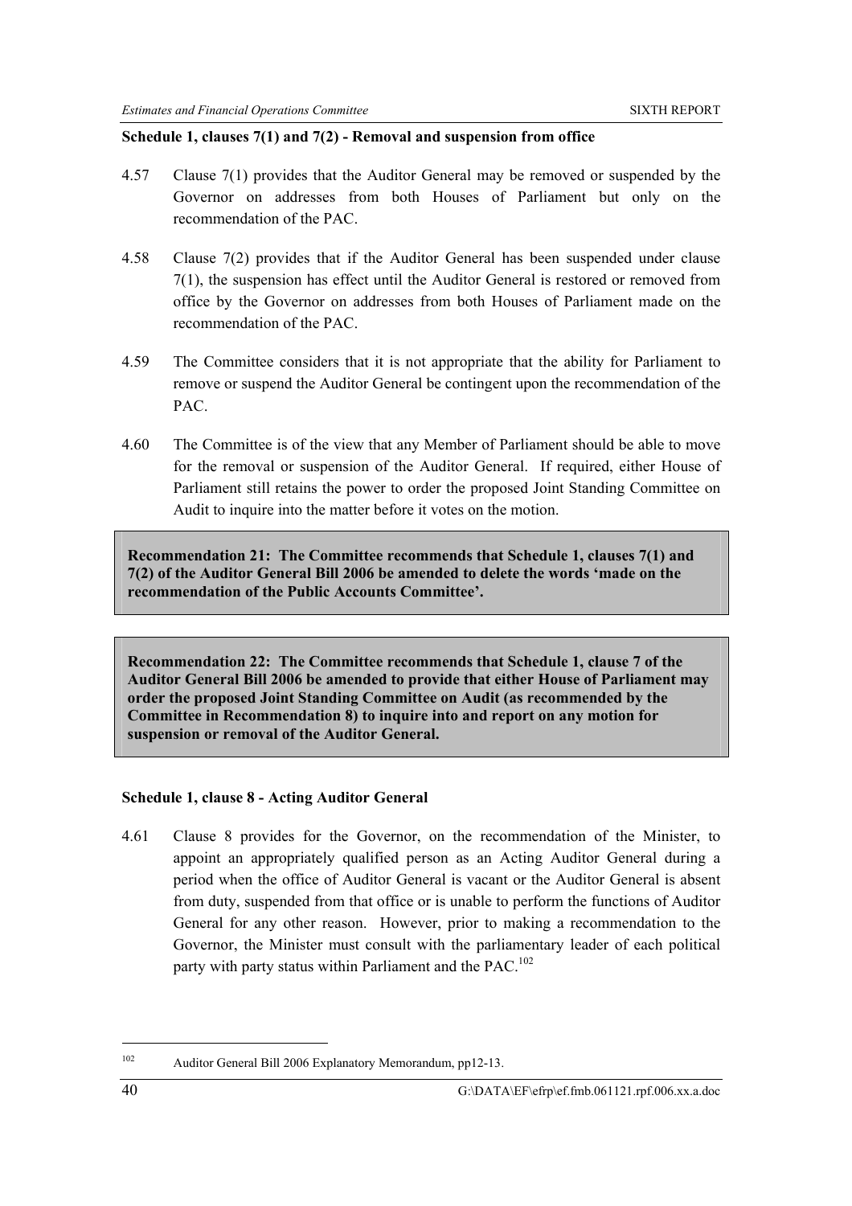**Schedule 1, clauses 7(1) and 7(2) - Removal and suspension from office**

4.57 Clause 7(1) provides that the Auditor General may be removed or suspended by the Governor on addresses from both Houses of Parliament but only on the recommendation of the PAC.

4.58 Clause 7(2) provides that if the Auditor General has been suspended under clause 7(1), the suspension has effect until the Auditor General is restored or removed from office by the Governor on addresses from both Houses of Parliament made on the recommendation of the PAC.

4.59 The Committee considers that it is not appropriate that the ability for Parliament to remove or suspend the Auditor General be contingent upon the recommendation of the PAC.

4.60 The Committee is of the view that any Member of Parliament should be able to move for the removal or suspension of the Auditor General. If required, either House of Parliament still retains the power to order the proposed Joint Standing Committee on Audit to inquire into the matter before it votes on the motion.

**Recommendation 21: The Committee recommends that Schedule 1, clauses 7(1) and 7(2) of the Auditor General Bill 2006 be amended to delete the words 'made on the recommendation of the Public Accounts Committee'.**

**Recommendation 22: The Committee recommends that Schedule 1, clause 7 of the Auditor General Bill 2006 be amended to provide that either House of Parliament may order the proposed Joint Standing Committee on Audit (as recommended by the Committee in Recommendation 8) to inquire into and report on any motion for suspension or removal of the Auditor General.**

**Schedule 1, clause 8 - Acting Auditor General**

4.61 Clause 8 provides for the Governor, on the recommendation of the Minister, to appoint an appropriately qualified person as an Acting Auditor General during a period when the office of Auditor General is vacant or the Auditor General is absent from duty, suspended from that office or is unable to perform the functions of Auditor General for any other reason. However, prior to making a recommendation to the Governor, the Minister must consult with the parliamentary leader of each political party with party status within Parliament and the PAC.[102]

[102] Auditor General Bill 2006 Explanatory Memorandum, pp12-13.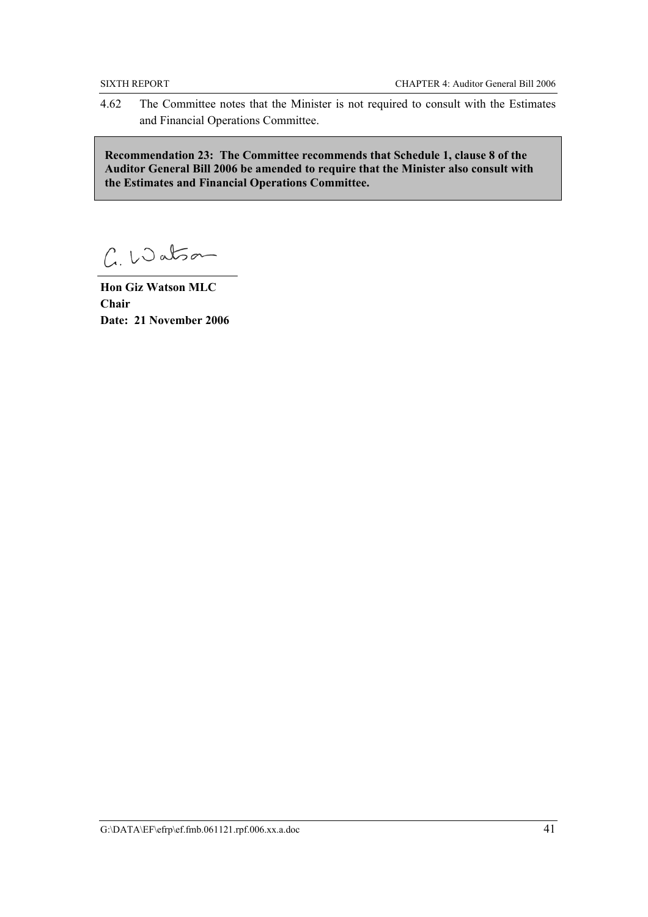4.62 The Committee notes that the Minister is not required to consult with the Estimates and Financial Operations Committee.

**Recommendation 23: The Committee recommends that Schedule 1, clause 8 of the Auditor General Bill 2006 be amended to require that the Minister also consult with the Estimates and Financial Operations Committee.**

**Hon Giz Watson MLC**
**Chair**
**Date: 21 November 2006**

G:\DATA\EF\efrp\ef.fmb.061121.rpf.006.xx.a.doc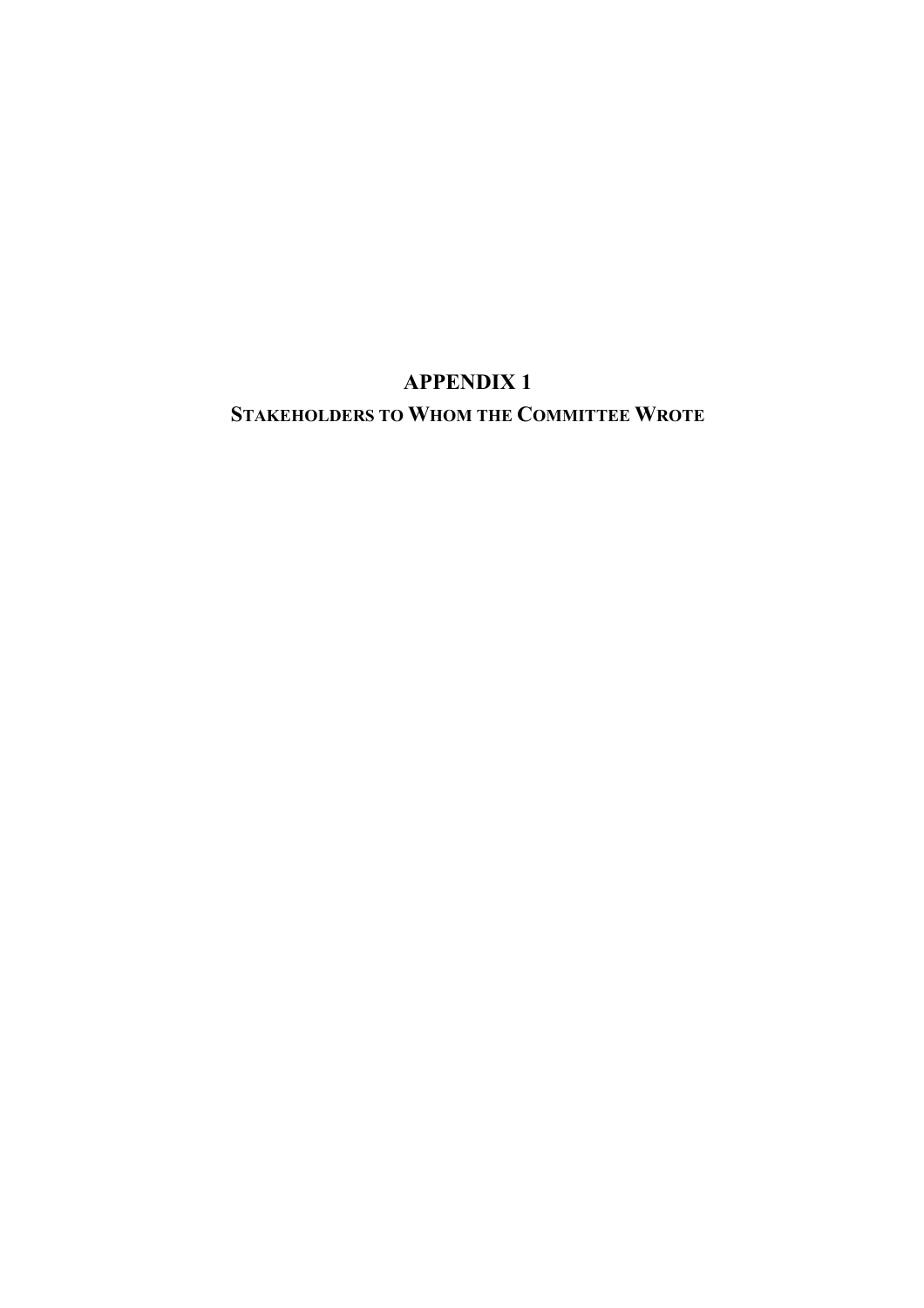# APPENDIX 1

## STAKEHOLDERS TO WHOM THE COMMITTEE WROTE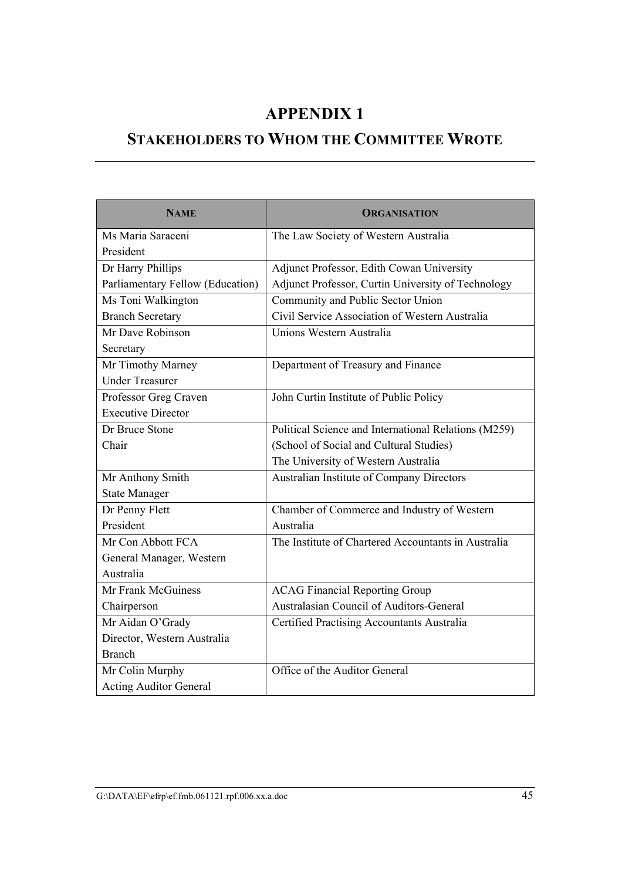# APPENDIX 1

## STAKEHOLDERS TO WHOM THE COMMITTEE WROTE

| NAME | ORGANISATION |
|---|---|
| Ms Maria Saraceni<br>President | The Law Society of Western Australia |
| Dr Harry Phillips<br>Parliamentary Fellow (Education) | Adjunct Professor, Edith Cowan University<br>Adjunct Professor, Curtin University of Technology |
| Ms Toni Walkington<br>Branch Secretary | Community and Public Sector Union<br>Civil Service Association of Western Australia |
| Mr Dave Robinson<br>Secretary | Unions Western Australia |
| Mr Timothy Marney<br>Under Treasurer | Department of Treasury and Finance |
| Professor Greg Craven<br>Executive Director | John Curtin Institute of Public Policy |
| Dr Bruce Stone<br>Chair | Political Science and International Relations (M259)<br>(School of Social and Cultural Studies)<br>The University of Western Australia |
| Mr Anthony Smith<br>State Manager | Australian Institute of Company Directors |
| Dr Penny Flett<br>President | Chamber of Commerce and Industry of Western Australia |
| Mr Con Abbott FCA<br>General Manager, Western Australia | The Institute of Chartered Accountants in Australia |
| Mr Frank McGuiness<br>Chairperson | ACAG Financial Reporting Group<br>Australasian Council of Auditors-General |
| Mr Aidan O'Grady<br>Director, Western Australia Branch | Certified Practising Accountants Australia |
| Mr Colin Murphy<br>Acting Auditor General | Office of the Auditor General |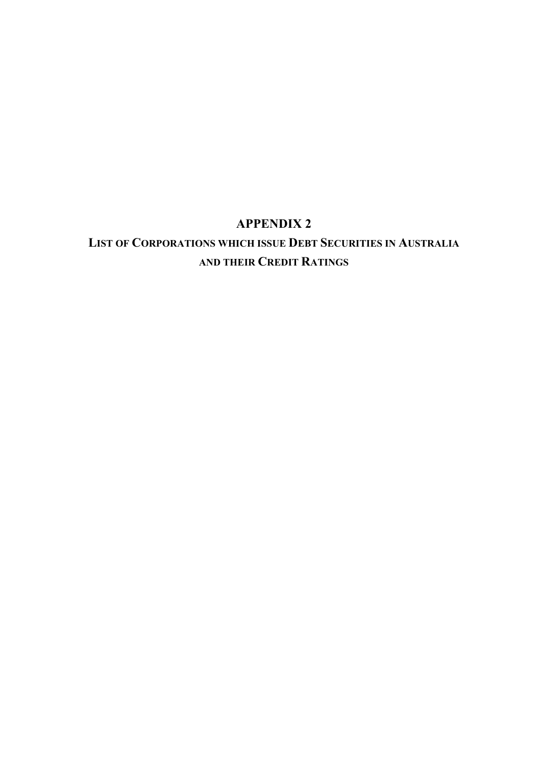# APPENDIX 2

## List of Corporations which issue Debt Securities in Australia and their Credit Ratings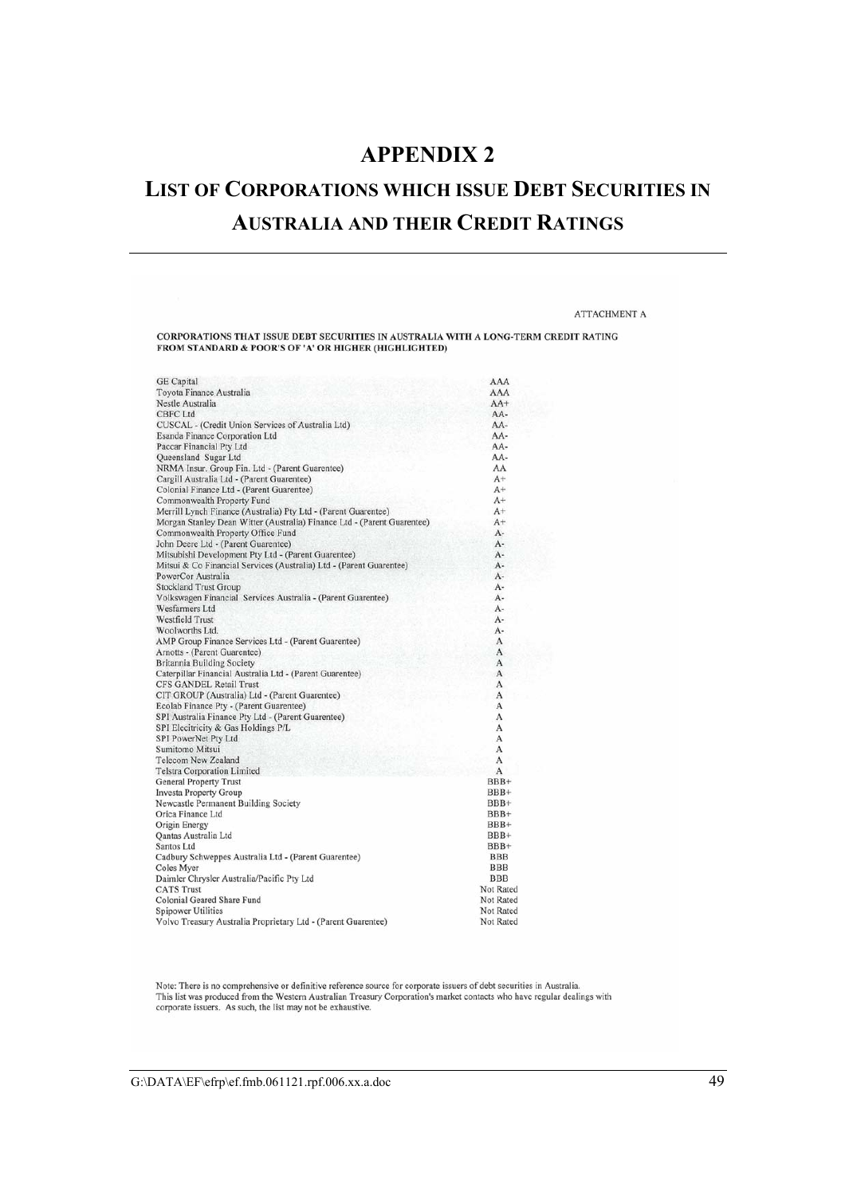# APPENDIX 2

# LIST OF CORPORATIONS WHICH ISSUE DEBT SECURITIES IN AUSTRALIA AND THEIR CREDIT RATINGS

ATTACHMENT A

**CORPORATIONS THAT ISSUE DEBT SECURITIES IN AUSTRALIA WITH A LONG-TERM CREDIT RATING FROM STANDARD & POOR'S OF 'A' OR HIGHER (HIGHLIGHTED)**

| | |
|---|---|
| GE Capital | AAA |
| Toyota Finance Australia | AAA |
| Nestle Australia | AA+ |
| CBFC Ltd | AA- |
| CUSCAL - (Credit Union Services of Australia Ltd) | AA- |
| Esanda Finance Corporation Ltd | AA- |
| Paccar Financial Pty Ltd | AA- |
| Queensland Sugar Ltd | AA- |
| NRMA Insur. Group Fin. Ltd - (Parent Guarentee) | AA |
| Cargill Australia Ltd - (Parent Guarentee) | A+ |
| Colonial Finance Ltd - (Parent Guarentee) | A+ |
| Commonwealth Property Fund | A+ |
| Merrill Lynch Finance (Australia) Pty Ltd - (Parent Guarentee) | A+ |
| Morgan Stanley Dean Witter (Australia) Finance Ltd - (Parent Guarentee) | A+ |
| Commonwealth Property Office Fund | A- |
| John Deere Ltd - (Parent Guarentee) | A- |
| Mitsubishi Development Pty Ltd - (Parent Guarentee) | A- |
| Mitsui & Co Financial Services (Australia) Ltd - (Parent Guarentee) | A- |
| PowerCor Australia | A- |
| Stockland Trust Group | A- |
| Volkswagen Financial Services Australia - (Parent Guarentee) | A- |
| Wesfarmers Ltd | A- |
| Westfield Trust | A- |
| Woolworths Ltd. | A- |
| AMP Group Finance Services Ltd - (Parent Guarentee) | A |
| Arnotts - (Parent Guarentee) | A |
| Britannia Building Society | A |
| Caterpillar Financial Australia Ltd - (Parent Guarentee) | A |
| CFS GANDEL Retail Trust | A |
| CIT GROUP (Australia) Ltd - (Parent Guarentee) | A |
| Ecolab Finance Pty - (Parent Guarentee) | A |
| SPI Australia Finance Pty Ltd - (Parent Guarentee) | A |
| SPI Elecitricity & Gas Holdings P/L | A |
| SPI PowerNet Pty Ltd | A |
| Sumitomo Mitsui | A |
| Telecom New Zealand | A |
| Telstra Corporation Limited | A |
| General Property Trust | BBB+ |
| Investa Property Group | BBB+ |
| Newcastle Permanent Building Society | BBB+ |
| Orica Finance Ltd | BBB+ |
| Origin Energy | BBB+ |
| Qantas Australia Ltd | BBB+ |
| Santos Ltd | BBB+ |
| Cadbury Schweppes Australia Ltd - (Parent Guarentee) | BBB |
| Coles Myer | BBB |
| Daimler Chrysler Australia/Pacific Pty Ltd | BBB |
| CATS Trust | Not Rated |
| Colonial Geared Share Fund | Not Rated |
| Spipower Utilities | Not Rated |
| Volvo Treasury Australia Proprietary Ltd - (Parent Guarentee) | Not Rated |

Note: There is no comprehensive or definitive reference source for corporate issuers of debt securities in Australia. This list was produced from the Western Australian Treasury Corporation's market contacts who have regular dealings with corporate issuers. As such, the list may not be exhaustive.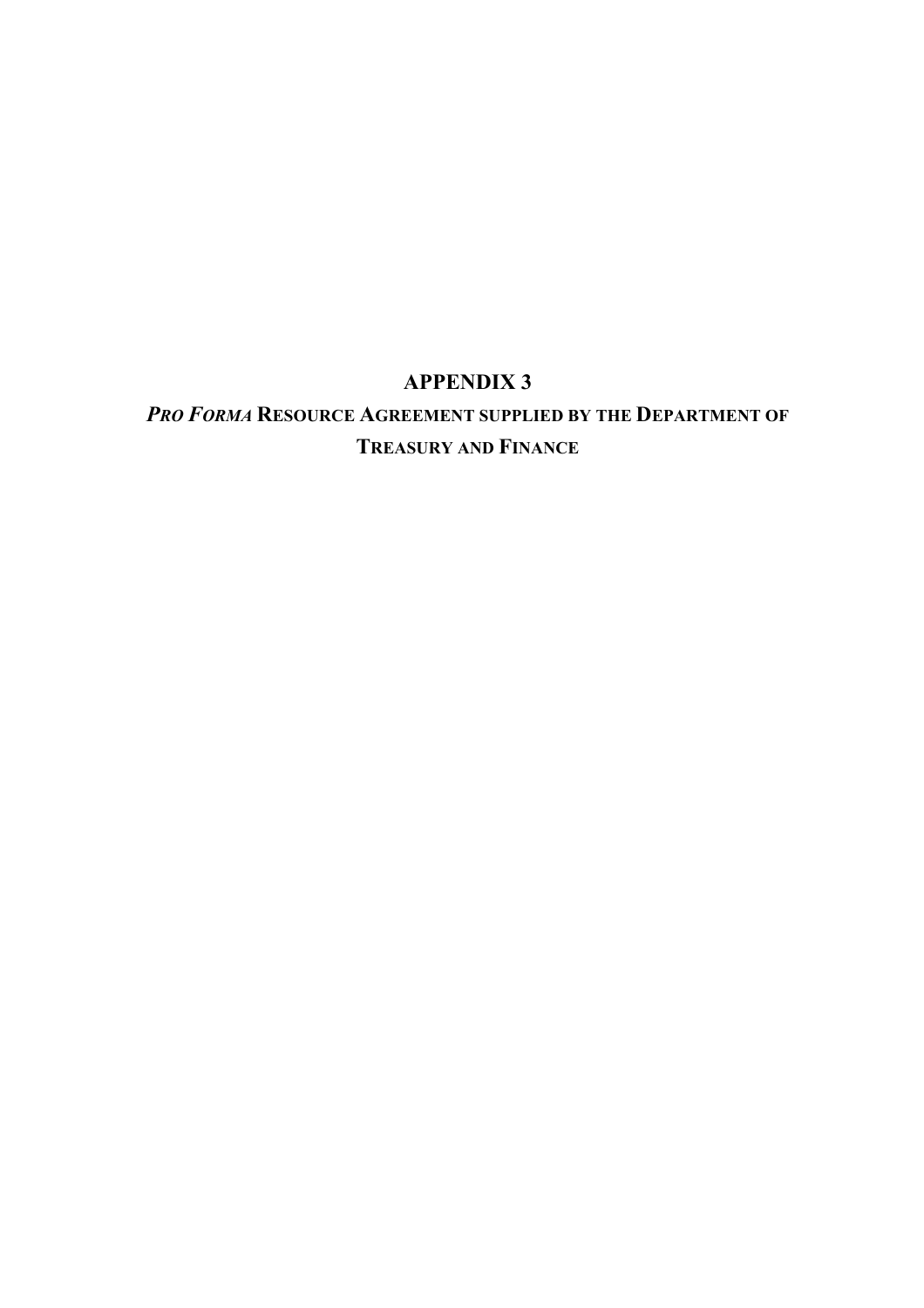# APPENDIX 3

## *PRO FORMA* RESOURCE AGREEMENT SUPPLIED BY THE DEPARTMENT OF TREASURY AND FINANCE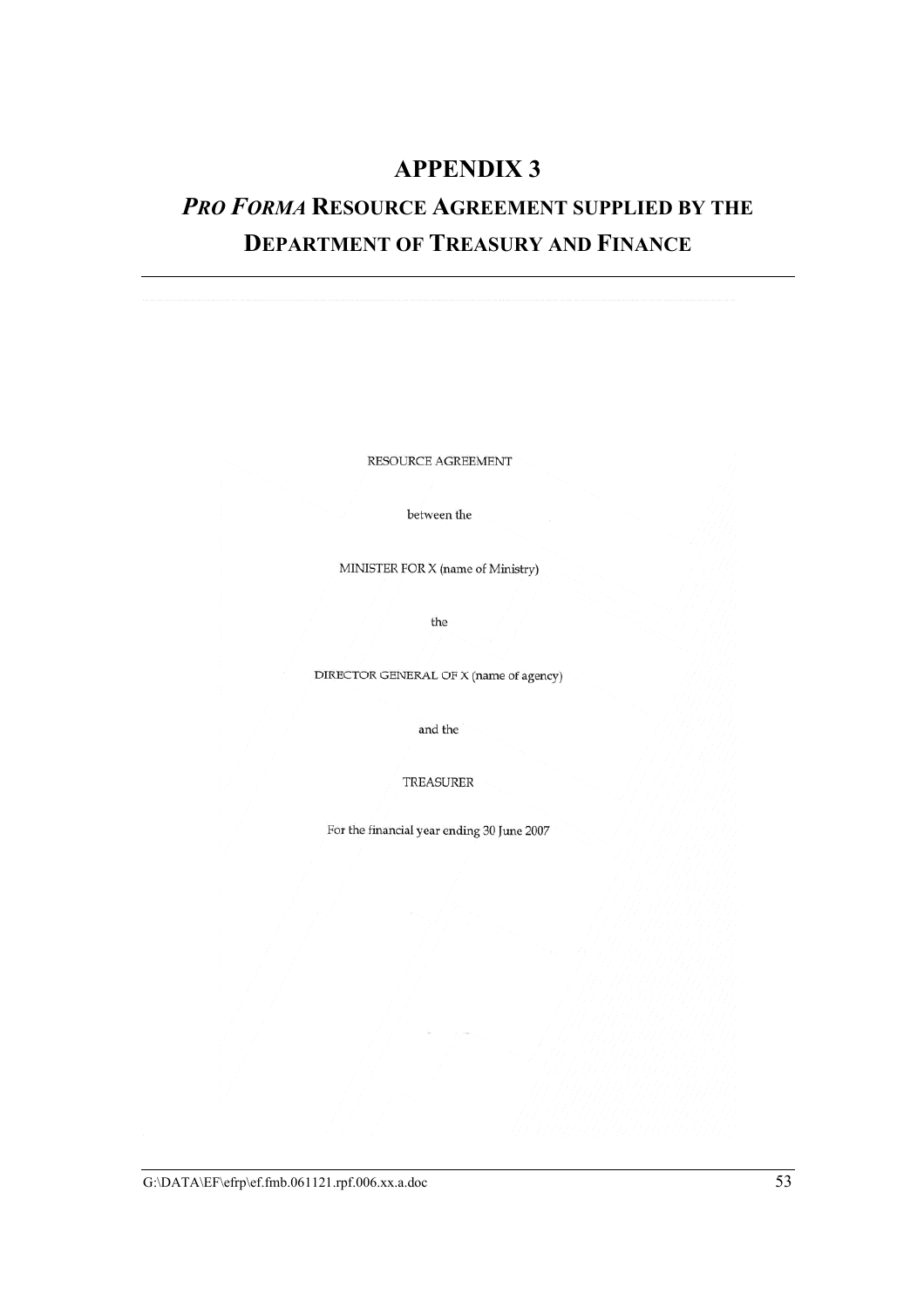# APPENDIX 3

# *PRO FORMA* RESOURCE AGREEMENT SUPPLIED BY THE DEPARTMENT OF TREASURY AND FINANCE

RESOURCE AGREEMENT

between the

MINISTER FOR X (name of Ministry)

the

DIRECTOR GENERAL OF X (name of agency)

and the

TREASURER

For the financial year ending 30 June 2007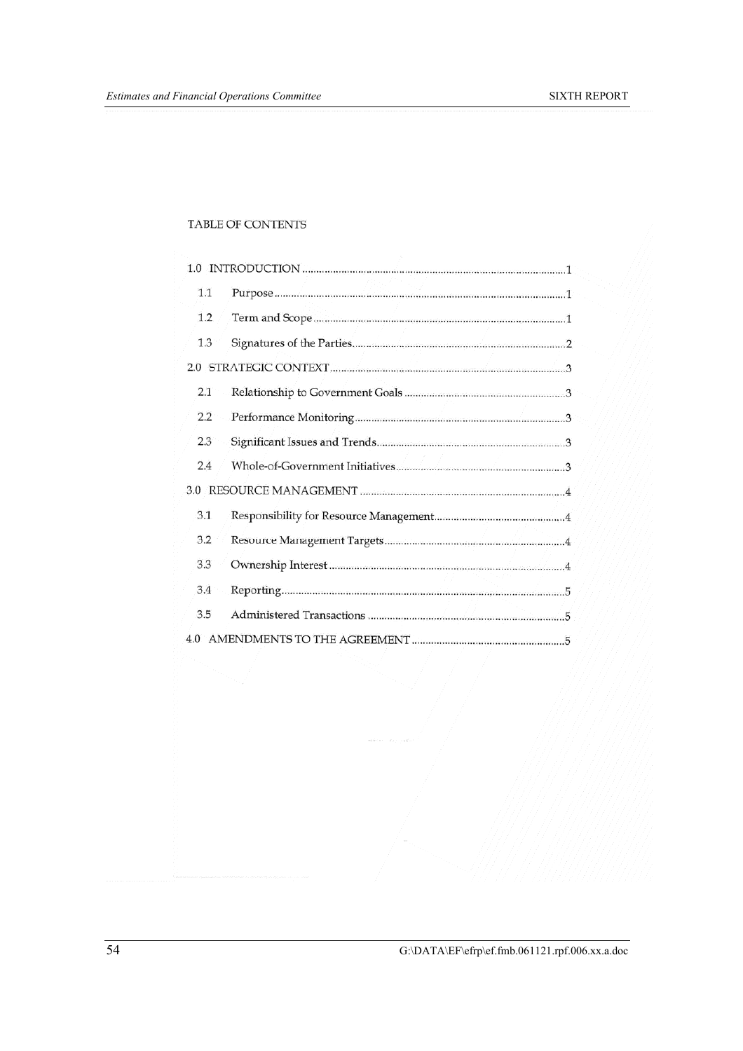TABLE OF CONTENTS

1.0 INTRODUCTION ........................................................................................1

1.1 Purpose ........................................................................................1

1.2 Term and Scope ........................................................................................1

1.3 Signatures of the Parties ........................................................................................2

2.0 STRATEGIC CONTEXT ........................................................................................3

2.1 Relationship to Government Goals ........................................................................................3

2.2 Performance Monitoring ........................................................................................3

2.3 Significant Issues and Trends ........................................................................................3

2.4 Whole-of-Government Initiatives ........................................................................................3

3.0 RESOURCE MANAGEMENT ........................................................................................4

3.1 Responsibility for Resource Management ........................................................................................4

3.2 Resource Management Targets ........................................................................................4

3.3 Ownership Interest ........................................................................................4

3.4 Reporting ........................................................................................5

3.5 Administered Transactions ........................................................................................5

4.0 AMENDMENTS TO THE AGREEMENT ........................................................................................5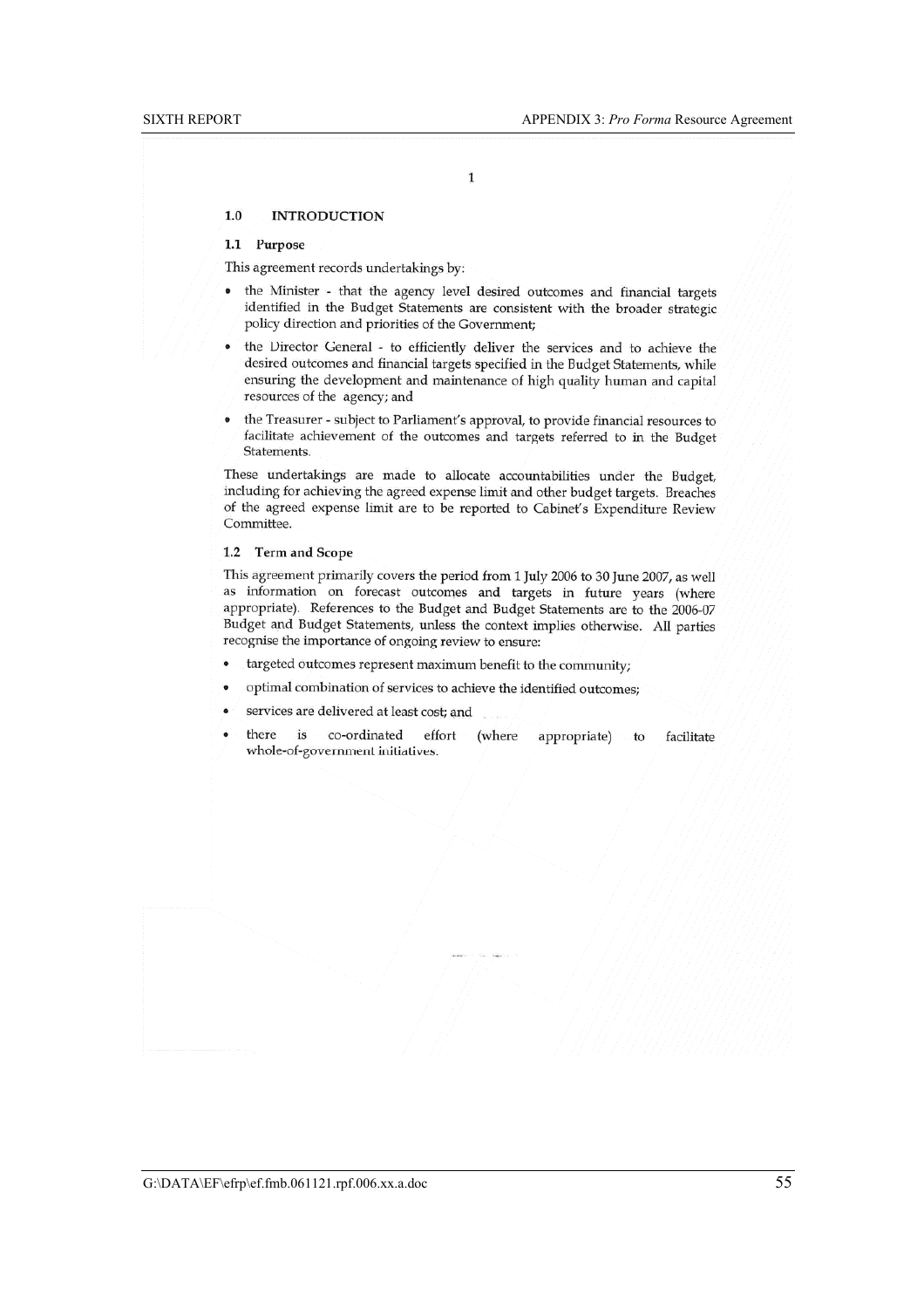## 1.0 INTRODUCTION

### 1.1 Purpose

This agreement records undertakings by:

- the Minister - that the agency level desired outcomes and financial targets identified in the Budget Statements are consistent with the broader strategic policy direction and priorities of the Government;
- the Director General - to efficiently deliver the services and to achieve the desired outcomes and financial targets specified in the Budget Statements, while ensuring the development and maintenance of high quality human and capital resources of the agency; and
- the Treasurer - subject to Parliament's approval, to provide financial resources to facilitate achievement of the outcomes and targets referred to in the Budget Statements.

These undertakings are made to allocate accountabilities under the Budget, including for achieving the agreed expense limit and other budget targets. Breaches of the agreed expense limit are to be reported to Cabinet's Expenditure Review Committee.

### 1.2 Term and Scope

This agreement primarily covers the period from 1 July 2006 to 30 June 2007, as well as information on forecast outcomes and targets in future years (where appropriate). References to the Budget and Budget Statements are to the 2006-07 Budget and Budget Statements, unless the context implies otherwise. All parties recognise the importance of ongoing review to ensure:

- targeted outcomes represent maximum benefit to the community;
- optimal combination of services to achieve the identified outcomes;
- services are delivered at least cost; and
- there is co-ordinated effort (where appropriate) to facilitate whole-of-government initiatives.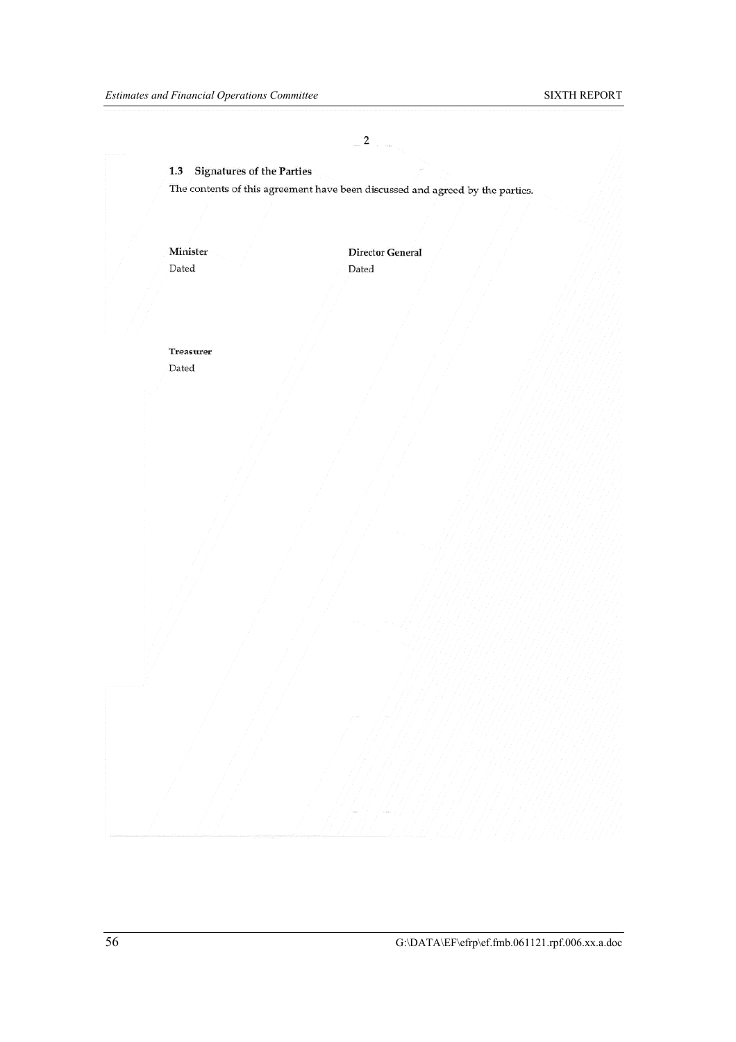### 1.3 Signatures of the Parties

The contents of this agreement have been discussed and agreed by the parties.

**Minister**
Dated

**Director General**
Dated

**Treasurer**
Dated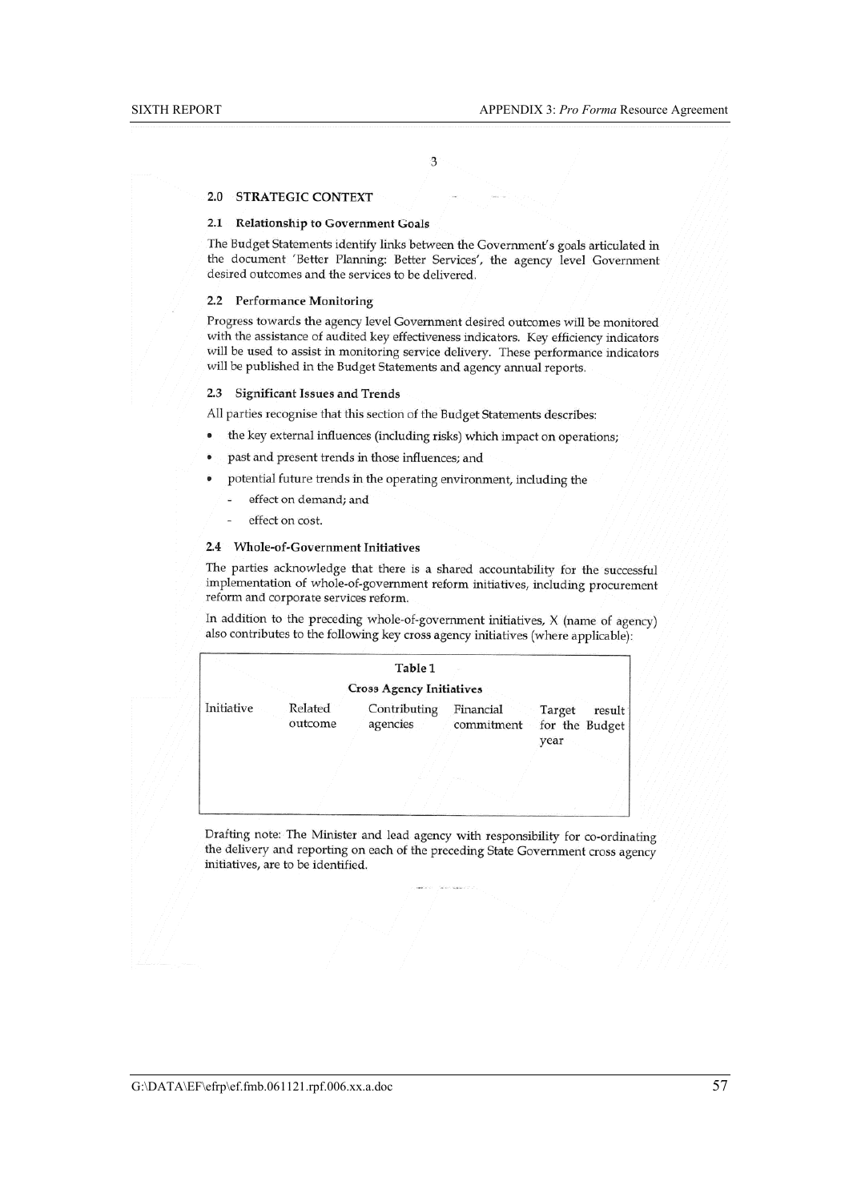## 2.0 STRATEGIC CONTEXT

### 2.1 Relationship to Government Goals

The Budget Statements identify links between the Government's goals articulated in the document 'Better Planning: Better Services', the agency level Government desired outcomes and the services to be delivered.

### 2.2 Performance Monitoring

Progress towards the agency level Government desired outcomes will be monitored with the assistance of audited key effectiveness indicators. Key efficiency indicators will be used to assist in monitoring service delivery. These performance indicators will be published in the Budget Statements and agency annual reports.

### 2.3 Significant Issues and Trends

All parties recognise that this section of the Budget Statements describes:

- the key external influences (including risks) which impact on operations;
- past and present trends in those influences; and
- potential future trends in the operating environment, including the
  - effect on demand; and
  - effect on cost.

### 2.4 Whole-of-Government Initiatives

The parties acknowledge that there is a shared accountability for the successful implementation of whole-of-government reform initiatives, including procurement reform and corporate services reform.

In addition to the preceding whole-of-government initiatives, X (name of agency) also contributes to the following key cross agency initiatives (where applicable):

**Table 1**

**Cross Agency Initiatives**

| Initiative | Related outcome | Contributing agencies | Financial commitment | Target result for the Budget year |
|---|---|---|---|---|
| | | | | |

Drafting note: The Minister and lead agency with responsibility for co-ordinating the delivery and reporting on each of the preceding State Government cross agency initiatives, are to be identified.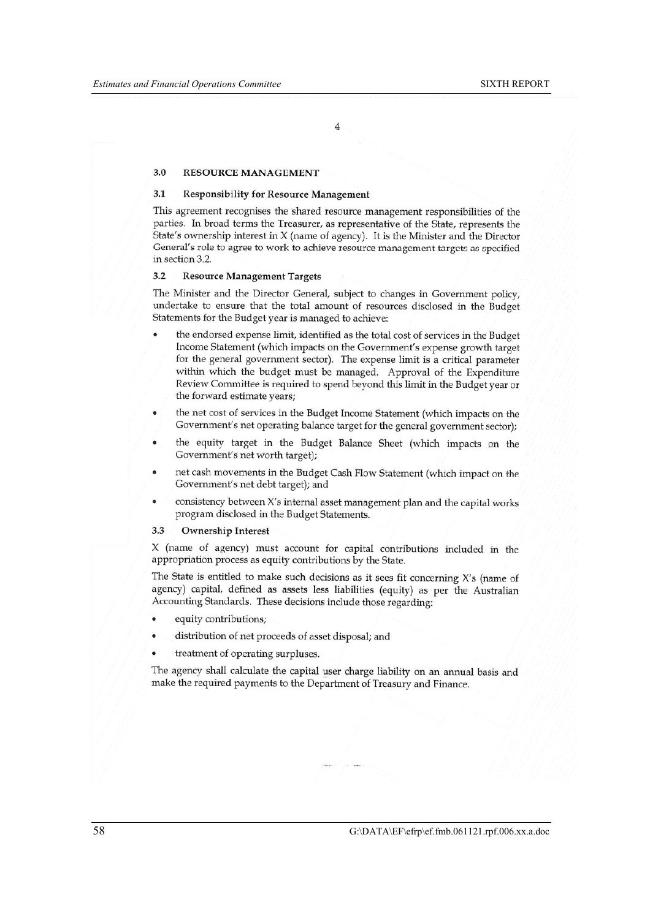## 3.0 RESOURCE MANAGEMENT

### 3.1 Responsibility for Resource Management

This agreement recognises the shared resource management responsibilities of the parties. In broad terms the Treasurer, as representative of the State, represents the State's ownership interest in X (name of agency). It is the Minister and the Director General's role to agree to work to achieve resource management targets as specified in section 3.2.

### 3.2 Resource Management Targets

The Minister and the Director General, subject to changes in Government policy, undertake to ensure that the total amount of resources disclosed in the Budget Statements for the Budget year is managed to achieve:

- the endorsed expense limit, identified as the total cost of services in the Budget Income Statement (which impacts on the Government's expense growth target for the general government sector). The expense limit is a critical parameter within which the budget must be managed. Approval of the Expenditure Review Committee is required to spend beyond this limit in the Budget year or the forward estimate years;
- the net cost of services in the Budget Income Statement (which impacts on the Government's net operating balance target for the general government sector);
- the equity target in the Budget Balance Sheet (which impacts on the Government's net worth target);
- net cash movements in the Budget Cash Flow Statement (which impact on the Government's net debt target); and
- consistency between X's internal asset management plan and the capital works program disclosed in the Budget Statements.

### 3.3 Ownership Interest

X (name of agency) must account for capital contributions included in the appropriation process as equity contributions by the State.

The State is entitled to make such decisions as it sees fit concerning X's (name of agency) capital, defined as assets less liabilities (equity) as per the Australian Accounting Standards. These decisions include those regarding:

- equity contributions;
- distribution of net proceeds of asset disposal; and
- treatment of operating surpluses.

The agency shall calculate the capital user charge liability on an annual basis and make the required payments to the Department of Treasury and Finance.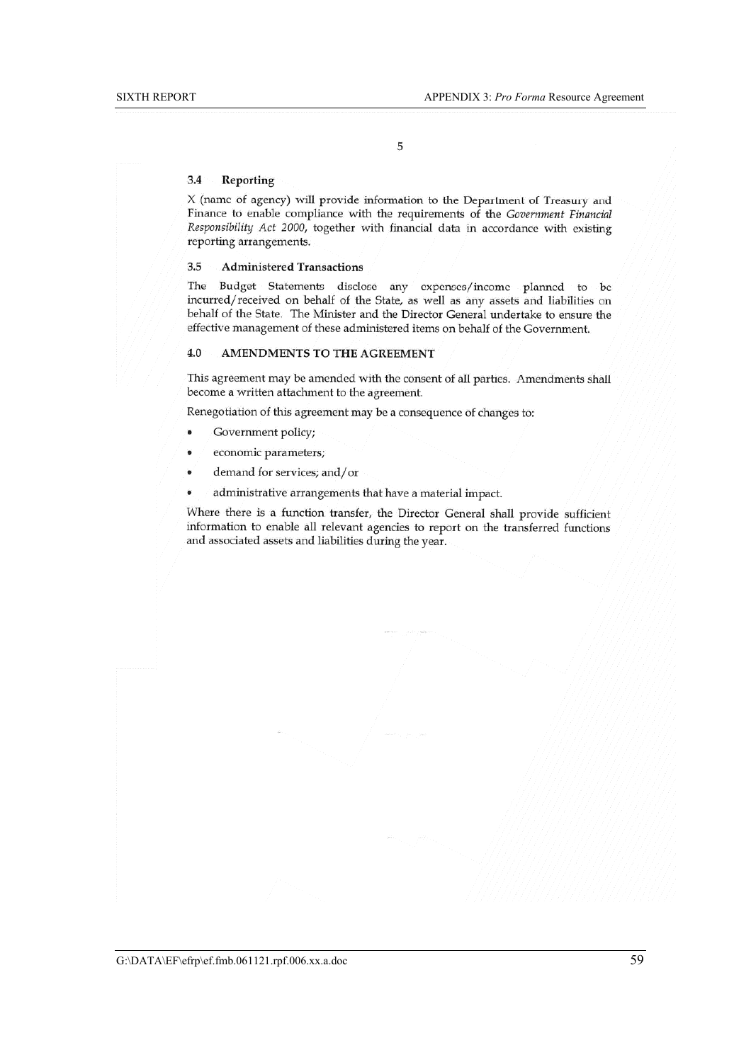### 3.4 Reporting

X (name of agency) will provide information to the Department of Treasury and Finance to enable compliance with the requirements of the *Government Financial Responsibility Act 2000*, together with financial data in accordance with existing reporting arrangements.

### 3.5 Administered Transactions

The Budget Statements disclose any expenses/income planned to be incurred/received on behalf of the State, as well as any assets and liabilities on behalf of the State. The Minister and the Director General undertake to ensure the effective management of these administered items on behalf of the Government.

## 4.0 AMENDMENTS TO THE AGREEMENT

This agreement may be amended with the consent of all parties. Amendments shall become a written attachment to the agreement.

Renegotiation of this agreement may be a consequence of changes to:

- Government policy;
- economic parameters;
- demand for services; and/or
- administrative arrangements that have a material impact.

Where there is a function transfer, the Director General shall provide sufficient information to enable all relevant agencies to report on the transferred functions and associated assets and liabilities during the year.